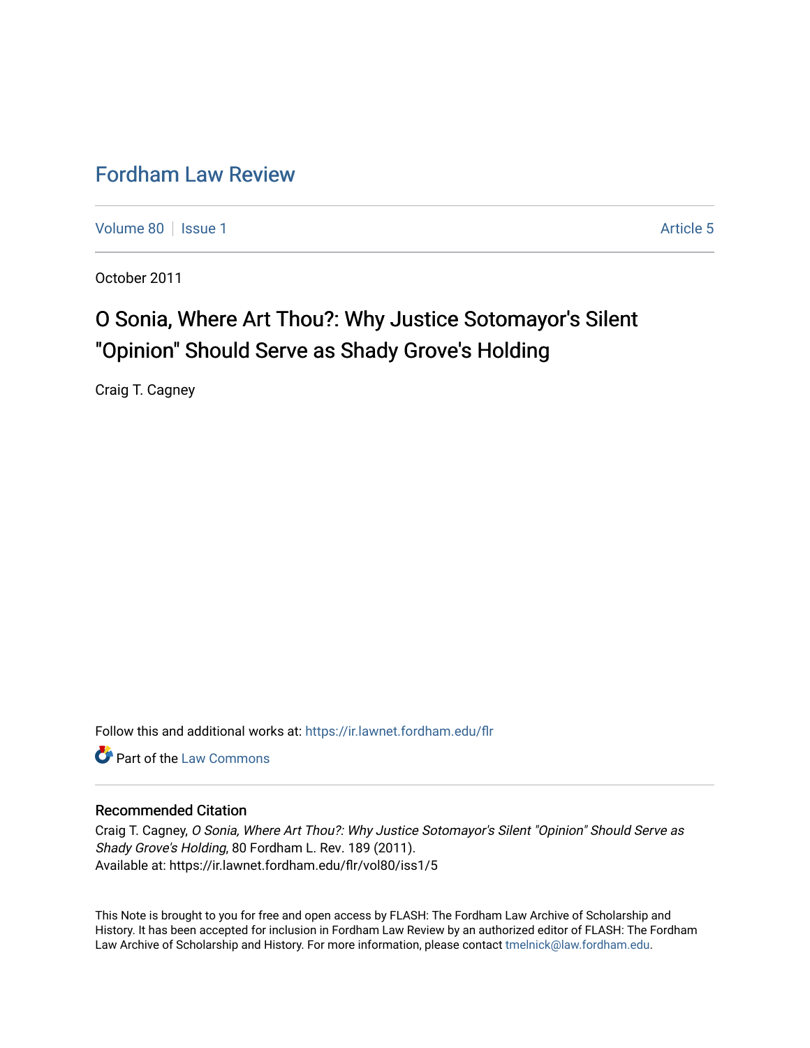# Fordham Law Review

Volume 80 | Issue 1 | Article 5

October 2011

## O Sonia, Where Art Thou?: Why Justice Sotomayor's Silent "Opinion" Should Serve as Shady Grove's Holding

Craig T. Cagney

Follow this and additional works at: https://ir.lawnet.fordham.edu/flr

Part of the Law Commons

### Recommended Citation

Craig T. Cagney, *O Sonia, Where Art Thou?: Why Justice Sotomayor's Silent "Opinion" Should Serve as Shady Grove's Holding*, 80 Fordham L. Rev. 189 (2011).
Available at: https://ir.lawnet.fordham.edu/flr/vol80/iss1/5

This Note is brought to you for free and open access by FLASH: The Fordham Law Archive of Scholarship and History. It has been accepted for inclusion in Fordham Law Review by an authorized editor of FLASH: The Fordham Law Archive of Scholarship and History. For more information, please contact tmelnick@law.fordham.edu.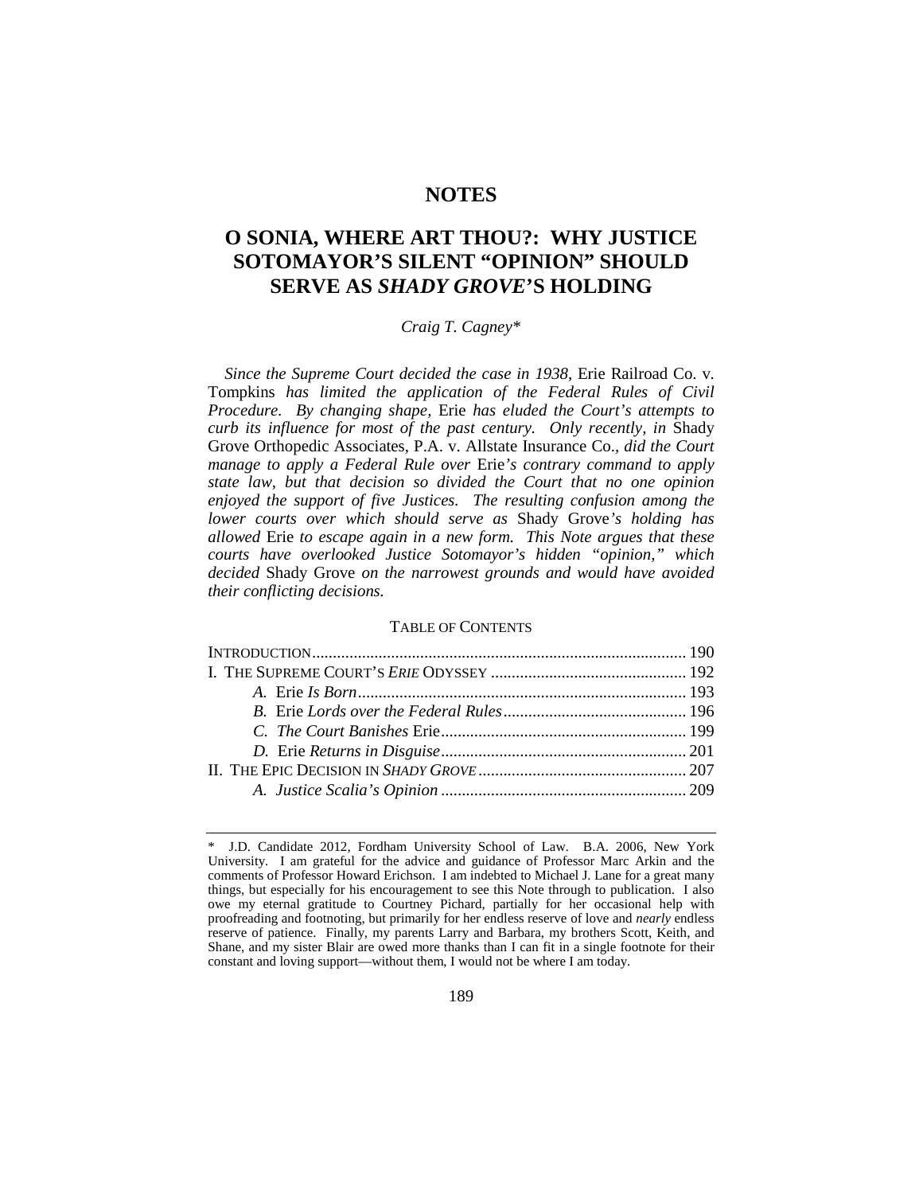# NOTES

# O SONIA, WHERE ART THOU?: WHY JUSTICE SOTOMAYOR'S SILENT "OPINION" SHOULD SERVE AS *SHADY GROVE*'S HOLDING

*Craig T. Cagney\**

*Since the Supreme Court decided the case in 1938,* Erie Railroad Co. v. Tompkins *has limited the application of the Federal Rules of Civil Procedure. By changing shape,* Erie *has eluded the Court's attempts to curb its influence for most of the past century. Only recently, in* Shady Grove Orthopedic Associates, P.A. v. Allstate Insurance Co., *did the Court manage to apply a Federal Rule over* Erie*'s contrary command to apply state law, but that decision so divided the Court that no one opinion enjoyed the support of five Justices. The resulting confusion among the lower courts over which should serve as* Shady Grove*'s holding has allowed* Erie *to escape again in a new form. This Note argues that these courts have overlooked Justice Sotomayor's hidden "opinion," which decided* Shady Grove *on the narrowest grounds and would have avoided their conflicting decisions.*

TABLE OF CONTENTS

| | |
|---|---|
| INTRODUCTION | 190 |
| I. THE SUPREME COURT'S *ERIE* ODYSSEY | 192 |
| *A.* Erie *Is Born* | 193 |
| *B.* Erie *Lords over the Federal Rules* | 196 |
| *C. The Court Banishes* Erie | 199 |
| *D.* Erie *Returns in Disguise* | 201 |
| II. THE EPIC DECISION IN *SHADY GROVE* | 207 |
| *A. Justice Scalia's Opinion* | 209 |

\* J.D. Candidate 2012, Fordham University School of Law. B.A. 2006, New York University. I am grateful for the advice and guidance of Professor Marc Arkin and the comments of Professor Howard Erichson. I am indebted to Michael J. Lane for a great many things, but especially for his encouragement to see this Note through to publication. I also owe my eternal gratitude to Courtney Pichard, partially for her occasional help with proofreading and footnoting, but primarily for her endless reserve of love and *nearly* endless reserve of patience. Finally, my parents Larry and Barbara, my brothers Scott, Keith, and Shane, and my sister Blair are owed more thanks than I can fit in a single footnote for their constant and loving support—without them, I would not be where I am today.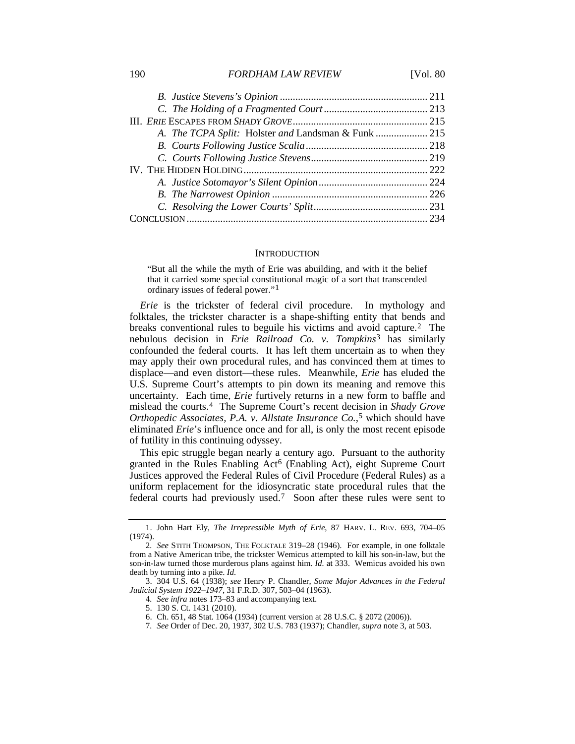B. *Justice Stevens's Opinion* ......................................................... 211
C. *The Holding of a Fragmented Court* ........................................ 213
III. *ERIE* ESCAPES FROM *SHADY GROVE* .................................................... 215
A. *The TCPA Split:* Holster *and* Landsman & Funk .................... 215
B. *Courts Following Justice Scalia* ............................................... 218
C. *Courts Following Justice Stevens* ............................................. 219
IV. THE HIDDEN HOLDING ....................................................................... 222
A. *Justice Sotomayor's Silent Opinion* .......................................... 224
B. *The Narrowest Opinion* ............................................................ 226
C. *Resolving the Lower Courts' Split* ............................................ 231
CONCLUSION ............................................................................................ 234

## INTRODUCTION

> "But all the while the myth of Erie was abuilding, and with it the belief that it carried some special constitutional magic of a sort that transcended ordinary issues of federal power."[1]

*Erie* is the trickster of federal civil procedure. In mythology and folktales, the trickster character is a shape-shifting entity that bends and breaks conventional rules to beguile his victims and avoid capture.[2] The nebulous decision in *Erie Railroad Co. v. Tompkins*[3] has similarly confounded the federal courts. It has left them uncertain as to when they may apply their own procedural rules, and has convinced them at times to displace—and even distort—these rules. Meanwhile, *Erie* has eluded the U.S. Supreme Court's attempts to pin down its meaning and remove this uncertainty. Each time, *Erie* furtively returns in a new form to baffle and mislead the courts.[4] The Supreme Court's recent decision in *Shady Grove Orthopedic Associates, P.A. v. Allstate Insurance Co.*,[5] which should have eliminated *Erie*'s influence once and for all, is only the most recent episode of futility in this continuing odyssey.

This epic struggle began nearly a century ago. Pursuant to the authority granted in the Rules Enabling Act[6] (Enabling Act), eight Supreme Court Justices approved the Federal Rules of Civil Procedure (Federal Rules) as a uniform replacement for the idiosyncratic state procedural rules that the federal courts had previously used.[7] Soon after these rules were sent to

---

1. John Hart Ely, *The Irrepressible Myth of Erie*, 87 HARV. L. REV. 693, 704–05 (1974).

2. *See* STITH THOMPSON, THE FOLKTALE 319–28 (1946). For example, in one folktale from a Native American tribe, the trickster Wemicus attempted to kill his son-in-law, but the son-in-law turned those murderous plans against him. *Id.* at 333. Wemicus avoided his own death by turning into a pike. *Id.*

3. 304 U.S. 64 (1938); *see* Henry P. Chandler, *Some Major Advances in the Federal Judicial System 1922–1947*, 31 F.R.D. 307, 503–04 (1963).

4. *See infra* notes 173–83 and accompanying text.

5. 130 S. Ct. 1431 (2010).

6. Ch. 651, 48 Stat. 1064 (1934) (current version at 28 U.S.C. § 2072 (2006)).

7. *See* Order of Dec. 20, 1937, 302 U.S. 783 (1937); Chandler, *supra* note 3, at 503.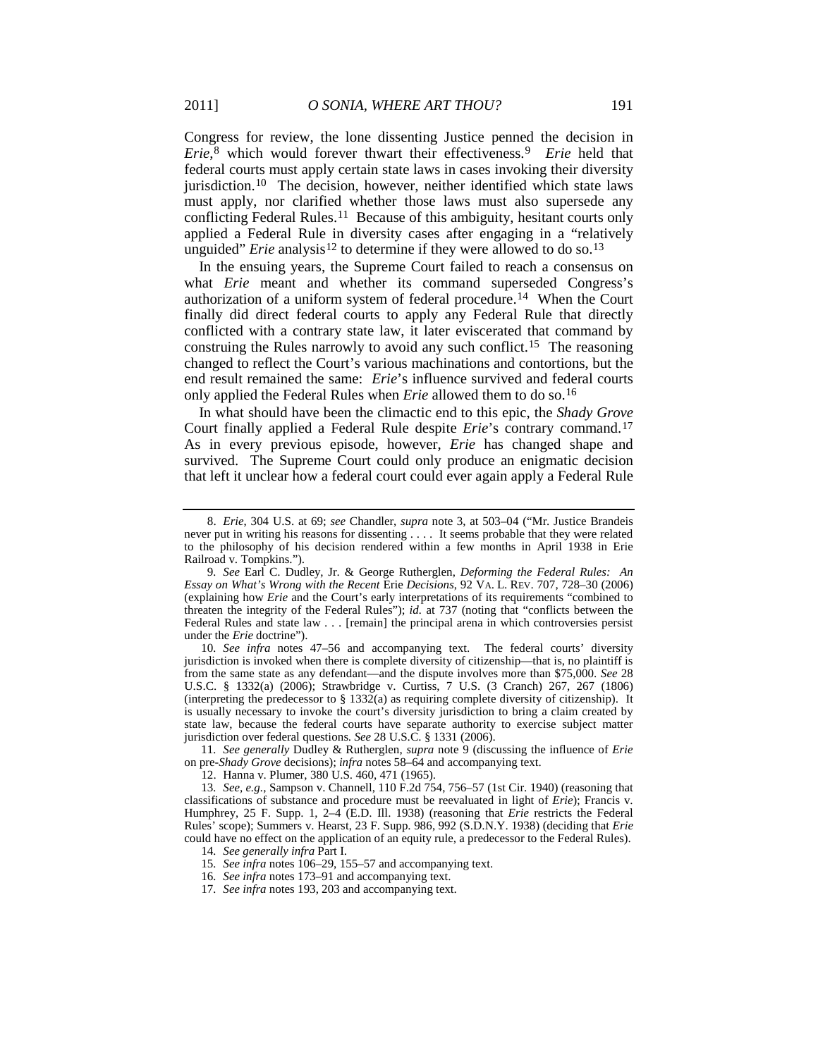Congress for review, the lone dissenting Justice penned the decision in *Erie*,[8] which would forever thwart their effectiveness.[9] *Erie* held that federal courts must apply certain state laws in cases invoking their diversity jurisdiction.[10] The decision, however, neither identified which state laws must apply, nor clarified whether those laws must also supersede any conflicting Federal Rules.[11] Because of this ambiguity, hesitant courts only applied a Federal Rule in diversity cases after engaging in a "relatively unguided" *Erie* analysis[12] to determine if they were allowed to do so.[13]

In the ensuing years, the Supreme Court failed to reach a consensus on what *Erie* meant and whether its command superseded Congress's authorization of a uniform system of federal procedure.[14] When the Court finally did direct federal courts to apply any Federal Rule that directly conflicted with a contrary state law, it later eviscerated that command by construing the Rules narrowly to avoid any such conflict.[15] The reasoning changed to reflect the Court's various machinations and contortions, but the end result remained the same: *Erie*'s influence survived and federal courts only applied the Federal Rules when *Erie* allowed them to do so.[16]

In what should have been the climactic end to this epic, the *Shady Grove* Court finally applied a Federal Rule despite *Erie*'s contrary command.[17] As in every previous episode, however, *Erie* has changed shape and survived. The Supreme Court could only produce an enigmatic decision that left it unclear how a federal court could ever again apply a Federal Rule

---

8. *Erie*, 304 U.S. at 69; *see* Chandler, *supra* note 3, at 503–04 ("Mr. Justice Brandeis never put in writing his reasons for dissenting . . . . It seems probable that they were related to the philosophy of his decision rendered within a few months in April 1938 in Erie Railroad v. Tompkins.").

9. *See* Earl C. Dudley, Jr. & George Rutherglen, *Deforming the Federal Rules: An Essay on What's Wrong with the Recent* Erie *Decisions*, 92 VA. L. REV. 707, 728–30 (2006) (explaining how *Erie* and the Court's early interpretations of its requirements "combined to threaten the integrity of the Federal Rules"); *id.* at 737 (noting that "conflicts between the Federal Rules and state law . . . [remain] the principal arena in which controversies persist under the *Erie* doctrine").

10. *See infra* notes 47–56 and accompanying text. The federal courts' diversity jurisdiction is invoked when there is complete diversity of citizenship—that is, no plaintiff is from the same state as any defendant—and the dispute involves more than $75,000. *See* 28 U.S.C. § 1332(a) (2006); Strawbridge v. Curtiss, 7 U.S. (3 Cranch) 267, 267 (1806) (interpreting the predecessor to § 1332(a) as requiring complete diversity of citizenship). It is usually necessary to invoke the court's diversity jurisdiction to bring a claim created by state law, because the federal courts have separate authority to exercise subject matter jurisdiction over federal questions. *See* 28 U.S.C. § 1331 (2006).

11. *See generally* Dudley & Rutherglen, *supra* note 9 (discussing the influence of *Erie* on pre-*Shady Grove* decisions); *infra* notes 58–64 and accompanying text.

12. Hanna v. Plumer, 380 U.S. 460, 471 (1965).

13. *See, e.g.*, Sampson v. Channell, 110 F.2d 754, 756–57 (1st Cir. 1940) (reasoning that classifications of substance and procedure must be reevaluated in light of *Erie*); Francis v. Humphrey, 25 F. Supp. 1, 2–4 (E.D. Ill. 1938) (reasoning that *Erie* restricts the Federal Rules' scope); Summers v. Hearst, 23 F. Supp. 986, 992 (S.D.N.Y. 1938) (deciding that *Erie* could have no effect on the application of an equity rule, a predecessor to the Federal Rules).

14. *See generally infra* Part I.

15. *See infra* notes 106–29, 155–57 and accompanying text.

16. *See infra* notes 173–91 and accompanying text.

17. *See infra* notes 193, 203 and accompanying text.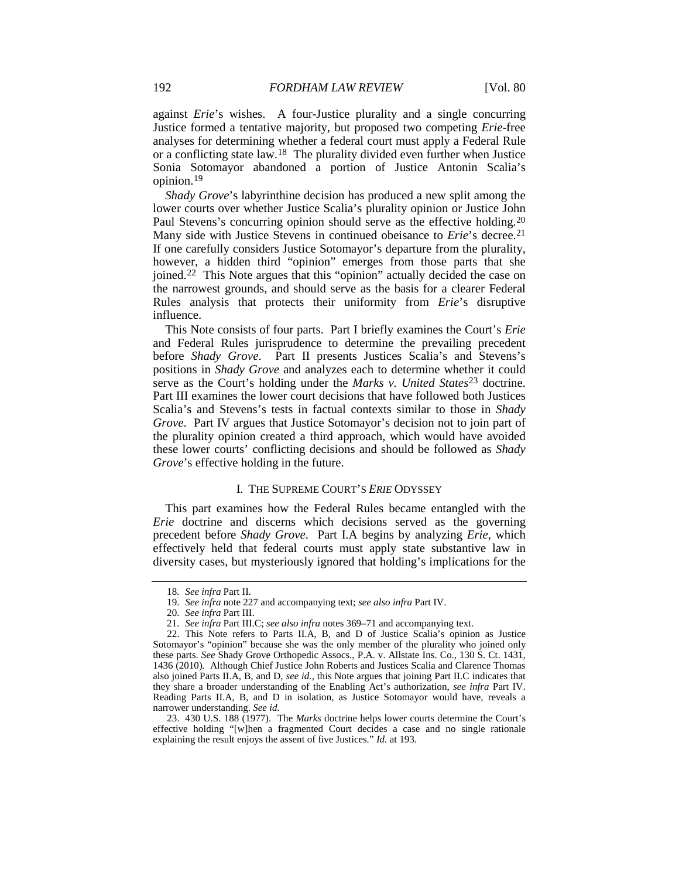against *Erie*'s wishes. A four-Justice plurality and a single concurring Justice formed a tentative majority, but proposed two competing *Erie*-free analyses for determining whether a federal court must apply a Federal Rule or a conflicting state law.[18] The plurality divided even further when Justice Sonia Sotomayor abandoned a portion of Justice Antonin Scalia's opinion.[19]

*Shady Grove*'s labyrinthine decision has produced a new split among the lower courts over whether Justice Scalia's plurality opinion or Justice John Paul Stevens's concurring opinion should serve as the effective holding.[20] Many side with Justice Stevens in continued obeisance to *Erie*'s decree.[21] If one carefully considers Justice Sotomayor's departure from the plurality, however, a hidden third "opinion" emerges from those parts that she joined.[22] This Note argues that this "opinion" actually decided the case on the narrowest grounds, and should serve as the basis for a clearer Federal Rules analysis that protects their uniformity from *Erie*'s disruptive influence.

This Note consists of four parts. Part I briefly examines the Court's *Erie* and Federal Rules jurisprudence to determine the prevailing precedent before *Shady Grove*. Part II presents Justices Scalia's and Stevens's positions in *Shady Grove* and analyzes each to determine whether it could serve as the Court's holding under the *Marks v. United States*[23] doctrine. Part III examines the lower court decisions that have followed both Justices Scalia's and Stevens's tests in factual contexts similar to those in *Shady Grove*. Part IV argues that Justice Sotomayor's decision not to join part of the plurality opinion created a third approach, which would have avoided these lower courts' conflicting decisions and should be followed as *Shady Grove*'s effective holding in the future.

## I. THE SUPREME COURT'S *ERIE* ODYSSEY

This part examines how the Federal Rules became entangled with the *Erie* doctrine and discerns which decisions served as the governing precedent before *Shady Grove*. Part I.A begins by analyzing *Erie*, which effectively held that federal courts must apply state substantive law in diversity cases, but mysteriously ignored that holding's implications for the

---

18. *See infra* Part II.

19. *See infra* note 227 and accompanying text; *see also infra* Part IV.

20. *See infra* Part III.

21. *See infra* Part III.C; *see also infra* notes 369–71 and accompanying text.

22. This Note refers to Parts II.A, B, and D of Justice Scalia's opinion as Justice Sotomayor's "opinion" because she was the only member of the plurality who joined only these parts. *See* Shady Grove Orthopedic Assocs., P.A. v. Allstate Ins. Co., 130 S. Ct. 1431, 1436 (2010). Although Chief Justice John Roberts and Justices Scalia and Clarence Thomas also joined Parts II.A, B, and D, *see id.*, this Note argues that joining Part II.C indicates that they share a broader understanding of the Enabling Act's authorization, *see infra* Part IV. Reading Parts II.A, B, and D in isolation, as Justice Sotomayor would have, reveals a narrower understanding. *See id.*

23. 430 U.S. 188 (1977). The *Marks* doctrine helps lower courts determine the Court's effective holding "[w]hen a fragmented Court decides a case and no single rationale explaining the result enjoys the assent of five Justices." *Id.* at 193.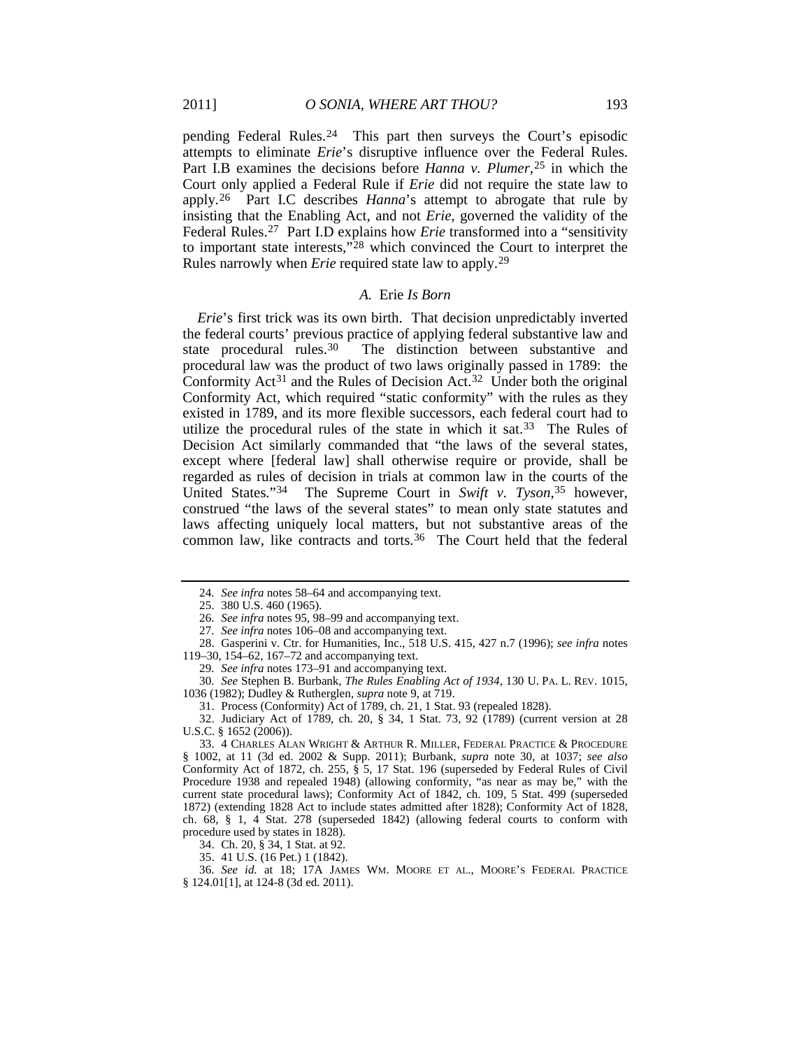pending Federal Rules.[24] This part then surveys the Court's episodic attempts to eliminate *Erie*'s disruptive influence over the Federal Rules. Part I.B examines the decisions before *Hanna v. Plumer*,[25] in which the Court only applied a Federal Rule if *Erie* did not require the state law to apply.[26] Part I.C describes *Hanna*'s attempt to abrogate that rule by insisting that the Enabling Act, and not *Erie*, governed the validity of the Federal Rules.[27] Part I.D explains how *Erie* transformed into a "sensitivity to important state interests,"[28] which convinced the Court to interpret the Rules narrowly when *Erie* required state law to apply.[29]

### *A.* Erie *Is Born*

*Erie*'s first trick was its own birth. That decision unpredictably inverted the federal courts' previous practice of applying federal substantive law and state procedural rules.[30] The distinction between substantive and procedural law was the product of two laws originally passed in 1789: the Conformity Act[31] and the Rules of Decision Act.[32] Under both the original Conformity Act, which required "static conformity" with the rules as they existed in 1789, and its more flexible successors, each federal court had to utilize the procedural rules of the state in which it sat.[33] The Rules of Decision Act similarly commanded that "the laws of the several states, except where [federal law] shall otherwise require or provide, shall be regarded as rules of decision in trials at common law in the courts of the United States."[34] The Supreme Court in *Swift v. Tyson*,[35] however, construed "the laws of the several states" to mean only state statutes and laws affecting uniquely local matters, but not substantive areas of the common law, like contracts and torts.[36] The Court held that the federal

---

24. *See infra* notes 58–64 and accompanying text.

25. 380 U.S. 460 (1965).

26. *See infra* notes 95, 98–99 and accompanying text.

27. *See infra* notes 106–08 and accompanying text.

28. Gasperini v. Ctr. for Humanities, Inc., 518 U.S. 415, 427 n.7 (1996); *see infra* notes 119–30, 154–62, 167–72 and accompanying text.

29. *See infra* notes 173–91 and accompanying text.

30. *See* Stephen B. Burbank, *The Rules Enabling Act of 1934*, 130 U. PA. L. REV. 1015, 1036 (1982); Dudley & Rutherglen, *supra* note 9, at 719.

31. Process (Conformity) Act of 1789, ch. 21, 1 Stat. 93 (repealed 1828).

32. Judiciary Act of 1789, ch. 20, § 34, 1 Stat. 73, 92 (1789) (current version at 28 U.S.C. § 1652 (2006)).

33. 4 CHARLES ALAN WRIGHT & ARTHUR R. MILLER, FEDERAL PRACTICE & PROCEDURE § 1002, at 11 (3d ed. 2002 & Supp. 2011); Burbank, *supra* note 30, at 1037; *see also* Conformity Act of 1872, ch. 255, § 5, 17 Stat. 196 (superseded by Federal Rules of Civil Procedure 1938 and repealed 1948) (allowing conformity, "as near as may be," with the current state procedural laws); Conformity Act of 1842, ch. 109, 5 Stat. 499 (superseded 1872) (extending 1828 Act to include states admitted after 1828); Conformity Act of 1828, ch. 68, § 1, 4 Stat. 278 (superseded 1842) (allowing federal courts to conform with procedure used by states in 1828).

34. Ch. 20, § 34, 1 Stat. at 92.

35. 41 U.S. (16 Pet.) 1 (1842).

36. *See id.* at 18; 17A JAMES WM. MOORE ET AL., MOORE'S FEDERAL PRACTICE § 124.01[1], at 124-8 (3d ed. 2011).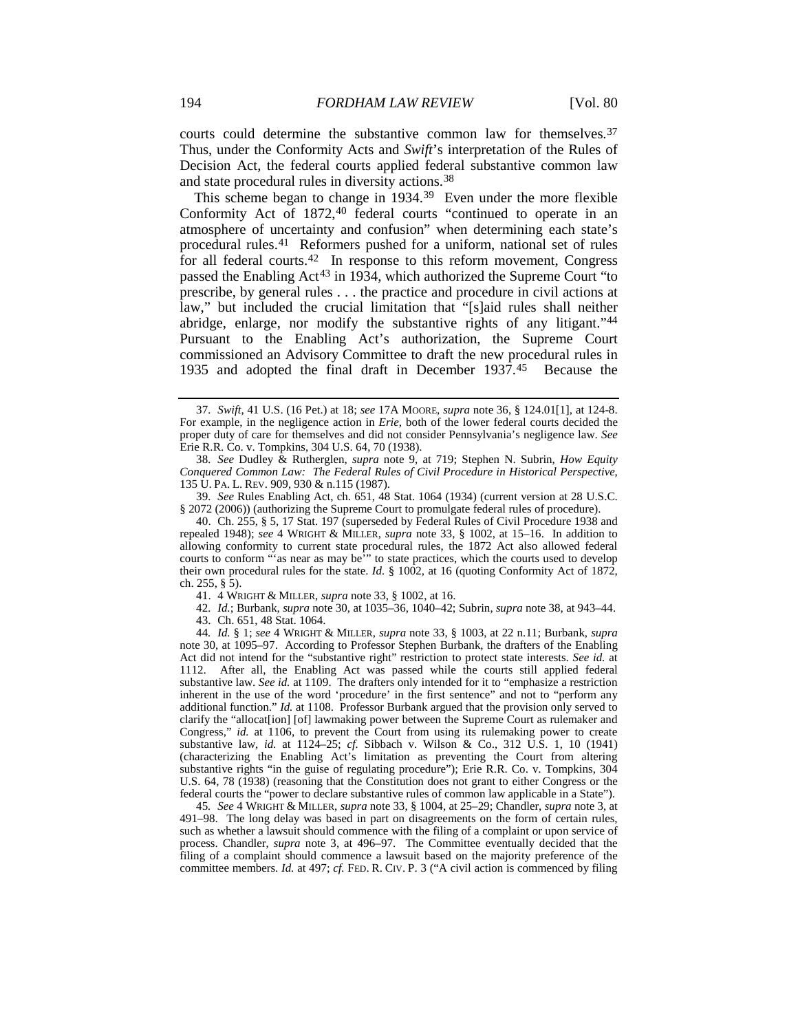courts could determine the substantive common law for themselves.[37] Thus, under the Conformity Acts and *Swift*'s interpretation of the Rules of Decision Act, the federal courts applied federal substantive common law and state procedural rules in diversity actions.[38]

This scheme began to change in 1934.[39] Even under the more flexible Conformity Act of 1872,[40] federal courts "continued to operate in an atmosphere of uncertainty and confusion" when determining each state's procedural rules.[41] Reformers pushed for a uniform, national set of rules for all federal courts.[42] In response to this reform movement, Congress passed the Enabling Act[43] in 1934, which authorized the Supreme Court "to prescribe, by general rules . . . the practice and procedure in civil actions at law," but included the crucial limitation that "[s]aid rules shall neither abridge, enlarge, nor modify the substantive rights of any litigant."[44] Pursuant to the Enabling Act's authorization, the Supreme Court commissioned an Advisory Committee to draft the new procedural rules in 1935 and adopted the final draft in December 1937.[45] Because the

---

37. *Swift*, 41 U.S. (16 Pet.) at 18; *see* 17A MOORE, *supra* note 36, § 124.01[1], at 124-8. For example, in the negligence action in *Erie*, both of the lower federal courts decided the proper duty of care for themselves and did not consider Pennsylvania's negligence law. *See* Erie R.R. Co. v. Tompkins, 304 U.S. 64, 70 (1938).

38. *See* Dudley & Rutherglen, *supra* note 9, at 719; Stephen N. Subrin, *How Equity Conquered Common Law: The Federal Rules of Civil Procedure in Historical Perspective*, 135 U. PA. L. REV. 909, 930 & n.115 (1987).

39. *See* Rules Enabling Act, ch. 651, 48 Stat. 1064 (1934) (current version at 28 U.S.C. § 2072 (2006)) (authorizing the Supreme Court to promulgate federal rules of procedure).

40. Ch. 255, § 5, 17 Stat. 197 (superseded by Federal Rules of Civil Procedure 1938 and repealed 1948); *see* 4 WRIGHT & MILLER, *supra* note 33, § 1002, at 15–16. In addition to allowing conformity to current state procedural rules, the 1872 Act also allowed federal courts to conform "'as near as may be'" to state practices, which the courts used to develop their own procedural rules for the state. *Id.* § 1002, at 16 (quoting Conformity Act of 1872, ch. 255, § 5).

41. 4 WRIGHT & MILLER, *supra* note 33, § 1002, at 16.

42. *Id.*; Burbank, *supra* note 30, at 1035–36, 1040–42; Subrin, *supra* note 38, at 943–44.

43. Ch. 651, 48 Stat. 1064.

44. *Id.* § 1; *see* 4 WRIGHT & MILLER, *supra* note 33, § 1003, at 22 n.11; Burbank, *supra* note 30, at 1095–97. According to Professor Stephen Burbank, the drafters of the Enabling Act did not intend for the "substantive right" restriction to protect state interests. *See id.* at 1112. After all, the Enabling Act was passed while the courts still applied federal substantive law. *See id.* at 1109. The drafters only intended for it to "emphasize a restriction inherent in the use of the word 'procedure' in the first sentence" and not to "perform any additional function." *Id.* at 1108. Professor Burbank argued that the provision only served to clarify the "allocat[ion] [of] lawmaking power between the Supreme Court as rulemaker and Congress," *id.* at 1106, to prevent the Court from using its rulemaking power to create substantive law, *id.* at 1124–25; *cf.* Sibbach v. Wilson & Co., 312 U.S. 1, 10 (1941) (characterizing the Enabling Act's limitation as preventing the Court from altering substantive rights "in the guise of regulating procedure"); Erie R.R. Co. v. Tompkins, 304 U.S. 64, 78 (1938) (reasoning that the Constitution does not grant to either Congress or the federal courts the "power to declare substantive rules of common law applicable in a State").

45. *See* 4 WRIGHT & MILLER, *supra* note 33, § 1004, at 25–29; Chandler, *supra* note 3, at 491–98. The long delay was based in part on disagreements on the form of certain rules, such as whether a lawsuit should commence with the filing of a complaint or upon service of process. Chandler, *supra* note 3, at 496–97. The Committee eventually decided that the filing of a complaint should commence a lawsuit based on the majority preference of the committee members. *Id.* at 497; *cf.* FED. R. CIV. P. 3 ("A civil action is commenced by filing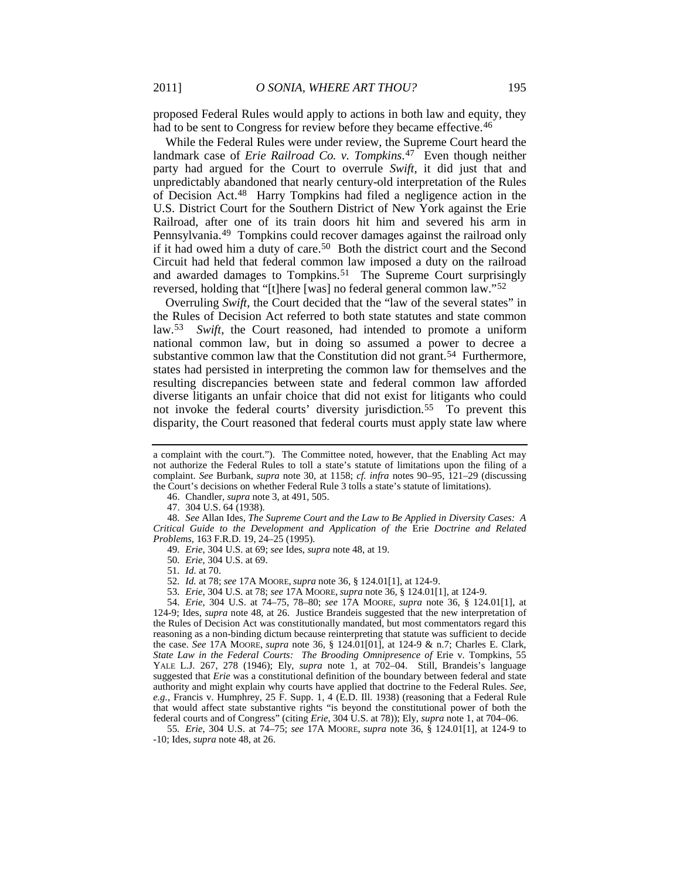proposed Federal Rules would apply to actions in both law and equity, they had to be sent to Congress for review before they became effective.[46]

While the Federal Rules were under review, the Supreme Court heard the landmark case of *Erie Railroad Co. v. Tompkins*.[47] Even though neither party had argued for the Court to overrule *Swift*, it did just that and unpredictably abandoned that nearly century-old interpretation of the Rules of Decision Act.[48] Harry Tompkins had filed a negligence action in the U.S. District Court for the Southern District of New York against the Erie Railroad, after one of its train doors hit him and severed his arm in Pennsylvania.[49] Tompkins could recover damages against the railroad only if it had owed him a duty of care.[50] Both the district court and the Second Circuit had held that federal common law imposed a duty on the railroad and awarded damages to Tompkins.[51] The Supreme Court surprisingly reversed, holding that "[t]here [was] no federal general common law."[52]

Overruling *Swift*, the Court decided that the "law of the several states" in the Rules of Decision Act referred to both state statutes and state common law.[53] *Swift*, the Court reasoned, had intended to promote a uniform national common law, but in doing so assumed a power to decree a substantive common law that the Constitution did not grant.[54] Furthermore, states had persisted in interpreting the common law for themselves and the resulting discrepancies between state and federal common law afforded diverse litigants an unfair choice that did not exist for litigants who could not invoke the federal courts' diversity jurisdiction.[55] To prevent this disparity, the Court reasoned that federal courts must apply state law where

---

a complaint with the court."). The Committee noted, however, that the Enabling Act may not authorize the Federal Rules to toll a state's statute of limitations upon the filing of a complaint. *See* Burbank, *supra* note 30, at 1158; *cf. infra* notes 90–95, 121–29 (discussing the Court's decisions on whether Federal Rule 3 tolls a state's statute of limitations).

46. Chandler, *supra* note 3, at 491, 505.

47. 304 U.S. 64 (1938).

48. *See* Allan Ides, *The Supreme Court and the Law to Be Applied in Diversity Cases: A Critical Guide to the Development and Application of the* Erie *Doctrine and Related Problems*, 163 F.R.D. 19, 24–25 (1995).

49. *Erie*, 304 U.S. at 69; *see* Ides, *supra* note 48, at 19.

50. *Erie*, 304 U.S. at 69.

51. *Id.* at 70.

52. *Id.* at 78; *see* 17A MOORE, *supra* note 36, § 124.01[1], at 124-9.

53. *Erie*, 304 U.S. at 78; *see* 17A MOORE, *supra* note 36, § 124.01[1], at 124-9.

54. *Erie*, 304 U.S. at 74–75, 78–80; *see* 17A MOORE, *supra* note 36, § 124.01[1], at 124-9; Ides, *supra* note 48, at 26. Justice Brandeis suggested that the new interpretation of the Rules of Decision Act was constitutionally mandated, but most commentators regard this reasoning as a non-binding dictum because reinterpreting that statute was sufficient to decide the case. *See* 17A MOORE, *supra* note 36, § 124.01[01], at 124-9 & n.7; Charles E. Clark, *State Law in the Federal Courts: The Brooding Omnipresence of* Erie v. Tompkins, 55 YALE L.J. 267, 278 (1946); Ely, *supra* note 1, at 702–04. Still, Brandeis's language suggested that *Erie* was a constitutional definition of the boundary between federal and state authority and might explain why courts have applied that doctrine to the Federal Rules. *See, e.g.*, Francis v. Humphrey, 25 F. Supp. 1, 4 (E.D. Ill. 1938) (reasoning that a Federal Rule that would affect state substantive rights "is beyond the constitutional power of both the federal courts and of Congress" (citing *Erie*, 304 U.S. at 78)); Ely, *supra* note 1, at 704–06.

55. *Erie*, 304 U.S. at 74–75; *see* 17A MOORE, *supra* note 36, § 124.01[1], at 124-9 to -10; Ides, *supra* note 48, at 26.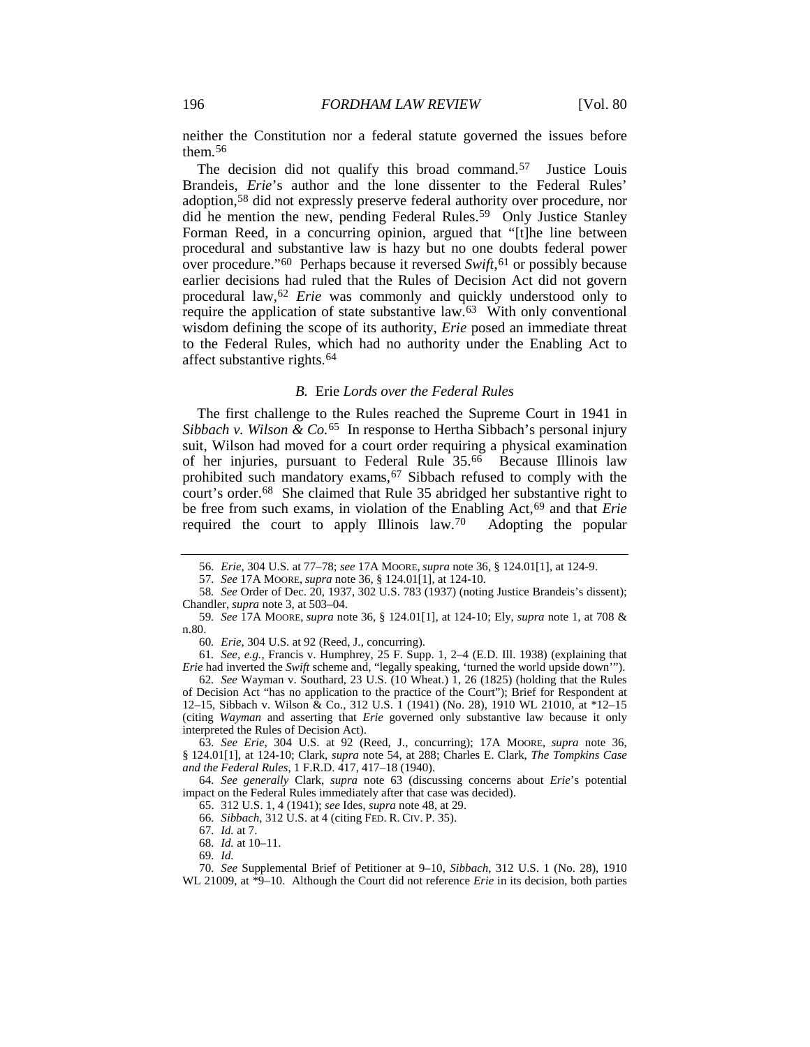neither the Constitution nor a federal statute governed the issues before them.[56]

The decision did not qualify this broad command.[57] Justice Louis Brandeis, *Erie*'s author and the lone dissenter to the Federal Rules' adoption,[58] did not expressly preserve federal authority over procedure, nor did he mention the new, pending Federal Rules.[59] Only Justice Stanley Forman Reed, in a concurring opinion, argued that "[t]he line between procedural and substantive law is hazy but no one doubts federal power over procedure."[60] Perhaps because it reversed *Swift*,[61] or possibly because earlier decisions had ruled that the Rules of Decision Act did not govern procedural law,[62] *Erie* was commonly and quickly understood only to require the application of state substantive law.[63] With only conventional wisdom defining the scope of its authority, *Erie* posed an immediate threat to the Federal Rules, which had no authority under the Enabling Act to affect substantive rights.[64]

### *B.* Erie *Lords over the Federal Rules*

The first challenge to the Rules reached the Supreme Court in 1941 in *Sibbach v. Wilson & Co.*[65] In response to Hertha Sibbach's personal injury suit, Wilson had moved for a court order requiring a physical examination of her injuries, pursuant to Federal Rule 35.[66] Because Illinois law prohibited such mandatory exams,[67] Sibbach refused to comply with the court's order.[68] She claimed that Rule 35 abridged her substantive right to be free from such exams, in violation of the Enabling Act,[69] and that *Erie* required the court to apply Illinois law.[70] Adopting the popular

---

56. *Erie*, 304 U.S. at 77–78; *see* 17A MOORE, *supra* note 36, § 124.01[1], at 124-9.

57. *See* 17A MOORE, *supra* note 36, § 124.01[1], at 124-10.

58. *See* Order of Dec. 20, 1937, 302 U.S. 783 (1937) (noting Justice Brandeis's dissent); Chandler, *supra* note 3, at 503–04.

59. *See* 17A MOORE, *supra* note 36, § 124.01[1], at 124-10; Ely, *supra* note 1, at 708 & n.80.

60. *Erie*, 304 U.S. at 92 (Reed, J., concurring).

61. *See, e.g.*, Francis v. Humphrey, 25 F. Supp. 1, 2–4 (E.D. Ill. 1938) (explaining that *Erie* had inverted the *Swift* scheme and, "legally speaking, 'turned the world upside down'").

62. *See* Wayman v. Southard, 23 U.S. (10 Wheat.) 1, 26 (1825) (holding that the Rules of Decision Act "has no application to the practice of the Court"); Brief for Respondent at 12–15, Sibbach v. Wilson & Co., 312 U.S. 1 (1941) (No. 28), 1910 WL 21010, at *12–15 (citing *Wayman* and asserting that *Erie* governed only substantive law because it only interpreted the Rules of Decision Act).

63. *See Erie*, 304 U.S. at 92 (Reed, J., concurring); 17A MOORE, *supra* note 36, § 124.01[1], at 124-10; Clark, *supra* note 54, at 288; Charles E. Clark, *The Tompkins Case and the Federal Rules*, 1 F.R.D. 417, 417–18 (1940).

64. *See generally* Clark, *supra* note 63 (discussing concerns about *Erie*'s potential impact on the Federal Rules immediately after that case was decided).

65. 312 U.S. 1, 4 (1941); *see* Ides, *supra* note 48, at 29.

66. *Sibbach*, 312 U.S. at 4 (citing FED. R. CIV. P. 35).

67. *Id.* at 7.

68. *Id.* at 10–11.

69. *Id.*

70. *See* Supplemental Brief of Petitioner at 9–10, *Sibbach*, 312 U.S. 1 (No. 28), 1910 WL 21009, at *9–10. Although the Court did not reference *Erie* in its decision, both parties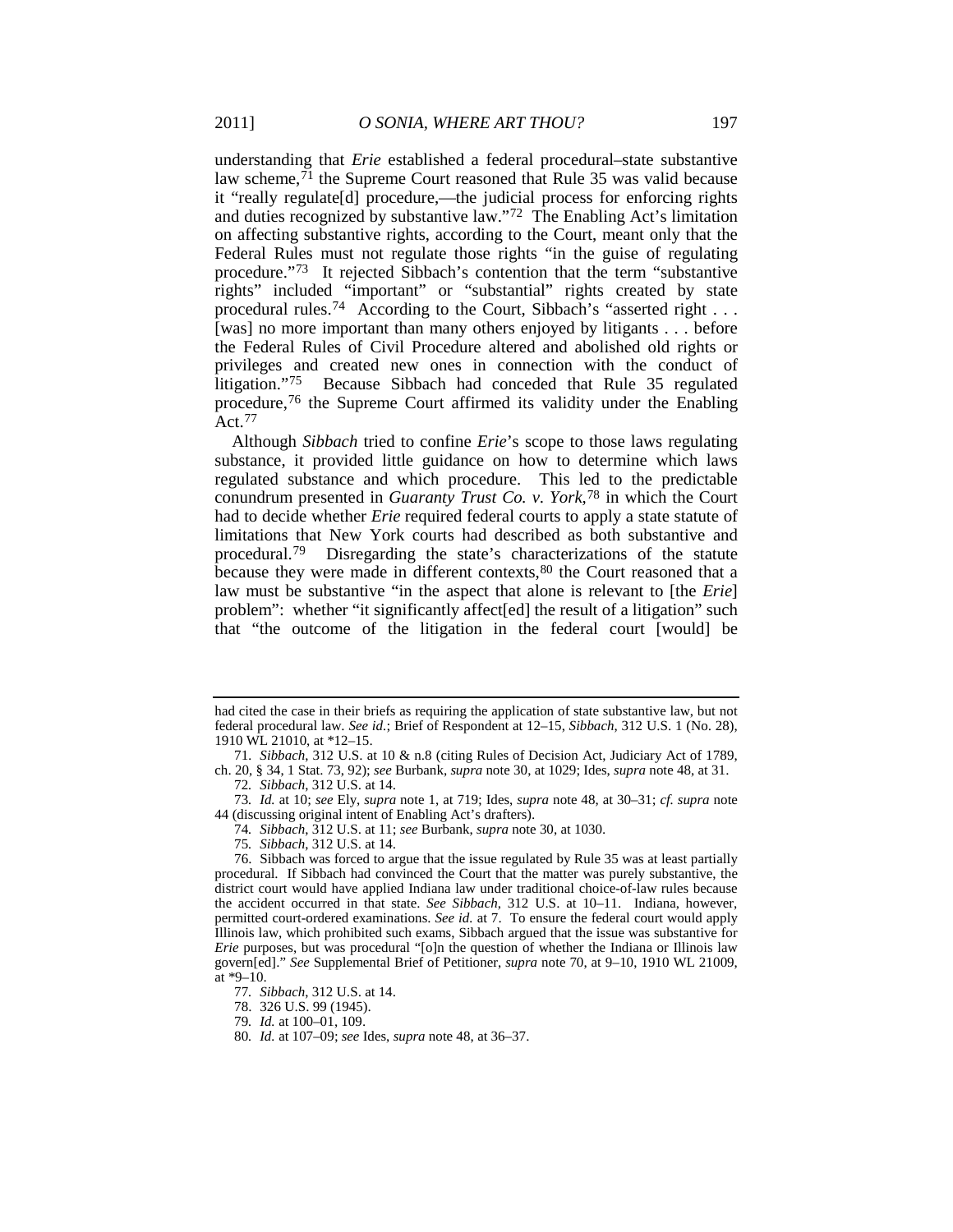understanding that *Erie* established a federal procedural–state substantive law scheme,[71] the Supreme Court reasoned that Rule 35 was valid because it "really regulate[d] procedure,—the judicial process for enforcing rights and duties recognized by substantive law."[72] The Enabling Act's limitation on affecting substantive rights, according to the Court, meant only that the Federal Rules must not regulate those rights "in the guise of regulating procedure."[73] It rejected Sibbach's contention that the term "substantive rights" included "important" or "substantial" rights created by state procedural rules.[74] According to the Court, Sibbach's "asserted right . . . [was] no more important than many others enjoyed by litigants . . . before the Federal Rules of Civil Procedure altered and abolished old rights or privileges and created new ones in connection with the conduct of litigation."[75] Because Sibbach had conceded that Rule 35 regulated procedure,[76] the Supreme Court affirmed its validity under the Enabling Act.[77]

Although *Sibbach* tried to confine *Erie*'s scope to those laws regulating substance, it provided little guidance on how to determine which laws regulated substance and which procedure. This led to the predictable conundrum presented in *Guaranty Trust Co. v. York*,[78] in which the Court had to decide whether *Erie* required federal courts to apply a state statute of limitations that New York courts had described as both substantive and procedural.[79] Disregarding the state's characterizations of the statute because they were made in different contexts,[80] the Court reasoned that a law must be substantive "in the aspect that alone is relevant to [the *Erie*] problem": whether "it significantly affect[ed] the result of a litigation" such that "the outcome of the litigation in the federal court [would] be

---

had cited the case in their briefs as requiring the application of state substantive law, but not federal procedural law. *See id.*; Brief of Respondent at 12–15, *Sibbach*, 312 U.S. 1 (No. 28), 1910 WL 21010, at *12–15.

71. *Sibbach*, 312 U.S. at 10 & n.8 (citing Rules of Decision Act, Judiciary Act of 1789, ch. 20, § 34, 1 Stat. 73, 92); *see* Burbank, *supra* note 30, at 1029; Ides, *supra* note 48, at 31.

72. *Sibbach*, 312 U.S. at 14.

73. *Id.* at 10; *see* Ely, *supra* note 1, at 719; Ides, *supra* note 48, at 30–31; *cf. supra* note 44 (discussing original intent of Enabling Act's drafters).

74. *Sibbach*, 312 U.S. at 11; *see* Burbank, *supra* note 30, at 1030.

75. *Sibbach*, 312 U.S. at 14.

76. Sibbach was forced to argue that the issue regulated by Rule 35 was at least partially procedural. If Sibbach had convinced the Court that the matter was purely substantive, the district court would have applied Indiana law under traditional choice-of-law rules because the accident occurred in that state. *See Sibbach*, 312 U.S. at 10–11. Indiana, however, permitted court-ordered examinations. *See id.* at 7. To ensure the federal court would apply Illinois law, which prohibited such exams, Sibbach argued that the issue was substantive for *Erie* purposes, but was procedural "[o]n the question of whether the Indiana or Illinois law govern[ed]." *See* Supplemental Brief of Petitioner, *supra* note 70, at 9–10, 1910 WL 21009, at *9–10.

77. *Sibbach*, 312 U.S. at 14.

78. 326 U.S. 99 (1945).

79. *Id.* at 100–01, 109.

80. *Id.* at 107–09; *see* Ides, *supra* note 48, at 36–37.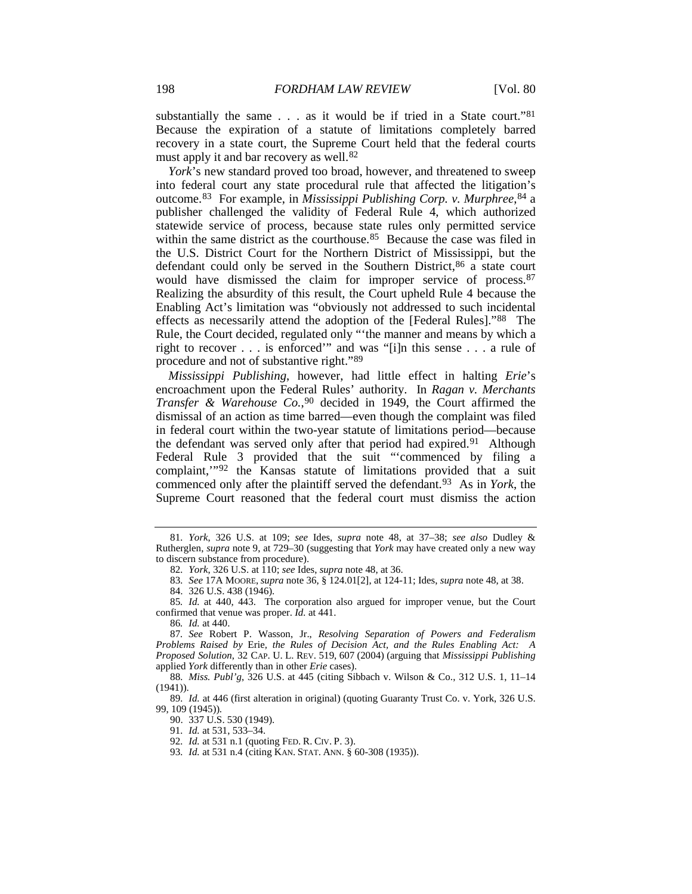substantially the same . . . as it would be if tried in a State court."[81] Because the expiration of a statute of limitations completely barred recovery in a state court, the Supreme Court held that the federal courts must apply it and bar recovery as well.[82]

*York*'s new standard proved too broad, however, and threatened to sweep into federal court any state procedural rule that affected the litigation's outcome.[83] For example, in *Mississippi Publishing Corp. v. Murphree*,[84] a publisher challenged the validity of Federal Rule 4, which authorized statewide service of process, because state rules only permitted service within the same district as the courthouse.[85] Because the case was filed in the U.S. District Court for the Northern District of Mississippi, but the defendant could only be served in the Southern District,[86] a state court would have dismissed the claim for improper service of process.[87] Realizing the absurdity of this result, the Court upheld Rule 4 because the Enabling Act's limitation was "obviously not addressed to such incidental effects as necessarily attend the adoption of the [Federal Rules]."[88] The Rule, the Court decided, regulated only "'the manner and means by which a right to recover . . . is enforced'" and was "[i]n this sense . . . a rule of procedure and not of substantive right."[89]

*Mississippi Publishing*, however, had little effect in halting *Erie*'s encroachment upon the Federal Rules' authority. In *Ragan v. Merchants Transfer & Warehouse Co.*,[90] decided in 1949, the Court affirmed the dismissal of an action as time barred—even though the complaint was filed in federal court within the two-year statute of limitations period—because the defendant was served only after that period had expired.[91] Although Federal Rule 3 provided that the suit "'commenced by filing a complaint,'"[92] the Kansas statute of limitations provided that a suit commenced only after the plaintiff served the defendant.[93] As in *York*, the Supreme Court reasoned that the federal court must dismiss the action

---

81. *York*, 326 U.S. at 109; *see* Ides, *supra* note 48, at 37–38; *see also* Dudley & Rutherglen, *supra* note 9, at 729–30 (suggesting that *York* may have created only a new way to discern substance from procedure).

82. *York*, 326 U.S. at 110; *see* Ides, *supra* note 48, at 36.

83. *See* 17A MOORE, *supra* note 36, § 124.01[2], at 124-11; Ides, *supra* note 48, at 38.

84. 326 U.S. 438 (1946).

85. *Id.* at 440, 443. The corporation also argued for improper venue, but the Court confirmed that venue was proper. *Id.* at 441.

86. *Id.* at 440.

87. *See* Robert P. Wasson, Jr., *Resolving Separation of Powers and Federalism Problems Raised by* Erie*, the Rules of Decision Act, and the Rules Enabling Act: A Proposed Solution*, 32 CAP. U. L. REV. 519, 607 (2004) (arguing that *Mississippi Publishing* applied *York* differently than in other *Erie* cases).

88. *Miss. Publ'g*, 326 U.S. at 445 (citing Sibbach v. Wilson & Co., 312 U.S. 1, 11–14 (1941)).

89. *Id.* at 446 (first alteration in original) (quoting Guaranty Trust Co. v. York, 326 U.S. 99, 109 (1945)).

90. 337 U.S. 530 (1949).

91. *Id.* at 531, 533–34.

92. *Id.* at 531 n.1 (quoting FED. R. CIV. P. 3).

93. *Id.* at 531 n.4 (citing KAN. STAT. ANN. § 60-308 (1935)).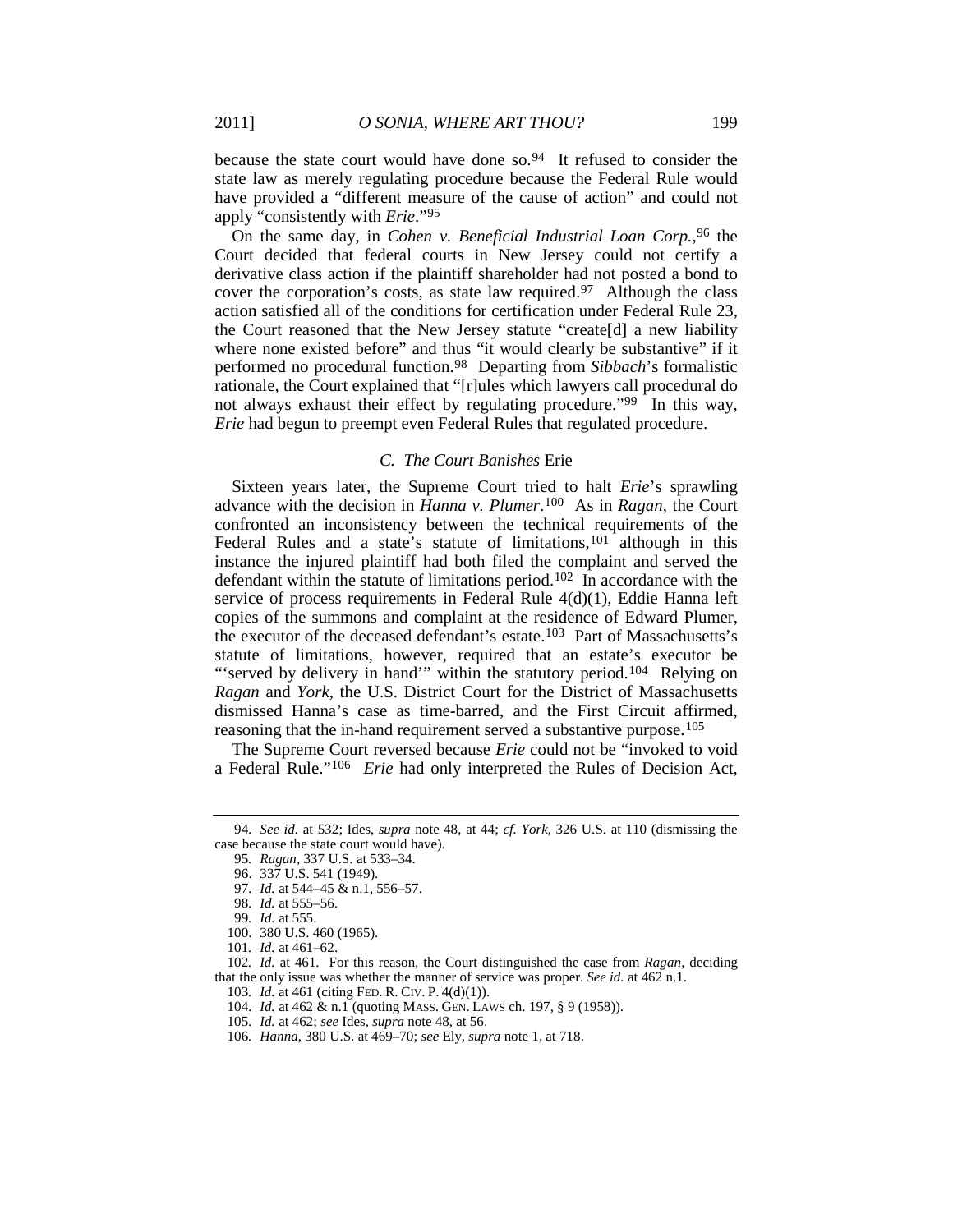because the state court would have done so.[94] It refused to consider the state law as merely regulating procedure because the Federal Rule would have provided a "different measure of the cause of action" and could not apply "consistently with *Erie*."[95]

On the same day, in *Cohen v. Beneficial Industrial Loan Corp.*,[96] the Court decided that federal courts in New Jersey could not certify a derivative class action if the plaintiff shareholder had not posted a bond to cover the corporation's costs, as state law required.[97] Although the class action satisfied all of the conditions for certification under Federal Rule 23, the Court reasoned that the New Jersey statute "create[d] a new liability where none existed before" and thus "it would clearly be substantive" if it performed no procedural function.[98] Departing from *Sibbach*'s formalistic rationale, the Court explained that "[r]ules which lawyers call procedural do not always exhaust their effect by regulating procedure."[99] In this way, *Erie* had begun to preempt even Federal Rules that regulated procedure.

### *C. The Court Banishes* Erie

Sixteen years later, the Supreme Court tried to halt *Erie*'s sprawling advance with the decision in *Hanna v. Plumer*.[100] As in *Ragan*, the Court confronted an inconsistency between the technical requirements of the Federal Rules and a state's statute of limitations,[101] although in this instance the injured plaintiff had both filed the complaint and served the defendant within the statute of limitations period.[102] In accordance with the service of process requirements in Federal Rule 4(d)(1), Eddie Hanna left copies of the summons and complaint at the residence of Edward Plumer, the executor of the deceased defendant's estate.[103] Part of Massachusetts's statute of limitations, however, required that an estate's executor be "'served by delivery in hand'" within the statutory period.[104] Relying on *Ragan* and *York*, the U.S. District Court for the District of Massachusetts dismissed Hanna's case as time-barred, and the First Circuit affirmed, reasoning that the in-hand requirement served a substantive purpose.[105]

The Supreme Court reversed because *Erie* could not be "invoked to void a Federal Rule."[106] *Erie* had only interpreted the Rules of Decision Act,

---

94. *See id.* at 532; Ides, *supra* note 48, at 44; *cf. York*, 326 U.S. at 110 (dismissing the case because the state court would have).

95. *Ragan*, 337 U.S. at 533–34.

96. 337 U.S. 541 (1949).

97. *Id.* at 544–45 & n.1, 556–57.

98. *Id.* at 555–56.

99. *Id.* at 555.

100. 380 U.S. 460 (1965).

101. *Id.* at 461–62.

102. *Id.* at 461. For this reason, the Court distinguished the case from *Ragan*, deciding that the only issue was whether the manner of service was proper. *See id.* at 462 n.1.

103. *Id.* at 461 (citing FED. R. CIV. P. 4(d)(1)).

104. *Id.* at 462 & n.1 (quoting MASS. GEN. LAWS ch. 197, § 9 (1958)).

105. *Id.* at 462; *see* Ides, *supra* note 48, at 56.

106. *Hanna*, 380 U.S. at 469–70; *see* Ely, *supra* note 1, at 718.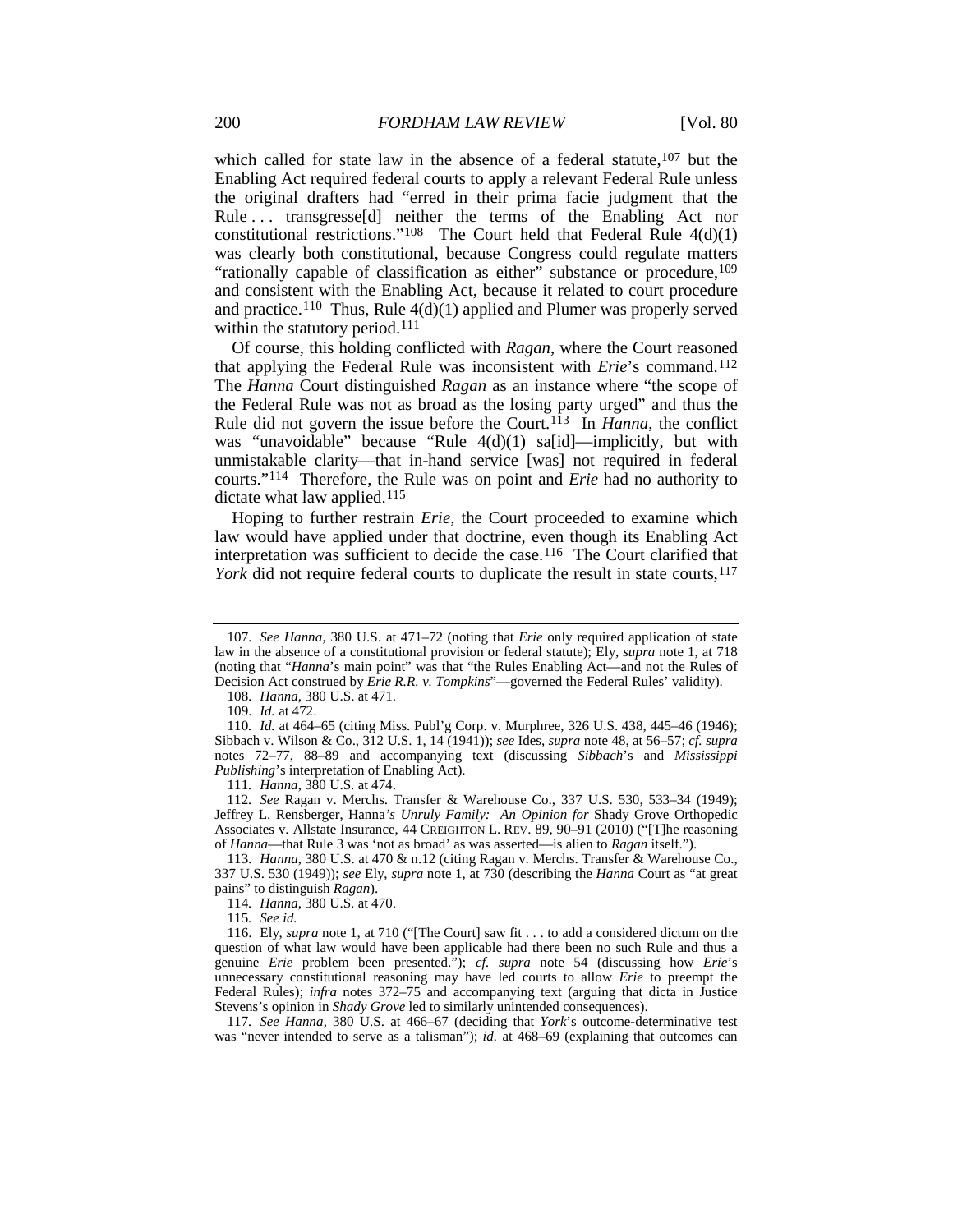which called for state law in the absence of a federal statute,[107] but the Enabling Act required federal courts to apply a relevant Federal Rule unless the original drafters had "erred in their prima facie judgment that the Rule . . . transgresse[d] neither the terms of the Enabling Act nor constitutional restrictions."[108] The Court held that Federal Rule 4(d)(1) was clearly both constitutional, because Congress could regulate matters "rationally capable of classification as either" substance or procedure,[109] and consistent with the Enabling Act, because it related to court procedure and practice.[110] Thus, Rule 4(d)(1) applied and Plumer was properly served within the statutory period.[111]

Of course, this holding conflicted with *Ragan*, where the Court reasoned that applying the Federal Rule was inconsistent with *Erie*'s command.[112] The *Hanna* Court distinguished *Ragan* as an instance where "the scope of the Federal Rule was not as broad as the losing party urged" and thus the Rule did not govern the issue before the Court.[113] In *Hanna*, the conflict was "unavoidable" because "Rule 4(d)(1) sa[id]—implicitly, but with unmistakable clarity—that in-hand service [was] not required in federal courts."[114] Therefore, the Rule was on point and *Erie* had no authority to dictate what law applied.[115]

Hoping to further restrain *Erie*, the Court proceeded to examine which law would have applied under that doctrine, even though its Enabling Act interpretation was sufficient to decide the case.[116] The Court clarified that *York* did not require federal courts to duplicate the result in state courts,[117]

---

107. *See Hanna*, 380 U.S. at 471–72 (noting that *Erie* only required application of state law in the absence of a constitutional provision or federal statute); Ely, *supra* note 1, at 718 (noting that "*Hanna*'s main point" was that "the Rules Enabling Act—and not the Rules of Decision Act construed by *Erie R.R. v. Tompkins*"—governed the Federal Rules' validity).

108. *Hanna*, 380 U.S. at 471.

109. *Id.* at 472.

110. *Id.* at 464–65 (citing Miss. Publ'g Corp. v. Murphree, 326 U.S. 438, 445–46 (1946); Sibbach v. Wilson & Co., 312 U.S. 1, 14 (1941)); *see* Ides, *supra* note 48, at 56–57; *cf. supra* notes 72–77, 88–89 and accompanying text (discussing *Sibbach*'s and *Mississippi Publishing*'s interpretation of Enabling Act).

111. *Hanna*, 380 U.S. at 474.

112. *See* Ragan v. Merchs. Transfer & Warehouse Co., 337 U.S. 530, 533–34 (1949); Jeffrey L. Rensberger, Hanna*'s Unruly Family: An Opinion for* Shady Grove Orthopedic Associates v. Allstate Insurance, 44 CREIGHTON L. REV. 89, 90–91 (2010) ("[T]he reasoning of *Hanna*—that Rule 3 was 'not as broad' as was asserted—is alien to *Ragan* itself.").

113. *Hanna*, 380 U.S. at 470 & n.12 (citing Ragan v. Merchs. Transfer & Warehouse Co., 337 U.S. 530 (1949)); *see* Ely, *supra* note 1, at 730 (describing the *Hanna* Court as "at great pains" to distinguish *Ragan*).

114. *Hanna*, 380 U.S. at 470.

115. *See id.*

116. Ely, *supra* note 1, at 710 ("[The Court] saw fit . . . to add a considered dictum on the question of what law would have been applicable had there been no such Rule and thus a genuine *Erie* problem been presented."); *cf. supra* note 54 (discussing how *Erie*'s unnecessary constitutional reasoning may have led courts to allow *Erie* to preempt the Federal Rules); *infra* notes 372–75 and accompanying text (arguing that dicta in Justice Stevens's opinion in *Shady Grove* led to similarly unintended consequences).

117. *See Hanna*, 380 U.S. at 466–67 (deciding that *York*'s outcome-determinative test was "never intended to serve as a talisman"); *id.* at 468–69 (explaining that outcomes can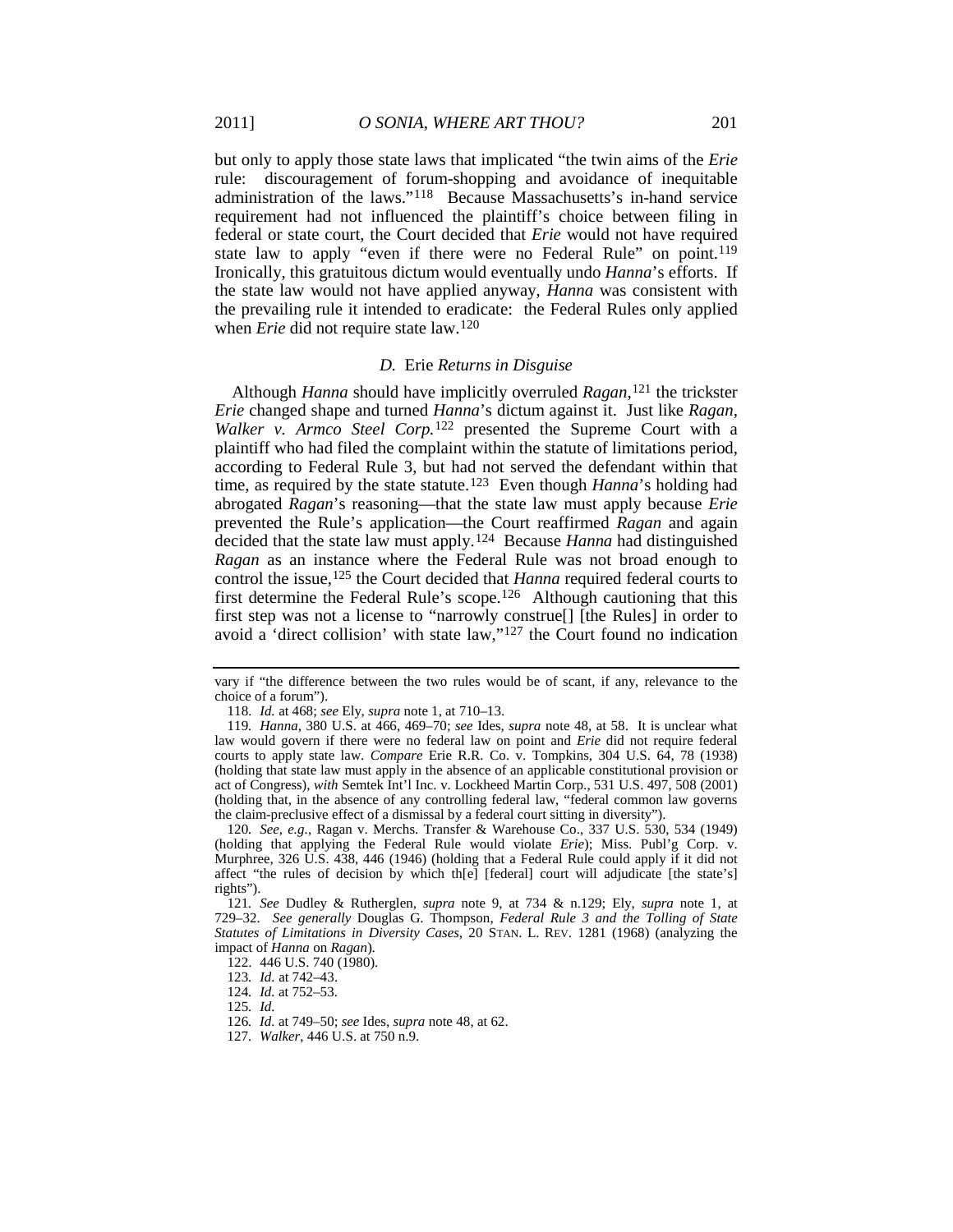but only to apply those state laws that implicated "the twin aims of the *Erie* rule: discouragement of forum-shopping and avoidance of inequitable administration of the laws."[118] Because Massachusetts's in-hand service requirement had not influenced the plaintiff's choice between filing in federal or state court, the Court decided that *Erie* would not have required state law to apply "even if there were no Federal Rule" on point.[119] Ironically, this gratuitous dictum would eventually undo *Hanna*'s efforts. If the state law would not have applied anyway, *Hanna* was consistent with the prevailing rule it intended to eradicate: the Federal Rules only applied when *Erie* did not require state law.[120]

### *D.* Erie *Returns in Disguise*

Although *Hanna* should have implicitly overruled *Ragan*,[121] the trickster *Erie* changed shape and turned *Hanna*'s dictum against it. Just like *Ragan*, *Walker v. Armco Steel Corp.*[122] presented the Supreme Court with a plaintiff who had filed the complaint within the statute of limitations period, according to Federal Rule 3, but had not served the defendant within that time, as required by the state statute.[123] Even though *Hanna*'s holding had abrogated *Ragan*'s reasoning—that the state law must apply because *Erie* prevented the Rule's application—the Court reaffirmed *Ragan* and again decided that the state law must apply.[124] Because *Hanna* had distinguished *Ragan* as an instance where the Federal Rule was not broad enough to control the issue,[125] the Court decided that *Hanna* required federal courts to first determine the Federal Rule's scope.[126] Although cautioning that this first step was not a license to "narrowly construe[] [the Rules] in order to avoid a 'direct collision' with state law,"[127] the Court found no indication

---

vary if "the difference between the two rules would be of scant, if any, relevance to the choice of a forum").

118. *Id.* at 468; *see* Ely, *supra* note 1, at 710–13.

119. *Hanna*, 380 U.S. at 466, 469–70; *see* Ides, *supra* note 48, at 58. It is unclear what law would govern if there were no federal law on point and *Erie* did not require federal courts to apply state law. *Compare* Erie R.R. Co. v. Tompkins, 304 U.S. 64, 78 (1938) (holding that state law must apply in the absence of an applicable constitutional provision or act of Congress), *with* Semtek Int'l Inc. v. Lockheed Martin Corp., 531 U.S. 497, 508 (2001) (holding that, in the absence of any controlling federal law, "federal common law governs the claim-preclusive effect of a dismissal by a federal court sitting in diversity").

120. *See, e.g.*, Ragan v. Merchs. Transfer & Warehouse Co., 337 U.S. 530, 534 (1949) (holding that applying the Federal Rule would violate *Erie*); Miss. Publ'g Corp. v. Murphree, 326 U.S. 438, 446 (1946) (holding that a Federal Rule could apply if it did not affect "the rules of decision by which th[e] [federal] court will adjudicate [the state's] rights").

121. *See* Dudley & Rutherglen, *supra* note 9, at 734 & n.129; Ely, *supra* note 1, at 729–32. *See generally* Douglas G. Thompson, *Federal Rule 3 and the Tolling of State Statutes of Limitations in Diversity Cases*, 20 STAN. L. REV. 1281 (1968) (analyzing the impact of *Hanna* on *Ragan*).

122. 446 U.S. 740 (1980).

123. *Id.* at 742–43.

124. *Id.* at 752–53.

125. *Id.*

126. *Id.* at 749–50; *see* Ides, *supra* note 48, at 62.

127. *Walker*, 446 U.S. at 750 n.9.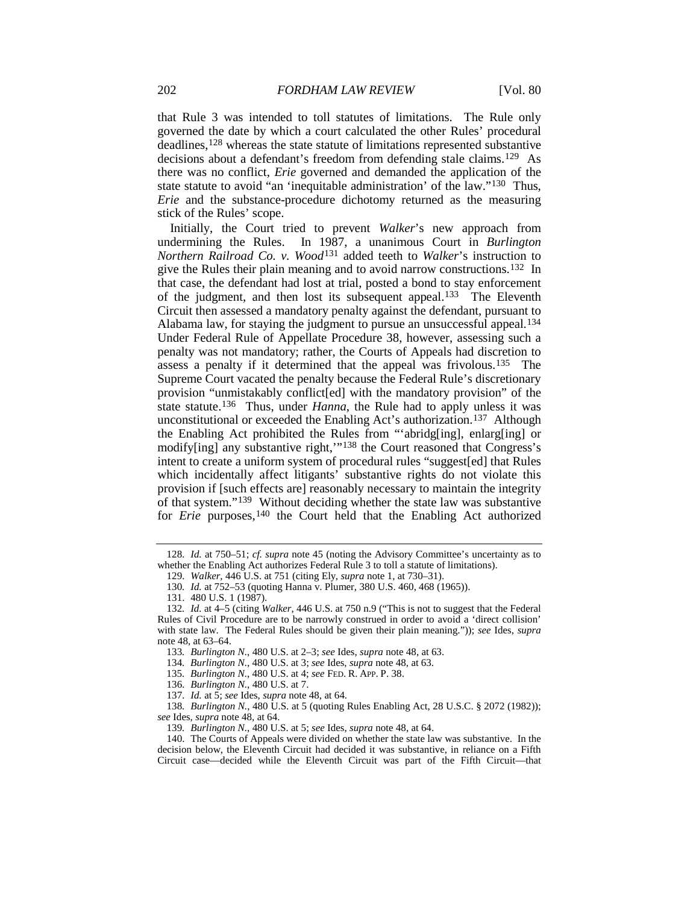that Rule 3 was intended to toll statutes of limitations. The Rule only governed the date by which a court calculated the other Rules' procedural deadlines,[128] whereas the state statute of limitations represented substantive decisions about a defendant's freedom from defending stale claims.[129] As there was no conflict, *Erie* governed and demanded the application of the state statute to avoid "an 'inequitable administration' of the law."[130] Thus, *Erie* and the substance-procedure dichotomy returned as the measuring stick of the Rules' scope.

Initially, the Court tried to prevent *Walker*'s new approach from undermining the Rules. In 1987, a unanimous Court in *Burlington Northern Railroad Co. v. Wood*[131] added teeth to *Walker*'s instruction to give the Rules their plain meaning and to avoid narrow constructions.[132] In that case, the defendant had lost at trial, posted a bond to stay enforcement of the judgment, and then lost its subsequent appeal.[133] The Eleventh Circuit then assessed a mandatory penalty against the defendant, pursuant to Alabama law, for staying the judgment to pursue an unsuccessful appeal.[134] Under Federal Rule of Appellate Procedure 38, however, assessing such a penalty was not mandatory; rather, the Courts of Appeals had discretion to assess a penalty if it determined that the appeal was frivolous.[135] The Supreme Court vacated the penalty because the Federal Rule's discretionary provision "unmistakably conflict[ed] with the mandatory provision" of the state statute.[136] Thus, under *Hanna*, the Rule had to apply unless it was unconstitutional or exceeded the Enabling Act's authorization.[137] Although the Enabling Act prohibited the Rules from "'abridg[ing], enlarg[ing] or modify[ing] any substantive right,'"[138] the Court reasoned that Congress's intent to create a uniform system of procedural rules "suggest[ed] that Rules which incidentally affect litigants' substantive rights do not violate this provision if [such effects are] reasonably necessary to maintain the integrity of that system."[139] Without deciding whether the state law was substantive for *Erie* purposes,[140] the Court held that the Enabling Act authorized

---

128. *Id.* at 750–51; *cf. supra* note 45 (noting the Advisory Committee's uncertainty as to whether the Enabling Act authorizes Federal Rule 3 to toll a statute of limitations).

129. *Walker*, 446 U.S. at 751 (citing Ely, *supra* note 1, at 730–31).

130. *Id.* at 752–53 (quoting Hanna v. Plumer, 380 U.S. 460, 468 (1965)).

131. 480 U.S. 1 (1987).

132. *Id.* at 4–5 (citing *Walker*, 446 U.S. at 750 n.9 ("This is not to suggest that the Federal Rules of Civil Procedure are to be narrowly construed in order to avoid a 'direct collision' with state law. The Federal Rules should be given their plain meaning.")); *see* Ides, *supra* note 48, at 63–64.

133. *Burlington N.*, 480 U.S. at 2–3; *see* Ides, *supra* note 48, at 63.

134. *Burlington N.*, 480 U.S. at 3; *see* Ides, *supra* note 48, at 63.

135. *Burlington N.*, 480 U.S. at 4; *see* FED. R. APP. P. 38.

136. *Burlington N.*, 480 U.S. at 7.

137. *Id.* at 5; *see* Ides, *supra* note 48, at 64.

138. *Burlington N.*, 480 U.S. at 5 (quoting Rules Enabling Act, 28 U.S.C. § 2072 (1982)); *see* Ides, *supra* note 48, at 64.

139. *Burlington N.*, 480 U.S. at 5; *see* Ides, *supra* note 48, at 64.

140. The Courts of Appeals were divided on whether the state law was substantive. In the decision below, the Eleventh Circuit had decided it was substantive, in reliance on a Fifth Circuit case—decided while the Eleventh Circuit was part of the Fifth Circuit—that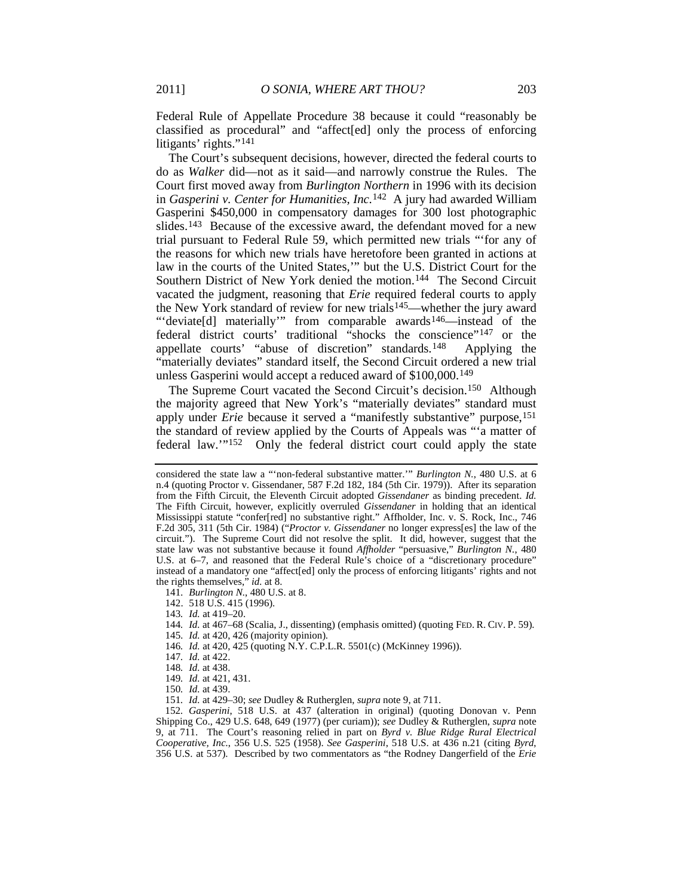Federal Rule of Appellate Procedure 38 because it could "reasonably be classified as procedural" and "affect[ed] only the process of enforcing litigants' rights."[141]

The Court's subsequent decisions, however, directed the federal courts to do as *Walker* did—not as it said—and narrowly construe the Rules. The Court first moved away from *Burlington Northern* in 1996 with its decision in *Gasperini v. Center for Humanities, Inc.*[142] A jury had awarded William Gasperini $450,000 in compensatory damages for 300 lost photographic slides.[143] Because of the excessive award, the defendant moved for a new trial pursuant to Federal Rule 59, which permitted new trials "'for any of the reasons for which new trials have heretofore been granted in actions at law in the courts of the United States,'" but the U.S. District Court for the Southern District of New York denied the motion.[144] The Second Circuit vacated the judgment, reasoning that *Erie* required federal courts to apply the New York standard of review for new trials[145]—whether the jury award "'deviate[d] materially'" from comparable awards[146]—instead of the federal district courts' traditional "shocks the conscience"[147] or the appellate courts' "abuse of discretion" standards.[148] Applying the "materially deviates" standard itself, the Second Circuit ordered a new trial unless Gasperini would accept a reduced award of $100,000.[149]

The Supreme Court vacated the Second Circuit's decision.[150] Although the majority agreed that New York's "materially deviates" standard must apply under *Erie* because it served a "manifestly substantive" purpose,[151] the standard of review applied by the Courts of Appeals was "'a matter of federal law.'"[152] Only the federal district court could apply the state

---

considered the state law a "'non-federal substantive matter.'" *Burlington N.*, 480 U.S. at 6 n.4 (quoting Proctor v. Gissendaner, 587 F.2d 182, 184 (5th Cir. 1979)). After its separation from the Fifth Circuit, the Eleventh Circuit adopted *Gissendaner* as binding precedent. *Id.* The Fifth Circuit, however, explicitly overruled *Gissendaner* in holding that an identical Mississippi statute "confer[red] no substantive right." Affholder, Inc. v. S. Rock, Inc., 746 F.2d 305, 311 (5th Cir. 1984) ("*Proctor v. Gissendaner* no longer express[es] the law of the circuit."). The Supreme Court did not resolve the split. It did, however, suggest that the state law was not substantive because it found *Affholder* "persuasive," *Burlington N.*, 480 U.S. at 6–7, and reasoned that the Federal Rule's choice of a "discretionary procedure" instead of a mandatory one "affect[ed] only the process of enforcing litigants' rights and not the rights themselves," *id.* at 8.

141. *Burlington N.*, 480 U.S. at 8.

142. 518 U.S. 415 (1996).

143. *Id.* at 419–20.

144. *Id.* at 467–68 (Scalia, J., dissenting) (emphasis omitted) (quoting FED. R. CIV. P. 59).

145. *Id.* at 420, 426 (majority opinion).

146. *Id.* at 420, 425 (quoting N.Y. C.P.L.R. 5501(c) (McKinney 1996)).

147. *Id.* at 422.

148. *Id.* at 438.

149. *Id.* at 421, 431.

150. *Id.* at 439.

151. *Id.* at 429–30; *see* Dudley & Rutherglen, *supra* note 9, at 711.

152. *Gasperini*, 518 U.S. at 437 (alteration in original) (quoting Donovan v. Penn Shipping Co., 429 U.S. 648, 649 (1977) (per curiam)); *see* Dudley & Rutherglen, *supra* note 9, at 711. The Court's reasoning relied in part on *Byrd v. Blue Ridge Rural Electrical Cooperative, Inc.*, 356 U.S. 525 (1958). *See Gasperini*, 518 U.S. at 436 n.21 (citing *Byrd*, 356 U.S. at 537). Described by two commentators as "the Rodney Dangerfield of the *Erie*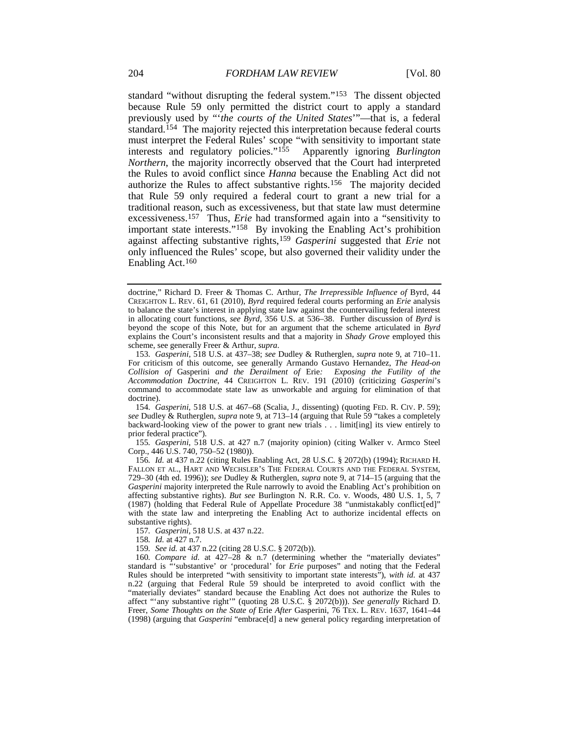standard "without disrupting the federal system."[153] The dissent objected because Rule 59 only permitted the district court to apply a standard previously used by "'*the courts of the United States*'"—that is, a federal standard.[154] The majority rejected this interpretation because federal courts must interpret the Federal Rules' scope "with sensitivity to important state interests and regulatory policies."[155] Apparently ignoring *Burlington Northern*, the majority incorrectly observed that the Court had interpreted the Rules to avoid conflict since *Hanna* because the Enabling Act did not authorize the Rules to affect substantive rights.[156] The majority decided that Rule 59 only required a federal court to grant a new trial for a traditional reason, such as excessiveness, but that state law must determine excessiveness.[157] Thus, *Erie* had transformed again into a "sensitivity to important state interests."[158] By invoking the Enabling Act's prohibition against affecting substantive rights,[159] *Gasperini* suggested that *Erie* not only influenced the Rules' scope, but also governed their validity under the Enabling Act.[160]

---

doctrine," Richard D. Freer & Thomas C. Arthur, *The Irrepressible Influence of* Byrd, 44 CREIGHTON L. REV. 61, 61 (2010), *Byrd* required federal courts performing an *Erie* analysis to balance the state's interest in applying state law against the countervailing federal interest in allocating court functions, *see Byrd*, 356 U.S. at 536–38. Further discussion of *Byrd* is beyond the scope of this Note, but for an argument that the scheme articulated in *Byrd* explains the Court's inconsistent results and that a majority in *Shady Grove* employed this scheme, see generally Freer & Arthur, *supra*.

153. *Gasperini*, 518 U.S. at 437–38; *see* Dudley & Rutherglen, *supra* note 9, at 710–11. For criticism of this outcome, see generally Armando Gustavo Hernandez, *The Head-on Collision of* Gasperini *and the Derailment of* Erie*: Exposing the Futility of the Accommodation Doctrine*, 44 CREIGHTON L. REV. 191 (2010) (criticizing *Gasperini*'s command to accommodate state law as unworkable and arguing for elimination of that doctrine).

154. *Gasperini*, 518 U.S. at 467–68 (Scalia, J., dissenting) (quoting FED. R. CIV. P. 59); *see* Dudley & Rutherglen, *supra* note 9, at 713–14 (arguing that Rule 59 "takes a completely backward-looking view of the power to grant new trials . . . limit[ing] its view entirely to prior federal practice").

155. *Gasperini*, 518 U.S. at 427 n.7 (majority opinion) (citing Walker v. Armco Steel Corp., 446 U.S. 740, 750–52 (1980)).

156. *Id.* at 437 n.22 (citing Rules Enabling Act, 28 U.S.C. § 2072(b) (1994); RICHARD H. FALLON ET AL., HART AND WECHSLER'S THE FEDERAL COURTS AND THE FEDERAL SYSTEM, 729–30 (4th ed. 1996)); *see* Dudley & Rutherglen, *supra* note 9, at 714–15 (arguing that the *Gasperini* majority interpreted the Rule narrowly to avoid the Enabling Act's prohibition on affecting substantive rights). *But see* Burlington N. R.R. Co. v. Woods, 480 U.S. 1, 5, 7 (1987) (holding that Federal Rule of Appellate Procedure 38 "unmistakably conflict[ed]" with the state law and interpreting the Enabling Act to authorize incidental effects on substantive rights).

157. *Gasperini*, 518 U.S. at 437 n.22.

158. *Id.* at 427 n.7.

159. *See id.* at 437 n.22 (citing 28 U.S.C. § 2072(b)).

160. *Compare id.* at 427–28 & n.7 (determining whether the "materially deviates" standard is "'substantive' or 'procedural' for *Erie* purposes" and noting that the Federal Rules should be interpreted "with sensitivity to important state interests"), *with id.* at 437 n.22 (arguing that Federal Rule 59 should be interpreted to avoid conflict with the "materially deviates" standard because the Enabling Act does not authorize the Rules to affect "'any substantive right'" (quoting 28 U.S.C. § 2072(b))). *See generally* Richard D. Freer, *Some Thoughts on the State of* Erie *After* Gasperini, 76 TEX. L. REV. 1637, 1641–44 (1998) (arguing that *Gasperini* "embrace[d] a new general policy regarding interpretation of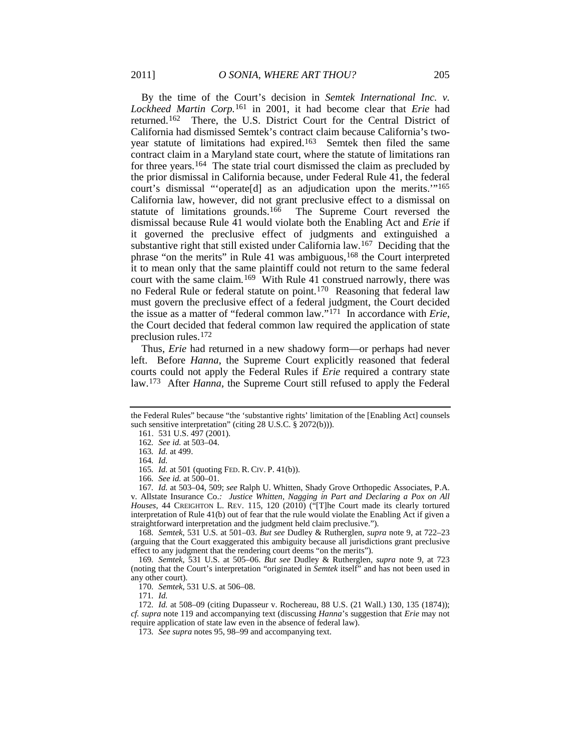By the time of the Court's decision in *Semtek International Inc. v. Lockheed Martin Corp.*[161] in 2001, it had become clear that *Erie* had returned.[162] There, the U.S. District Court for the Central District of California had dismissed Semtek's contract claim because California's two-year statute of limitations had expired.[163] Semtek then filed the same contract claim in a Maryland state court, where the statute of limitations ran for three years.[164] The state trial court dismissed the claim as precluded by the prior dismissal in California because, under Federal Rule 41, the federal court's dismissal "'operate[d] as an adjudication upon the merits.'"[165] California law, however, did not grant preclusive effect to a dismissal on statute of limitations grounds.[166] The Supreme Court reversed the dismissal because Rule 41 would violate both the Enabling Act and *Erie* if it governed the preclusive effect of judgments and extinguished a substantive right that still existed under California law.[167] Deciding that the phrase "on the merits" in Rule 41 was ambiguous,[168] the Court interpreted it to mean only that the same plaintiff could not return to the same federal court with the same claim.[169] With Rule 41 construed narrowly, there was no Federal Rule or federal statute on point.[170] Reasoning that federal law must govern the preclusive effect of a federal judgment, the Court decided the issue as a matter of "federal common law."[171] In accordance with *Erie*, the Court decided that federal common law required the application of state preclusion rules.[172]

Thus, *Erie* had returned in a new shadowy form—or perhaps had never left. Before *Hanna*, the Supreme Court explicitly reasoned that federal courts could not apply the Federal Rules if *Erie* required a contrary state law.[173] After *Hanna*, the Supreme Court still refused to apply the Federal

---

the Federal Rules" because "the 'substantive rights' limitation of the [Enabling Act] counsels such sensitive interpretation" (citing 28 U.S.C. § 2072(b))).

161. 531 U.S. 497 (2001).

162. *See id.* at 503–04.

163. *Id.* at 499.

164. *Id.*

165. *Id.* at 501 (quoting FED. R. CIV. P. 41(b)).

166. *See id.* at 500–01.

167. *Id.* at 503–04, 509; *see* Ralph U. Whitten, *Shady Grove Orthopedic Associates, P.A. v. Allstate Insurance Co.: Justice Whitten, Nagging in Part and Declaring a Pox on All Houses*, 44 CREIGHTON L. REV. 115, 120 (2010) ("[T]he Court made its clearly tortured interpretation of Rule 41(b) out of fear that the rule would violate the Enabling Act if given a straightforward interpretation and the judgment held claim preclusive.").

168. *Semtek*, 531 U.S. at 501–03. *But see* Dudley & Rutherglen, *supra* note 9, at 722–23 (arguing that the Court exaggerated this ambiguity because all jurisdictions grant preclusive effect to any judgment that the rendering court deems "on the merits").

169. *Semtek*, 531 U.S. at 505–06. *But see* Dudley & Rutherglen, *supra* note 9, at 723 (noting that the Court's interpretation "originated in *Semtek* itself" and has not been used in any other court).

170. *Semtek*, 531 U.S. at 506–08.

171. *Id.*

172. *Id.* at 508–09 (citing Dupasseur v. Rochereau, 88 U.S. (21 Wall.) 130, 135 (1874)); *cf. supra* note 119 and accompanying text (discussing *Hanna*'s suggestion that *Erie* may not require application of state law even in the absence of federal law).

173. *See supra* notes 95, 98–99 and accompanying text.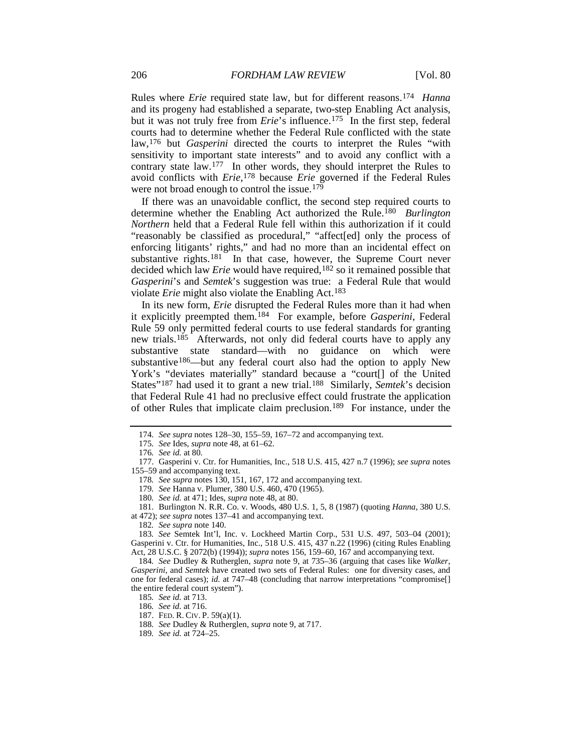Rules where *Erie* required state law, but for different reasons.[174] *Hanna* and its progeny had established a separate, two-step Enabling Act analysis, but it was not truly free from *Erie*'s influence.[175] In the first step, federal courts had to determine whether the Federal Rule conflicted with the state law,[176] but *Gasperini* directed the courts to interpret the Rules "with sensitivity to important state interests" and to avoid any conflict with a contrary state law.[177] In other words, they should interpret the Rules to avoid conflicts with *Erie*,[178] because *Erie* governed if the Federal Rules were not broad enough to control the issue.[179]

If there was an unavoidable conflict, the second step required courts to determine whether the Enabling Act authorized the Rule.[180] *Burlington Northern* held that a Federal Rule fell within this authorization if it could "reasonably be classified as procedural," "affect[ed] only the process of enforcing litigants' rights," and had no more than an incidental effect on substantive rights.[181] In that case, however, the Supreme Court never decided which law *Erie* would have required,[182] so it remained possible that *Gasperini*'s and *Semtek*'s suggestion was true: a Federal Rule that would violate *Erie* might also violate the Enabling Act.[183]

In its new form, *Erie* disrupted the Federal Rules more than it had when it explicitly preempted them.[184] For example, before *Gasperini*, Federal Rule 59 only permitted federal courts to use federal standards for granting new trials.[185] Afterwards, not only did federal courts have to apply any substantive state standard—with no guidance on which were substantive[186]—but any federal court also had the option to apply New York's "deviates materially" standard because a "court[] of the United States"[187] had used it to grant a new trial.[188] Similarly, *Semtek*'s decision that Federal Rule 41 had no preclusive effect could frustrate the application of other Rules that implicate claim preclusion.[189] For instance, under the

---

174. *See supra* notes 128–30, 155–59, 167–72 and accompanying text.

175. *See* Ides, *supra* note 48, at 61–62.

176. *See id.* at 80.

177. Gasperini v. Ctr. for Humanities, Inc., 518 U.S. 415, 427 n.7 (1996); *see supra* notes 155–59 and accompanying text.

178. *See supra* notes 130, 151, 167, 172 and accompanying text.

179. *See* Hanna v. Plumer, 380 U.S. 460, 470 (1965).

180. *See id.* at 471; Ides, *supra* note 48, at 80.

181. Burlington N. R.R. Co. v. Woods, 480 U.S. 1, 5, 8 (1987) (quoting *Hanna*, 380 U.S. at 472); *see supra* notes 137–41 and accompanying text.

182. *See supra* note 140.

183. *See* Semtek Int'l, Inc. v. Lockheed Martin Corp., 531 U.S. 497, 503–04 (2001); Gasperini v. Ctr. for Humanities, Inc., 518 U.S. 415, 437 n.22 (1996) (citing Rules Enabling Act, 28 U.S.C. § 2072(b) (1994)); *supra* notes 156, 159–60, 167 and accompanying text.

184. *See* Dudley & Rutherglen, *supra* note 9, at 735–36 (arguing that cases like *Walker*, *Gasperini*, and *Semtek* have created two sets of Federal Rules: one for diversity cases, and one for federal cases); *id.* at 747–48 (concluding that narrow interpretations "compromise[] the entire federal court system").

185. *See id.* at 713.

186. *See id.* at 716.

187. FED. R. CIV. P. 59(a)(1).

188. *See* Dudley & Rutherglen, *supra* note 9, at 717.

189. *See id.* at 724–25.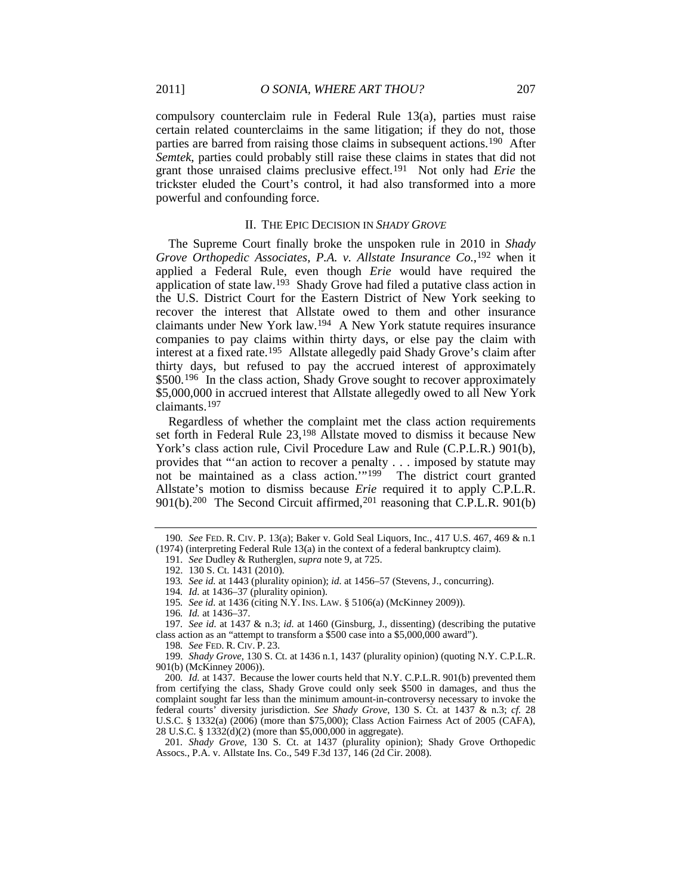compulsory counterclaim rule in Federal Rule 13(a), parties must raise certain related counterclaims in the same litigation; if they do not, those parties are barred from raising those claims in subsequent actions.[190] After *Semtek*, parties could probably still raise these claims in states that did not grant those unraised claims preclusive effect.[191] Not only had *Erie* the trickster eluded the Court's control, it had also transformed into a more powerful and confounding force.

## II. THE EPIC DECISION IN *SHADY GROVE*

The Supreme Court finally broke the unspoken rule in 2010 in *Shady Grove Orthopedic Associates, P.A. v. Allstate Insurance Co.*,[192] when it applied a Federal Rule, even though *Erie* would have required the application of state law.[193] Shady Grove had filed a putative class action in the U.S. District Court for the Eastern District of New York seeking to recover the interest that Allstate owed to them and other insurance claimants under New York law.[194] A New York statute requires insurance companies to pay claims within thirty days, or else pay the claim with interest at a fixed rate.[195] Allstate allegedly paid Shady Grove's claim after thirty days, but refused to pay the accrued interest of approximately \$500.[196] In the class action, Shady Grove sought to recover approximately \$5,000,000 in accrued interest that Allstate allegedly owed to all New York claimants.[197]

Regardless of whether the complaint met the class action requirements set forth in Federal Rule 23,[198] Allstate moved to dismiss it because New York's class action rule, Civil Procedure Law and Rule (C.P.L.R.) 901(b), provides that "'an action to recover a penalty . . . imposed by statute may not be maintained as a class action.'"[199] The district court granted Allstate's motion to dismiss because *Erie* required it to apply C.P.L.R. 901(b).[200] The Second Circuit affirmed,[201] reasoning that C.P.L.R. 901(b)

---

190. *See* FED. R. CIV. P. 13(a); Baker v. Gold Seal Liquors, Inc., 417 U.S. 467, 469 & n.1 (1974) (interpreting Federal Rule 13(a) in the context of a federal bankruptcy claim).

191. *See* Dudley & Rutherglen, *supra* note 9, at 725.

192. 130 S. Ct. 1431 (2010).

193. *See id.* at 1443 (plurality opinion); *id.* at 1456–57 (Stevens, J., concurring).

194. *Id.* at 1436–37 (plurality opinion).

195. *See id.* at 1436 (citing N.Y. INS. LAW. § 5106(a) (McKinney 2009)).

196. *Id.* at 1436–37.

197. *See id.* at 1437 & n.3; *id.* at 1460 (Ginsburg, J., dissenting) (describing the putative class action as an "attempt to transform a \$500 case into a \$5,000,000 award").

198. *See* FED. R. CIV. P. 23.

199. *Shady Grove*, 130 S. Ct. at 1436 n.1, 1437 (plurality opinion) (quoting N.Y. C.P.L.R. 901(b) (McKinney 2006)).

200. *Id.* at 1437. Because the lower courts held that N.Y. C.P.L.R. 901(b) prevented them from certifying the class, Shady Grove could only seek \$500 in damages, and thus the complaint sought far less than the minimum amount-in-controversy necessary to invoke the federal courts' diversity jurisdiction. *See Shady Grove*, 130 S. Ct. at 1437 & n.3; *cf.* 28 U.S.C. § 1332(a) (2006) (more than \$75,000); Class Action Fairness Act of 2005 (CAFA), 28 U.S.C. § 1332(d)(2) (more than \$5,000,000 in aggregate).

201. *Shady Grove*, 130 S. Ct. at 1437 (plurality opinion); Shady Grove Orthopedic Assocs., P.A. v. Allstate Ins. Co., 549 F.3d 137, 146 (2d Cir. 2008).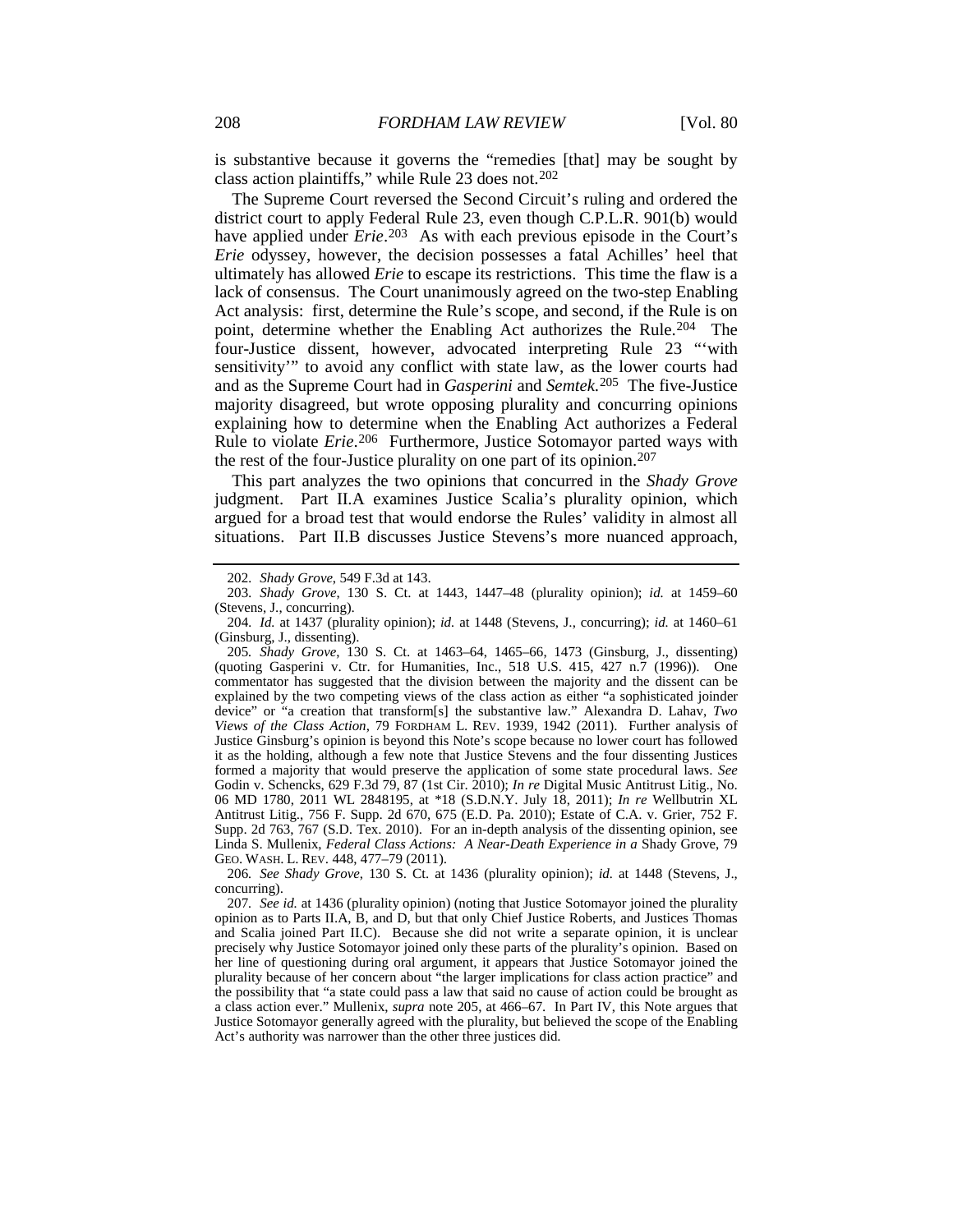is substantive because it governs the "remedies [that] may be sought by class action plaintiffs," while Rule 23 does not.[202]

The Supreme Court reversed the Second Circuit's ruling and ordered the district court to apply Federal Rule 23, even though C.P.L.R. 901(b) would have applied under *Erie*.[203] As with each previous episode in the Court's *Erie* odyssey, however, the decision possesses a fatal Achilles' heel that ultimately has allowed *Erie* to escape its restrictions. This time the flaw is a lack of consensus. The Court unanimously agreed on the two-step Enabling Act analysis: first, determine the Rule's scope, and second, if the Rule is on point, determine whether the Enabling Act authorizes the Rule.[204] The four-Justice dissent, however, advocated interpreting Rule 23 "'with sensitivity'" to avoid any conflict with state law, as the lower courts had and as the Supreme Court had in *Gasperini* and *Semtek*.[205] The five-Justice majority disagreed, but wrote opposing plurality and concurring opinions explaining how to determine when the Enabling Act authorizes a Federal Rule to violate *Erie*.[206] Furthermore, Justice Sotomayor parted ways with the rest of the four-Justice plurality on one part of its opinion.[207]

This part analyzes the two opinions that concurred in the *Shady Grove* judgment. Part II.A examines Justice Scalia's plurality opinion, which argued for a broad test that would endorse the Rules' validity in almost all situations. Part II.B discusses Justice Stevens's more nuanced approach,

---

202. *Shady Grove*, 549 F.3d at 143.

203. *Shady Grove*, 130 S. Ct. at 1443, 1447–48 (plurality opinion); *id.* at 1459–60 (Stevens, J., concurring).

204. *Id.* at 1437 (plurality opinion); *id.* at 1448 (Stevens, J., concurring); *id.* at 1460–61 (Ginsburg, J., dissenting).

205. *Shady Grove*, 130 S. Ct. at 1463–64, 1465–66, 1473 (Ginsburg, J., dissenting) (quoting Gasperini v. Ctr. for Humanities, Inc., 518 U.S. 415, 427 n.7 (1996)). One commentator has suggested that the division between the majority and the dissent can be explained by the two competing views of the class action as either "a sophisticated joinder device" or "a creation that transform[s] the substantive law." Alexandra D. Lahav, *Two Views of the Class Action*, 79 FORDHAM L. REV. 1939, 1942 (2011). Further analysis of Justice Ginsburg's opinion is beyond this Note's scope because no lower court has followed it as the holding, although a few note that Justice Stevens and the four dissenting Justices formed a majority that would preserve the application of some state procedural laws. *See* Godin v. Schencks, 629 F.3d 79, 87 (1st Cir. 2010); *In re* Digital Music Antitrust Litig., No. 06 MD 1780, 2011 WL 2848195, at *18 (S.D.N.Y. July 18, 2011); *In re* Wellbutrin XL Antitrust Litig., 756 F. Supp. 2d 670, 675 (E.D. Pa. 2010); Estate of C.A. v. Grier, 752 F. Supp. 2d 763, 767 (S.D. Tex. 2010). For an in-depth analysis of the dissenting opinion, see Linda S. Mullenix, *Federal Class Actions: A Near-Death Experience in a* Shady Grove, 79 GEO. WASH. L. REV. 448, 477–79 (2011).

206. *See Shady Grove*, 130 S. Ct. at 1436 (plurality opinion); *id.* at 1448 (Stevens, J., concurring).

207. *See id.* at 1436 (plurality opinion) (noting that Justice Sotomayor joined the plurality opinion as to Parts II.A, B, and D, but that only Chief Justice Roberts, and Justices Thomas and Scalia joined Part II.C). Because she did not write a separate opinion, it is unclear precisely why Justice Sotomayor joined only these parts of the plurality's opinion. Based on her line of questioning during oral argument, it appears that Justice Sotomayor joined the plurality because of her concern about "the larger implications for class action practice" and the possibility that "a state could pass a law that said no cause of action could be brought as a class action ever." Mullenix, *supra* note 205, at 466–67. In Part IV, this Note argues that Justice Sotomayor generally agreed with the plurality, but believed the scope of the Enabling Act's authority was narrower than the other three justices did.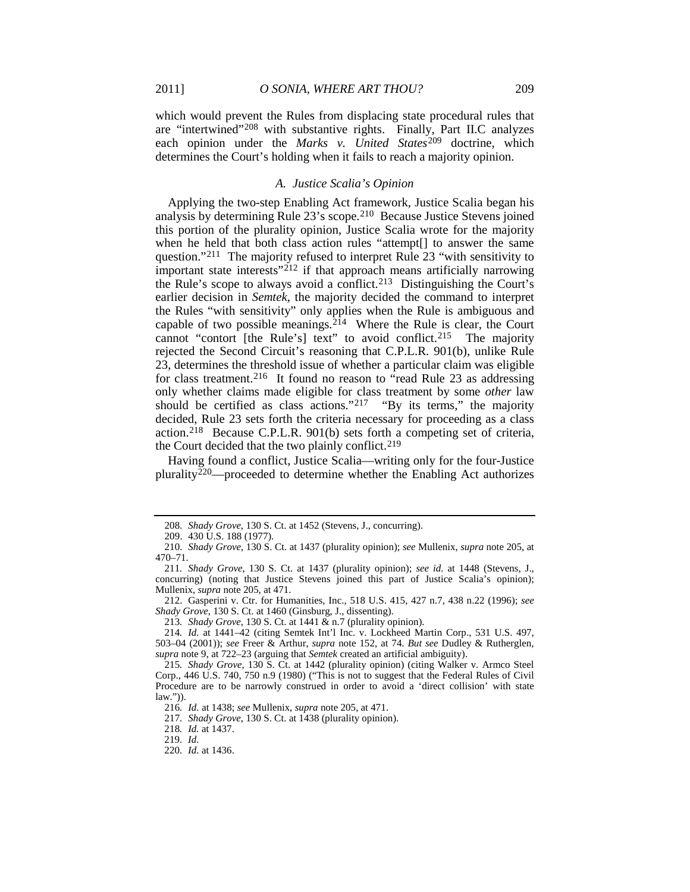which would prevent the Rules from displacing state procedural rules that are "intertwined"[208] with substantive rights. Finally, Part II.C analyzes each opinion under the *Marks v. United States*[209] doctrine, which determines the Court's holding when it fails to reach a majority opinion.

### *A. Justice Scalia's Opinion*

Applying the two-step Enabling Act framework, Justice Scalia began his analysis by determining Rule 23's scope.[210] Because Justice Stevens joined this portion of the plurality opinion, Justice Scalia wrote for the majority when he held that both class action rules "attempt[] to answer the same question."[211] The majority refused to interpret Rule 23 "with sensitivity to important state interests"[212] if that approach means artificially narrowing the Rule's scope to always avoid a conflict.[213] Distinguishing the Court's earlier decision in *Semtek*, the majority decided the command to interpret the Rules "with sensitivity" only applies when the Rule is ambiguous and capable of two possible meanings.[214] Where the Rule is clear, the Court cannot "contort [the Rule's] text" to avoid conflict.[215] The majority rejected the Second Circuit's reasoning that C.P.L.R. 901(b), unlike Rule 23, determines the threshold issue of whether a particular claim was eligible for class treatment.[216] It found no reason to "read Rule 23 as addressing only whether claims made eligible for class treatment by some *other* law should be certified as class actions."[217] "By its terms," the majority decided, Rule 23 sets forth the criteria necessary for proceeding as a class action.[218] Because C.P.L.R. 901(b) sets forth a competing set of criteria, the Court decided that the two plainly conflict.[219]

Having found a conflict, Justice Scalia—writing only for the four-Justice plurality[220]—proceeded to determine whether the Enabling Act authorizes

---

208. *Shady Grove*, 130 S. Ct. at 1452 (Stevens, J., concurring).

209. 430 U.S. 188 (1977).

210. *Shady Grove*, 130 S. Ct. at 1437 (plurality opinion); *see* Mullenix, *supra* note 205, at 470–71.

211. *Shady Grove*, 130 S. Ct. at 1437 (plurality opinion); *see id.* at 1448 (Stevens, J., concurring) (noting that Justice Stevens joined this part of Justice Scalia's opinion); Mullenix, *supra* note 205, at 471.

212. Gasperini v. Ctr. for Humanities, Inc., 518 U.S. 415, 427 n.7, 438 n.22 (1996); *see Shady Grove*, 130 S. Ct. at 1460 (Ginsburg, J., dissenting).

213. *Shady Grove*, 130 S. Ct. at 1441 & n.7 (plurality opinion).

214. *Id.* at 1441–42 (citing Semtek Int'l Inc. v. Lockheed Martin Corp., 531 U.S. 497, 503–04 (2001)); *see* Freer & Arthur, *supra* note 152, at 74. *But see* Dudley & Rutherglen, *supra* note 9, at 722–23 (arguing that *Semtek* created an artificial ambiguity).

215. *Shady Grove*, 130 S. Ct. at 1442 (plurality opinion) (citing Walker v. Armco Steel Corp., 446 U.S. 740, 750 n.9 (1980) ("This is not to suggest that the Federal Rules of Civil Procedure are to be narrowly construed in order to avoid a 'direct collision' with state law.")).

216. *Id.* at 1438; *see* Mullenix, *supra* note 205, at 471.

217. *Shady Grove*, 130 S. Ct. at 1438 (plurality opinion).

218. *Id.* at 1437.

219. *Id.*

220. *Id.* at 1436.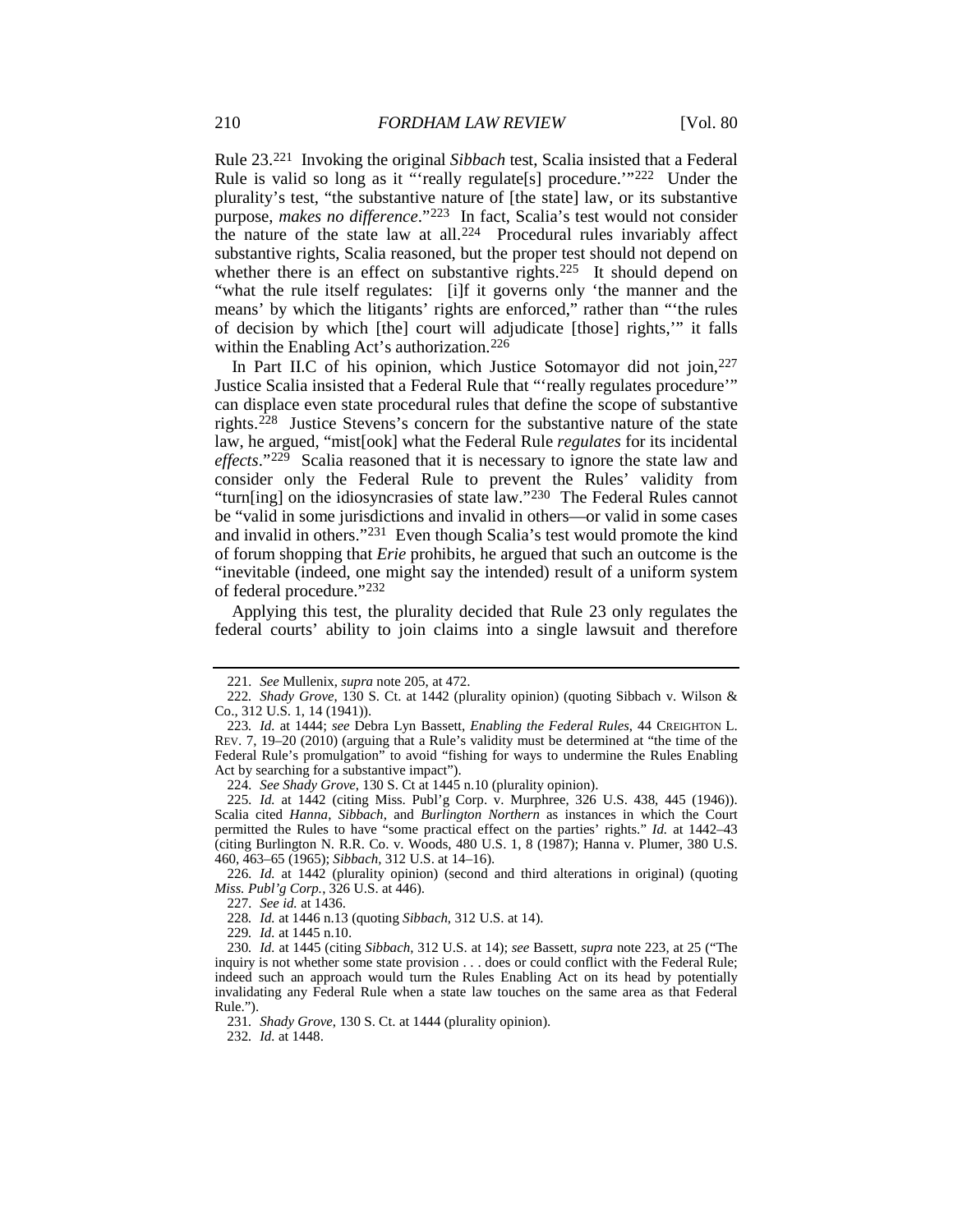Rule 23.[221] Invoking the original *Sibbach* test, Scalia insisted that a Federal Rule is valid so long as it "'really regulate[s] procedure.'"[222] Under the plurality's test, "the substantive nature of [the state] law, or its substantive purpose, *makes no difference*."[223] In fact, Scalia's test would not consider the nature of the state law at all.[224] Procedural rules invariably affect substantive rights, Scalia reasoned, but the proper test should not depend on whether there is an effect on substantive rights.[225] It should depend on "what the rule itself regulates: [i]f it governs only 'the manner and the means' by which the litigants' rights are enforced," rather than "'the rules of decision by which [the] court will adjudicate [those] rights,'" it falls within the Enabling Act's authorization.[226]

In Part II.C of his opinion, which Justice Sotomayor did not join,[227] Justice Scalia insisted that a Federal Rule that "'really regulates procedure'" can displace even state procedural rules that define the scope of substantive rights.[228] Justice Stevens's concern for the substantive nature of the state law, he argued, "mist[ook] what the Federal Rule *regulates* for its incidental *effects*."[229] Scalia reasoned that it is necessary to ignore the state law and consider only the Federal Rule to prevent the Rules' validity from "turn[ing] on the idiosyncrasies of state law."[230] The Federal Rules cannot be "valid in some jurisdictions and invalid in others—or valid in some cases and invalid in others."[231] Even though Scalia's test would promote the kind of forum shopping that *Erie* prohibits, he argued that such an outcome is the "inevitable (indeed, one might say the intended) result of a uniform system of federal procedure."[232]

Applying this test, the plurality decided that Rule 23 only regulates the federal courts' ability to join claims into a single lawsuit and therefore

221. *See* Mullenix, *supra* note 205, at 472.

222. *Shady Grove*, 130 S. Ct. at 1442 (plurality opinion) (quoting Sibbach v. Wilson & Co., 312 U.S. 1, 14 (1941)).

223. *Id.* at 1444; *see* Debra Lyn Bassett, *Enabling the Federal Rules*, 44 CREIGHTON L. REV. 7, 19–20 (2010) (arguing that a Rule's validity must be determined at "the time of the Federal Rule's promulgation" to avoid "fishing for ways to undermine the Rules Enabling Act by searching for a substantive impact").

224. *See Shady Grove*, 130 S. Ct at 1445 n.10 (plurality opinion).

225. *Id.* at 1442 (citing Miss. Publ'g Corp. v. Murphree, 326 U.S. 438, 445 (1946)). Scalia cited *Hanna*, *Sibbach*, and *Burlington Northern* as instances in which the Court permitted the Rules to have "some practical effect on the parties' rights." *Id.* at 1442–43 (citing Burlington N. R.R. Co. v. Woods, 480 U.S. 1, 8 (1987); Hanna v. Plumer, 380 U.S. 460, 463–65 (1965); *Sibbach*, 312 U.S. at 14–16).

226. *Id.* at 1442 (plurality opinion) (second and third alterations in original) (quoting *Miss. Publ'g Corp.*, 326 U.S. at 446).

227. *See id.* at 1436.

228. *Id.* at 1446 n.13 (quoting *Sibbach*, 312 U.S. at 14).

229. *Id.* at 1445 n.10.

230. *Id.* at 1445 (citing *Sibbach*, 312 U.S. at 14); *see* Bassett, *supra* note 223, at 25 ("The inquiry is not whether some state provision . . . does or could conflict with the Federal Rule; indeed such an approach would turn the Rules Enabling Act on its head by potentially invalidating any Federal Rule when a state law touches on the same area as that Federal Rule.").

231. *Shady Grove*, 130 S. Ct. at 1444 (plurality opinion).

232. *Id.* at 1448.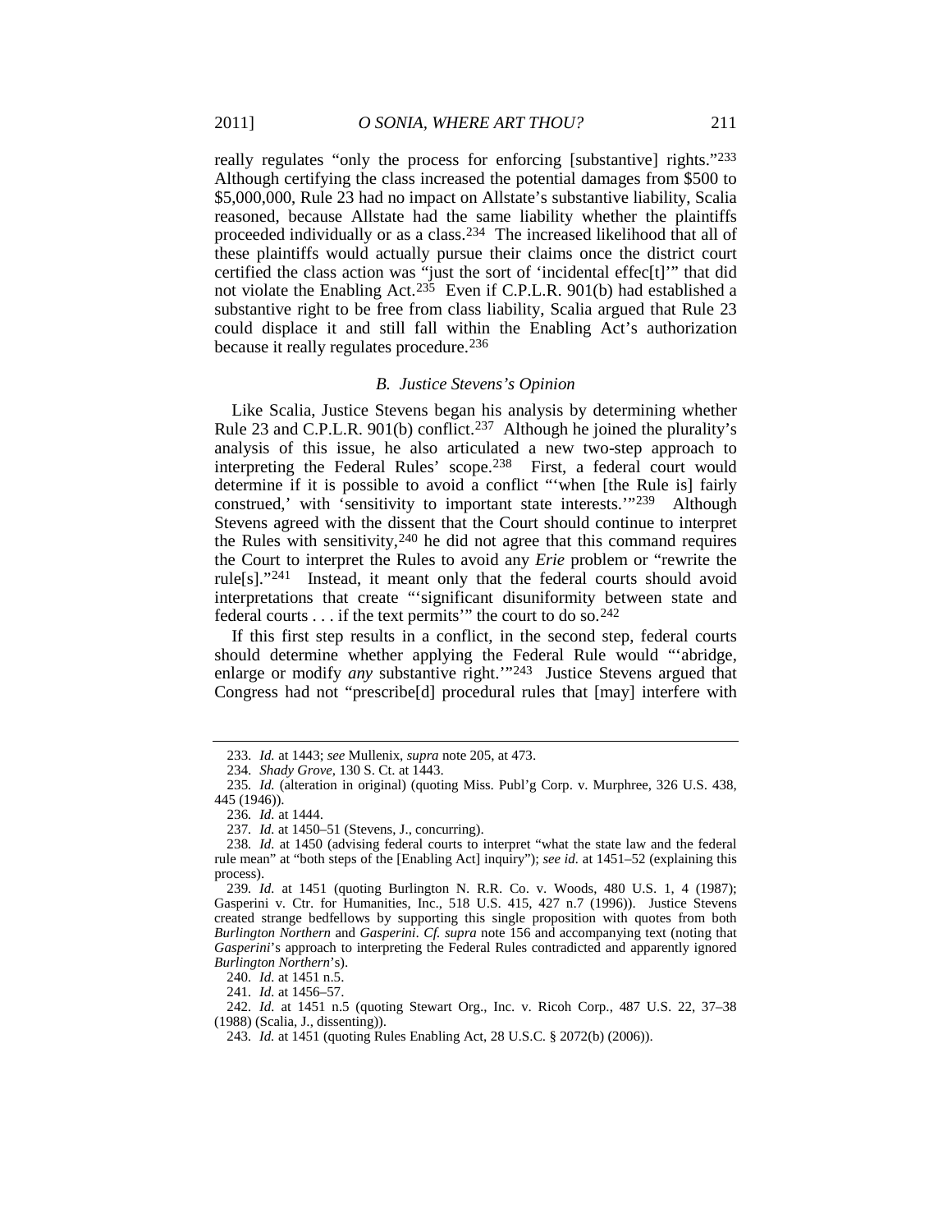really regulates "only the process for enforcing [substantive] rights."[233] Although certifying the class increased the potential damages from $500 to $5,000,000, Rule 23 had no impact on Allstate's substantive liability, Scalia reasoned, because Allstate had the same liability whether the plaintiffs proceeded individually or as a class.[234] The increased likelihood that all of these plaintiffs would actually pursue their claims once the district court certified the class action was "just the sort of 'incidental effec[t]'" that did not violate the Enabling Act.[235] Even if C.P.L.R. 901(b) had established a substantive right to be free from class liability, Scalia argued that Rule 23 could displace it and still fall within the Enabling Act's authorization because it really regulates procedure.[236]

### *B. Justice Stevens's Opinion*

Like Scalia, Justice Stevens began his analysis by determining whether Rule 23 and C.P.L.R. 901(b) conflict.[237] Although he joined the plurality's analysis of this issue, he also articulated a new two-step approach to interpreting the Federal Rules' scope.[238] First, a federal court would determine if it is possible to avoid a conflict "'when [the Rule is] fairly construed,' with 'sensitivity to important state interests.'"[239] Although Stevens agreed with the dissent that the Court should continue to interpret the Rules with sensitivity,[240] he did not agree that this command requires the Court to interpret the Rules to avoid any *Erie* problem or "rewrite the rule[s]."[241] Instead, it meant only that the federal courts should avoid interpretations that create "'significant disuniformity between state and federal courts . . . if the text permits'" the court to do so.[242]

If this first step results in a conflict, in the second step, federal courts should determine whether applying the Federal Rule would "'abridge, enlarge or modify *any* substantive right.'"[243] Justice Stevens argued that Congress had not "prescribe[d] procedural rules that [may] interfere with

---

233. *Id.* at 1443; *see* Mullenix, *supra* note 205, at 473.

234. *Shady Grove*, 130 S. Ct. at 1443.

235. *Id.* (alteration in original) (quoting Miss. Publ'g Corp. v. Murphree, 326 U.S. 438, 445 (1946)).

236. *Id.* at 1444.

237. *Id.* at 1450–51 (Stevens, J., concurring).

238. *Id.* at 1450 (advising federal courts to interpret "what the state law and the federal rule mean" at "both steps of the [Enabling Act] inquiry"); *see id.* at 1451–52 (explaining this process).

239. *Id.* at 1451 (quoting Burlington N. R.R. Co. v. Woods, 480 U.S. 1, 4 (1987); Gasperini v. Ctr. for Humanities, Inc., 518 U.S. 415, 427 n.7 (1996)). Justice Stevens created strange bedfellows by supporting this single proposition with quotes from both *Burlington Northern* and *Gasperini*. *Cf. supra* note 156 and accompanying text (noting that *Gasperini*'s approach to interpreting the Federal Rules contradicted and apparently ignored *Burlington Northern*'s).

240. *Id.* at 1451 n.5.

241. *Id.* at 1456–57.

242. *Id.* at 1451 n.5 (quoting Stewart Org., Inc. v. Ricoh Corp., 487 U.S. 22, 37–38 (1988) (Scalia, J., dissenting)).

243. *Id.* at 1451 (quoting Rules Enabling Act, 28 U.S.C. § 2072(b) (2006)).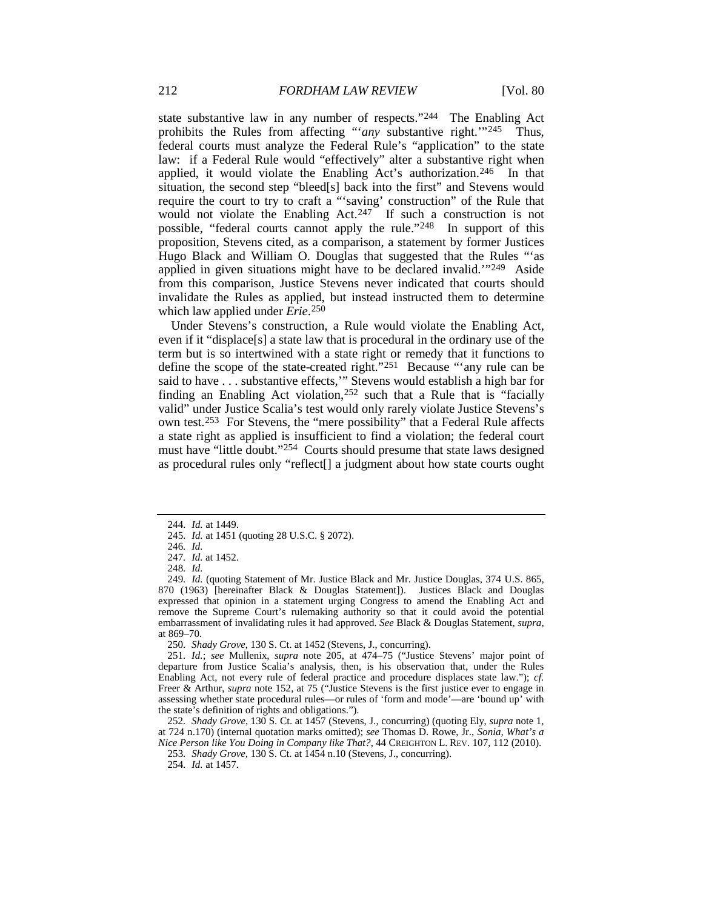state substantive law in any number of respects."[244] The Enabling Act prohibits the Rules from affecting "'*any* substantive right.'"[245] Thus, federal courts must analyze the Federal Rule's "application" to the state law: if a Federal Rule would "effectively" alter a substantive right when applied, it would violate the Enabling Act's authorization.[246] In that situation, the second step "bleed[s] back into the first" and Stevens would require the court to try to craft a "'saving' construction" of the Rule that would not violate the Enabling Act.[247] If such a construction is not possible, "federal courts cannot apply the rule."[248] In support of this proposition, Stevens cited, as a comparison, a statement by former Justices Hugo Black and William O. Douglas that suggested that the Rules "'as applied in given situations might have to be declared invalid.'"[249] Aside from this comparison, Justice Stevens never indicated that courts should invalidate the Rules as applied, but instead instructed them to determine which law applied under *Erie*.[250]

Under Stevens's construction, a Rule would violate the Enabling Act, even if it "displace[s] a state law that is procedural in the ordinary use of the term but is so intertwined with a state right or remedy that it functions to define the scope of the state-created right."[251] Because "'any rule can be said to have . . . substantive effects,'" Stevens would establish a high bar for finding an Enabling Act violation,[252] such that a Rule that is "facially valid" under Justice Scalia's test would only rarely violate Justice Stevens's own test.[253] For Stevens, the "mere possibility" that a Federal Rule affects a state right as applied is insufficient to find a violation; the federal court must have "little doubt."[254] Courts should presume that state laws designed as procedural rules only "reflect[] a judgment about how state courts ought

---

244. *Id.* at 1449.

245. *Id.* at 1451 (quoting 28 U.S.C. § 2072).

246. *Id.*

247. *Id.* at 1452.

248. *Id.*

249. *Id.* (quoting Statement of Mr. Justice Black and Mr. Justice Douglas, 374 U.S. 865, 870 (1963) [hereinafter Black & Douglas Statement]). Justices Black and Douglas expressed that opinion in a statement urging Congress to amend the Enabling Act and remove the Supreme Court's rulemaking authority so that it could avoid the potential embarrassment of invalidating rules it had approved. *See* Black & Douglas Statement, *supra*, at 869–70.

250. *Shady Grove*, 130 S. Ct. at 1452 (Stevens, J., concurring).

251. *Id.*; *see* Mullenix, *supra* note 205, at 474–75 ("Justice Stevens' major point of departure from Justice Scalia's analysis, then, is his observation that, under the Rules Enabling Act, not every rule of federal practice and procedure displaces state law."); *cf.* Freer & Arthur, *supra* note 152, at 75 ("Justice Stevens is the first justice ever to engage in assessing whether state procedural rules—or rules of 'form and mode'—are 'bound up' with the state's definition of rights and obligations.").

252. *Shady Grove*, 130 S. Ct. at 1457 (Stevens, J., concurring) (quoting Ely, *supra* note 1, at 724 n.170) (internal quotation marks omitted); *see* Thomas D. Rowe, Jr., *Sonia, What's a Nice Person like You Doing in Company like That?*, 44 CREIGHTON L. REV. 107, 112 (2010).

253. *Shady Grove*, 130 S. Ct. at 1454 n.10 (Stevens, J., concurring).

254. *Id.* at 1457.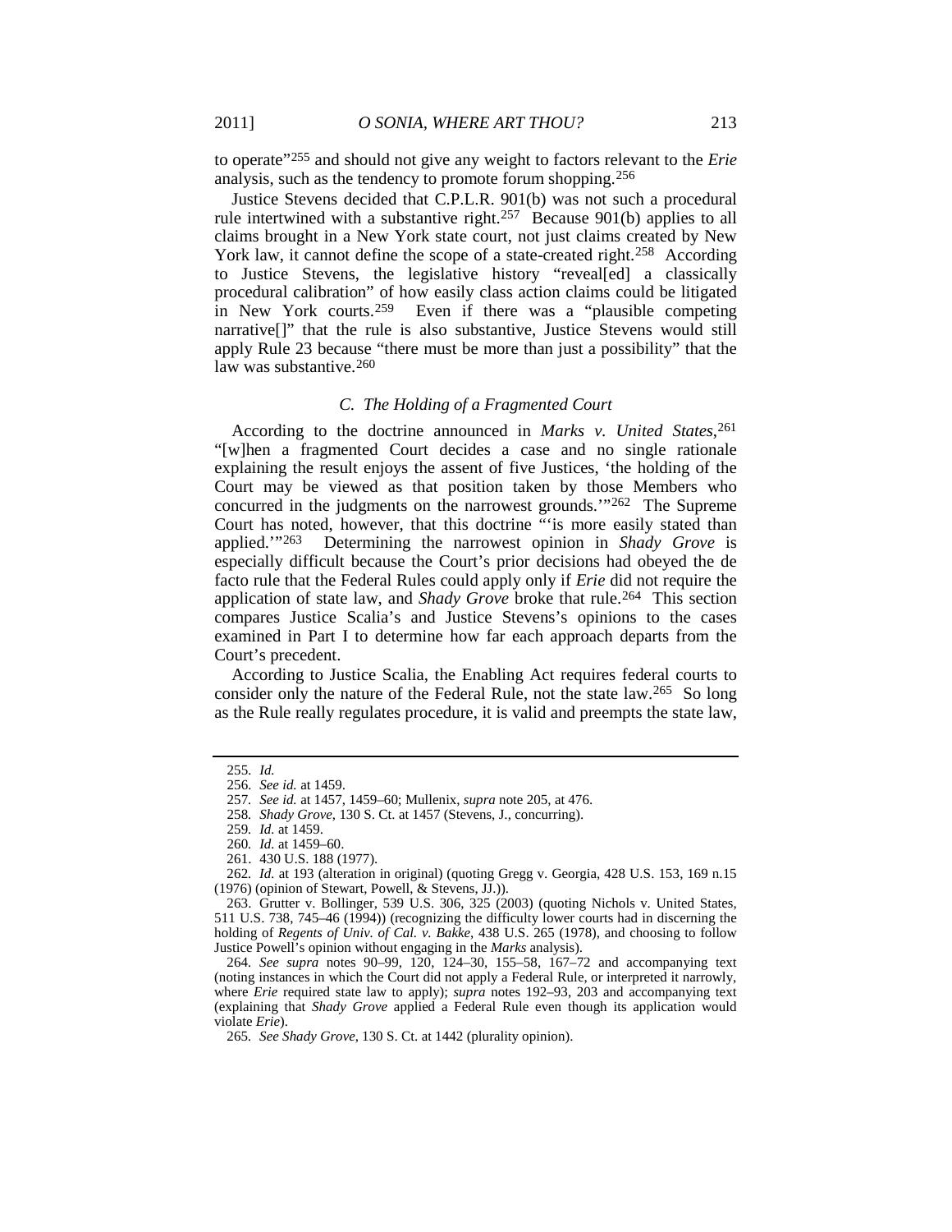to operate"[255] and should not give any weight to factors relevant to the *Erie* analysis, such as the tendency to promote forum shopping.[256]

Justice Stevens decided that C.P.L.R. 901(b) was not such a procedural rule intertwined with a substantive right.[257] Because 901(b) applies to all claims brought in a New York state court, not just claims created by New York law, it cannot define the scope of a state-created right.[258] According to Justice Stevens, the legislative history "reveal[ed] a classically procedural calibration" of how easily class action claims could be litigated in New York courts.[259] Even if there was a "plausible competing narrative[]" that the rule is also substantive, Justice Stevens would still apply Rule 23 because "there must be more than just a possibility" that the law was substantive.[260]

### *C. The Holding of a Fragmented Court*

According to the doctrine announced in *Marks v. United States*,[261] "[w]hen a fragmented Court decides a case and no single rationale explaining the result enjoys the assent of five Justices, 'the holding of the Court may be viewed as that position taken by those Members who concurred in the judgments on the narrowest grounds.'"[262] The Supreme Court has noted, however, that this doctrine "'is more easily stated than applied.'"[263] Determining the narrowest opinion in *Shady Grove* is especially difficult because the Court's prior decisions had obeyed the de facto rule that the Federal Rules could apply only if *Erie* did not require the application of state law, and *Shady Grove* broke that rule.[264] This section compares Justice Scalia's and Justice Stevens's opinions to the cases examined in Part I to determine how far each approach departs from the Court's precedent.

According to Justice Scalia, the Enabling Act requires federal courts to consider only the nature of the Federal Rule, not the state law.[265] So long as the Rule really regulates procedure, it is valid and preempts the state law,

---

255. *Id.*

256. *See id.* at 1459.

257. *See id.* at 1457, 1459–60; Mullenix, *supra* note 205, at 476.

258. *Shady Grove*, 130 S. Ct. at 1457 (Stevens, J., concurring).

259. *Id.* at 1459.

260. *Id.* at 1459–60.

261. 430 U.S. 188 (1977).

262. *Id.* at 193 (alteration in original) (quoting Gregg v. Georgia, 428 U.S. 153, 169 n.15 (1976) (opinion of Stewart, Powell, & Stevens, JJ.)).

263. Grutter v. Bollinger, 539 U.S. 306, 325 (2003) (quoting Nichols v. United States, 511 U.S. 738, 745–46 (1994)) (recognizing the difficulty lower courts had in discerning the holding of *Regents of Univ. of Cal. v. Bakke*, 438 U.S. 265 (1978), and choosing to follow Justice Powell's opinion without engaging in the *Marks* analysis).

264. *See supra* notes 90–99, 120, 124–30, 155–58, 167–72 and accompanying text (noting instances in which the Court did not apply a Federal Rule, or interpreted it narrowly, where *Erie* required state law to apply); *supra* notes 192–93, 203 and accompanying text (explaining that *Shady Grove* applied a Federal Rule even though its application would violate *Erie*).

265. *See Shady Grove*, 130 S. Ct. at 1442 (plurality opinion).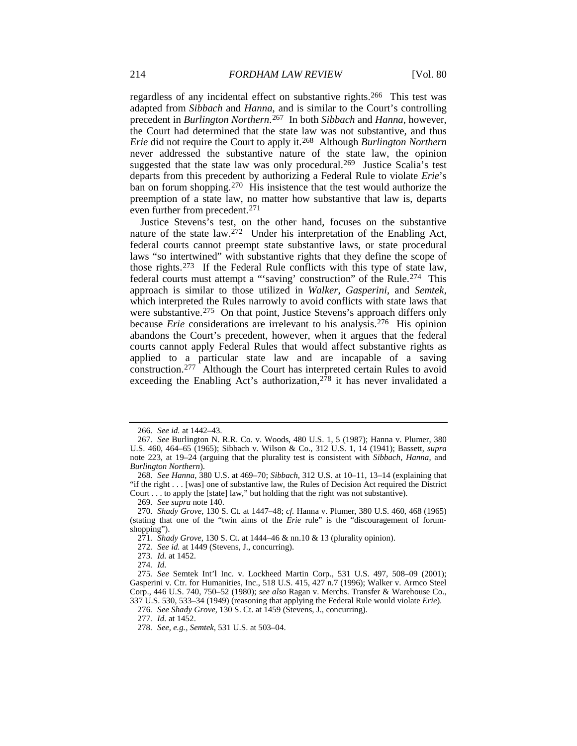regardless of any incidental effect on substantive rights.[266] This test was adapted from *Sibbach* and *Hanna*, and is similar to the Court's controlling precedent in *Burlington Northern*.[267] In both *Sibbach* and *Hanna*, however, the Court had determined that the state law was not substantive, and thus *Erie* did not require the Court to apply it.[268] Although *Burlington Northern* never addressed the substantive nature of the state law, the opinion suggested that the state law was only procedural.[269] Justice Scalia's test departs from this precedent by authorizing a Federal Rule to violate *Erie*'s ban on forum shopping.[270] His insistence that the test would authorize the preemption of a state law, no matter how substantive that law is, departs even further from precedent.[271]

Justice Stevens's test, on the other hand, focuses on the substantive nature of the state law.[272] Under his interpretation of the Enabling Act, federal courts cannot preempt state substantive laws, or state procedural laws "so intertwined" with substantive rights that they define the scope of those rights.[273] If the Federal Rule conflicts with this type of state law, federal courts must attempt a "'saving' construction" of the Rule.[274] This approach is similar to those utilized in *Walker*, *Gasperini*, and *Semtek*, which interpreted the Rules narrowly to avoid conflicts with state laws that were substantive.[275] On that point, Justice Stevens's approach differs only because *Erie* considerations are irrelevant to his analysis.[276] His opinion abandons the Court's precedent, however, when it argues that the federal courts cannot apply Federal Rules that would affect substantive rights as applied to a particular state law and are incapable of a saving construction.[277] Although the Court has interpreted certain Rules to avoid exceeding the Enabling Act's authorization,[278] it has never invalidated a

---

266. *See id.* at 1442–43.

267. *See* Burlington N. R.R. Co. v. Woods, 480 U.S. 1, 5 (1987); Hanna v. Plumer, 380 U.S. 460, 464–65 (1965); Sibbach v. Wilson & Co., 312 U.S. 1, 14 (1941); Bassett, *supra* note 223, at 19–24 (arguing that the plurality test is consistent with *Sibbach*, *Hanna*, and *Burlington Northern*).

268. *See Hanna*, 380 U.S. at 469–70; *Sibbach*, 312 U.S. at 10–11, 13–14 (explaining that "if the right . . . [was] one of substantive law, the Rules of Decision Act required the District Court . . . to apply the [state] law," but holding that the right was not substantive).

269. *See supra* note 140.

270. *Shady Grove*, 130 S. Ct. at 1447–48; *cf.* Hanna v. Plumer, 380 U.S. 460, 468 (1965) (stating that one of the "twin aims of the *Erie* rule" is the "discouragement of forum-shopping").

271. *Shady Grove*, 130 S. Ct. at 1444–46 & nn.10 & 13 (plurality opinion).

272. *See id.* at 1449 (Stevens, J., concurring).

273. *Id.* at 1452.

274. *Id.*

275. *See* Semtek Int'l Inc. v. Lockheed Martin Corp., 531 U.S. 497, 508–09 (2001); Gasperini v. Ctr. for Humanities, Inc., 518 U.S. 415, 427 n.7 (1996); Walker v. Armco Steel Corp., 446 U.S. 740, 750–52 (1980); *see also* Ragan v. Merchs. Transfer & Warehouse Co., 337 U.S. 530, 533–34 (1949) (reasoning that applying the Federal Rule would violate *Erie*).

276. *See Shady Grove*, 130 S. Ct. at 1459 (Stevens, J., concurring).

277. *Id.* at 1452.

278. *See, e.g.*, *Semtek*, 531 U.S. at 503–04.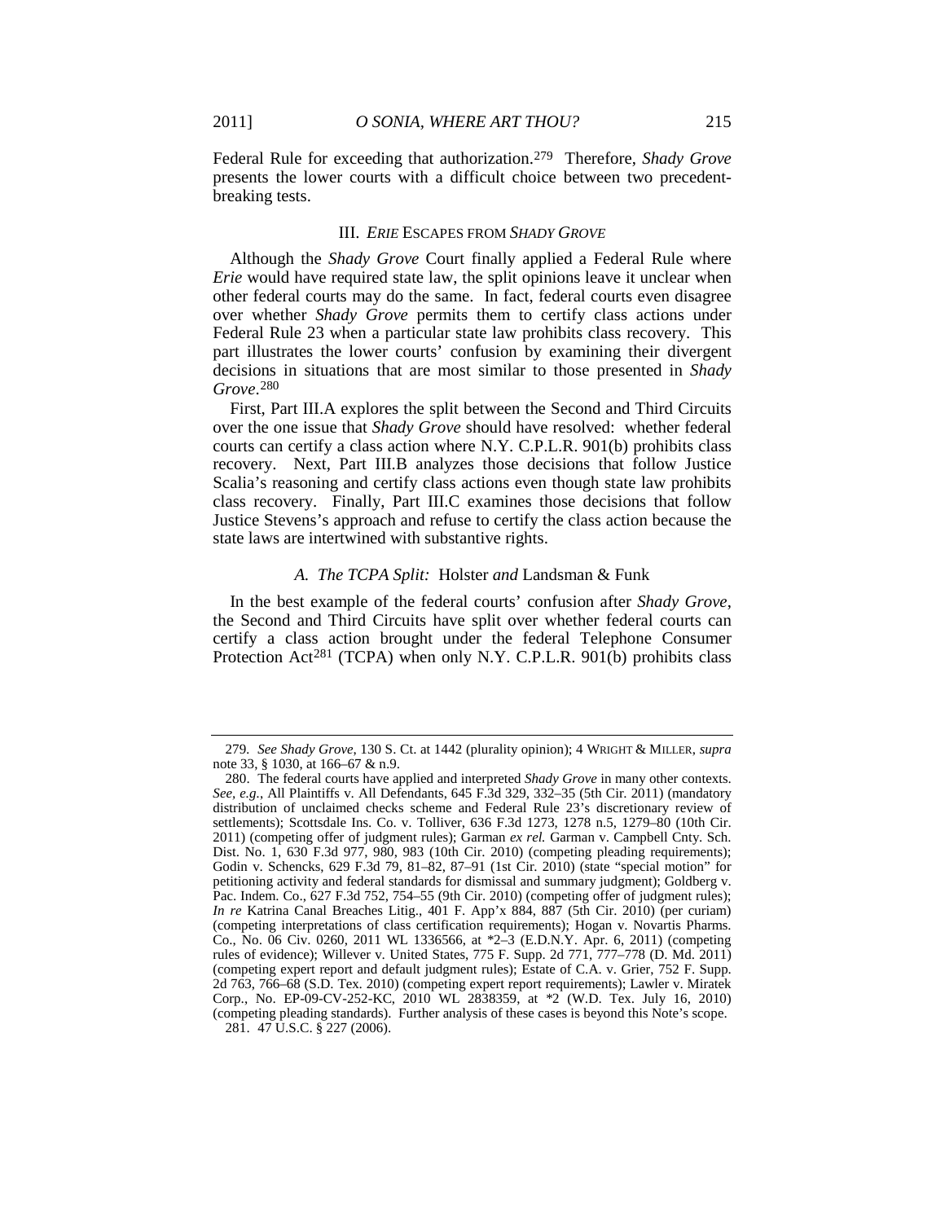Federal Rule for exceeding that authorization.[279] Therefore, *Shady Grove* presents the lower courts with a difficult choice between two precedent-breaking tests.

## III. *ERIE* ESCAPES FROM *SHADY GROVE*

Although the *Shady Grove* Court finally applied a Federal Rule where *Erie* would have required state law, the split opinions leave it unclear when other federal courts may do the same. In fact, federal courts even disagree over whether *Shady Grove* permits them to certify class actions under Federal Rule 23 when a particular state law prohibits class recovery. This part illustrates the lower courts' confusion by examining their divergent decisions in situations that are most similar to those presented in *Shady Grove*.[280]

First, Part III.A explores the split between the Second and Third Circuits over the one issue that *Shady Grove* should have resolved: whether federal courts can certify a class action where N.Y. C.P.L.R. 901(b) prohibits class recovery. Next, Part III.B analyzes those decisions that follow Justice Scalia's reasoning and certify class actions even though state law prohibits class recovery. Finally, Part III.C examines those decisions that follow Justice Stevens's approach and refuse to certify the class action because the state laws are intertwined with substantive rights.

### *A. The TCPA Split:* Holster *and* Landsman & Funk

In the best example of the federal courts' confusion after *Shady Grove*, the Second and Third Circuits have split over whether federal courts can certify a class action brought under the federal Telephone Consumer Protection Act[281] (TCPA) when only N.Y. C.P.L.R. 901(b) prohibits class

---

279. *See Shady Grove*, 130 S. Ct. at 1442 (plurality opinion); 4 WRIGHT & MILLER, *supra* note 33, § 1030, at 166–67 & n.9.

280. The federal courts have applied and interpreted *Shady Grove* in many other contexts. *See, e.g.*, All Plaintiffs v. All Defendants, 645 F.3d 329, 332–35 (5th Cir. 2011) (mandatory distribution of unclaimed checks scheme and Federal Rule 23's discretionary review of settlements); Scottsdale Ins. Co. v. Tolliver, 636 F.3d 1273, 1278 n.5, 1279–80 (10th Cir. 2011) (competing offer of judgment rules); Garman *ex rel.* Garman v. Campbell Cnty. Sch. Dist. No. 1, 630 F.3d 977, 980, 983 (10th Cir. 2010) (competing pleading requirements); Godin v. Schencks, 629 F.3d 79, 81–82, 87–91 (1st Cir. 2010) (state "special motion" for petitioning activity and federal standards for dismissal and summary judgment); Goldberg v. Pac. Indem. Co., 627 F.3d 752, 754–55 (9th Cir. 2010) (competing offer of judgment rules); *In re* Katrina Canal Breaches Litig., 401 F. App'x 884, 887 (5th Cir. 2010) (per curiam) (competing interpretations of class certification requirements); Hogan v. Novartis Pharms. Co., No. 06 Civ. 0260, 2011 WL 1336566, at *2–3 (E.D.N.Y. Apr. 6, 2011) (competing rules of evidence); Willever v. United States, 775 F. Supp. 2d 771, 777–778 (D. Md. 2011) (competing expert report and default judgment rules); Estate of C.A. v. Grier, 752 F. Supp. 2d 763, 766–68 (S.D. Tex. 2010) (competing expert report requirements); Lawler v. Miratek Corp., No. EP-09-CV-252-KC, 2010 WL 2838359, at *2 (W.D. Tex. July 16, 2010) (competing pleading standards). Further analysis of these cases is beyond this Note's scope.

281. 47 U.S.C. § 227 (2006).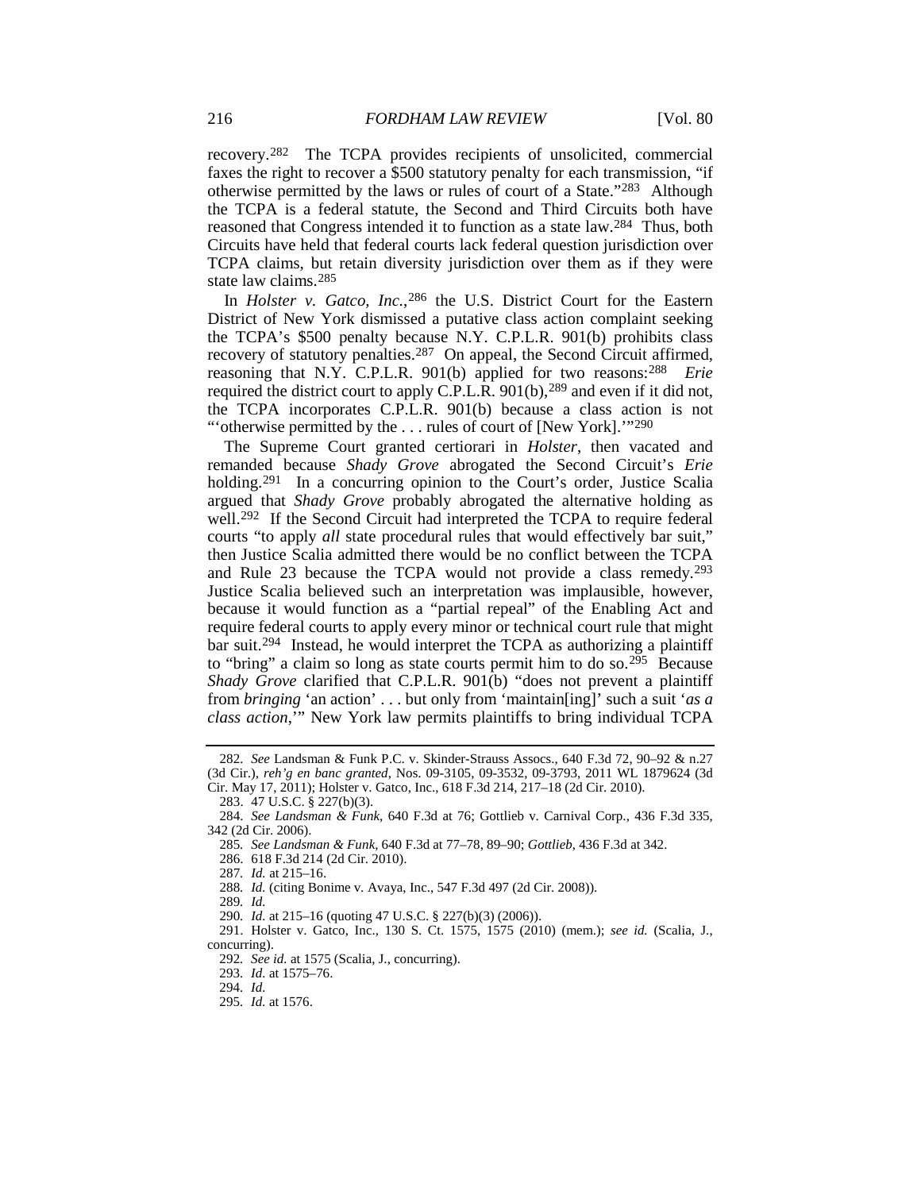recovery.[282] The TCPA provides recipients of unsolicited, commercial faxes the right to recover a $500 statutory penalty for each transmission, "if otherwise permitted by the laws or rules of court of a State."[283] Although the TCPA is a federal statute, the Second and Third Circuits both have reasoned that Congress intended it to function as a state law.[284] Thus, both Circuits have held that federal courts lack federal question jurisdiction over TCPA claims, but retain diversity jurisdiction over them as if they were state law claims.[285]

In *Holster v. Gatco, Inc.*,[286] the U.S. District Court for the Eastern District of New York dismissed a putative class action complaint seeking the TCPA's $500 penalty because N.Y. C.P.L.R. 901(b) prohibits class recovery of statutory penalties.[287] On appeal, the Second Circuit affirmed, reasoning that N.Y. C.P.L.R. 901(b) applied for two reasons:[288] *Erie* required the district court to apply C.P.L.R. 901(b),[289] and even if it did not, the TCPA incorporates C.P.L.R. 901(b) because a class action is not "'otherwise permitted by the . . . rules of court of [New York].'"[290]

The Supreme Court granted certiorari in *Holster*, then vacated and remanded because *Shady Grove* abrogated the Second Circuit's *Erie* holding.[291] In a concurring opinion to the Court's order, Justice Scalia argued that *Shady Grove* probably abrogated the alternative holding as well.[292] If the Second Circuit had interpreted the TCPA to require federal courts "to apply *all* state procedural rules that would effectively bar suit," then Justice Scalia admitted there would be no conflict between the TCPA and Rule 23 because the TCPA would not provide a class remedy.[293] Justice Scalia believed such an interpretation was implausible, however, because it would function as a "partial repeal" of the Enabling Act and require federal courts to apply every minor or technical court rule that might bar suit.[294] Instead, he would interpret the TCPA as authorizing a plaintiff to "bring" a claim so long as state courts permit him to do so.[295] Because *Shady Grove* clarified that C.P.L.R. 901(b) "does not prevent a plaintiff from *bringing* 'an action' . . . but only from 'maintain[ing]' such a suit '*as a class action*,'" New York law permits plaintiffs to bring individual TCPA

---

282. *See* Landsman & Funk P.C. v. Skinder-Strauss Assocs., 640 F.3d 72, 90–92 & n.27 (3d Cir.), *reh'g en banc granted*, Nos. 09-3105, 09-3532, 09-3793, 2011 WL 1879624 (3d Cir. May 17, 2011); Holster v. Gatco, Inc., 618 F.3d 214, 217–18 (2d Cir. 2010).

283. 47 U.S.C. § 227(b)(3).

284. *See Landsman & Funk*, 640 F.3d at 76; Gottlieb v. Carnival Corp., 436 F.3d 335, 342 (2d Cir. 2006).

285. *See Landsman & Funk*, 640 F.3d at 77–78, 89–90; *Gottlieb*, 436 F.3d at 342.

286. 618 F.3d 214 (2d Cir. 2010).

287. *Id.* at 215–16.

288. *Id.* (citing Bonime v. Avaya, Inc., 547 F.3d 497 (2d Cir. 2008)).

289. *Id.*

290. *Id.* at 215–16 (quoting 47 U.S.C. § 227(b)(3) (2006)).

291. Holster v. Gatco, Inc., 130 S. Ct. 1575, 1575 (2010) (mem.); *see id.* (Scalia, J., concurring).

292. *See id.* at 1575 (Scalia, J., concurring).

293. *Id.* at 1575–76.

294. *Id.*

295. *Id.* at 1576.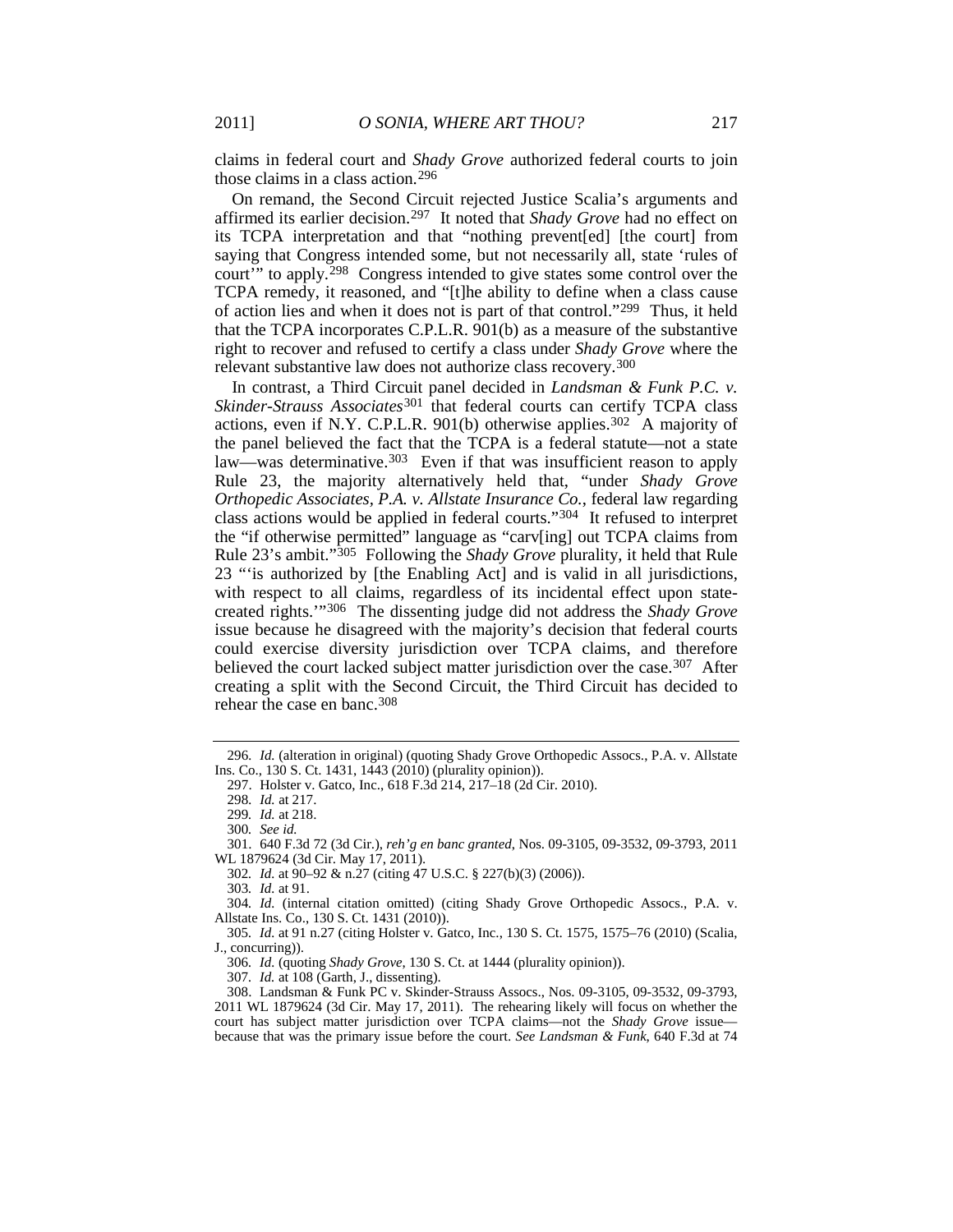claims in federal court and *Shady Grove* authorized federal courts to join those claims in a class action.[296]

On remand, the Second Circuit rejected Justice Scalia's arguments and affirmed its earlier decision.[297] It noted that *Shady Grove* had no effect on its TCPA interpretation and that "nothing prevent[ed] [the court] from saying that Congress intended some, but not necessarily all, state 'rules of court'" to apply.[298] Congress intended to give states some control over the TCPA remedy, it reasoned, and "[t]he ability to define when a class cause of action lies and when it does not is part of that control."[299] Thus, it held that the TCPA incorporates C.P.L.R. 901(b) as a measure of the substantive right to recover and refused to certify a class under *Shady Grove* where the relevant substantive law does not authorize class recovery.[300]

In contrast, a Third Circuit panel decided in *Landsman & Funk P.C. v. Skinder-Strauss Associates*[301] that federal courts can certify TCPA class actions, even if N.Y. C.P.L.R. 901(b) otherwise applies.[302] A majority of the panel believed the fact that the TCPA is a federal statute—not a state law—was determinative.[303] Even if that was insufficient reason to apply Rule 23, the majority alternatively held that, "under *Shady Grove Orthopedic Associates, P.A. v. Allstate Insurance Co.*, federal law regarding class actions would be applied in federal courts."[304] It refused to interpret the "if otherwise permitted" language as "carv[ing] out TCPA claims from Rule 23's ambit."[305] Following the *Shady Grove* plurality, it held that Rule 23 "'is authorized by [the Enabling Act] and is valid in all jurisdictions, with respect to all claims, regardless of its incidental effect upon state-created rights.'"[306] The dissenting judge did not address the *Shady Grove* issue because he disagreed with the majority's decision that federal courts could exercise diversity jurisdiction over TCPA claims, and therefore believed the court lacked subject matter jurisdiction over the case.[307] After creating a split with the Second Circuit, the Third Circuit has decided to rehear the case en banc.[308]

---

296. *Id.* (alteration in original) (quoting Shady Grove Orthopedic Assocs., P.A. v. Allstate Ins. Co., 130 S. Ct. 1431, 1443 (2010) (plurality opinion)).

297. Holster v. Gatco, Inc., 618 F.3d 214, 217–18 (2d Cir. 2010).

298. *Id.* at 217.

299. *Id.* at 218.

300. *See id.*

301. 640 F.3d 72 (3d Cir.), *reh'g en banc granted*, Nos. 09-3105, 09-3532, 09-3793, 2011 WL 1879624 (3d Cir. May 17, 2011).

302. *Id.* at 90–92 & n.27 (citing 47 U.S.C. § 227(b)(3) (2006)).

303. *Id.* at 91.

304. *Id.* (internal citation omitted) (citing Shady Grove Orthopedic Assocs., P.A. v. Allstate Ins. Co., 130 S. Ct. 1431 (2010)).

305. *Id.* at 91 n.27 (citing Holster v. Gatco, Inc., 130 S. Ct. 1575, 1575–76 (2010) (Scalia, J., concurring)).

306. *Id.* (quoting *Shady Grove*, 130 S. Ct. at 1444 (plurality opinion)).

307. *Id.* at 108 (Garth, J., dissenting).

308. Landsman & Funk PC v. Skinder-Strauss Assocs., Nos. 09-3105, 09-3532, 09-3793, 2011 WL 1879624 (3d Cir. May 17, 2011). The rehearing likely will focus on whether the court has subject matter jurisdiction over TCPA claims—not the *Shady Grove* issue—because that was the primary issue before the court. *See Landsman & Funk*, 640 F.3d at 74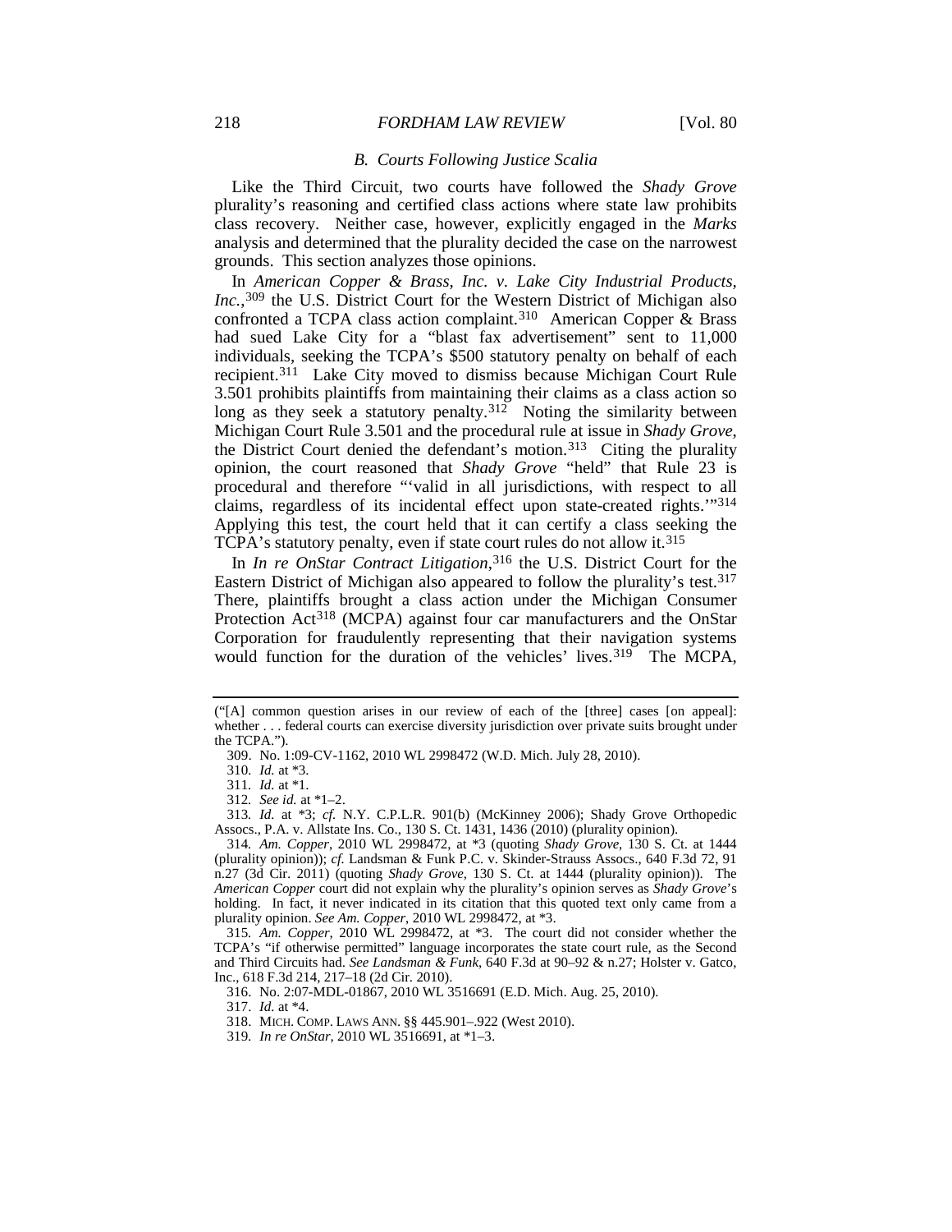### *B. Courts Following Justice Scalia*

Like the Third Circuit, two courts have followed the *Shady Grove* plurality's reasoning and certified class actions where state law prohibits class recovery. Neither case, however, explicitly engaged in the *Marks* analysis and determined that the plurality decided the case on the narrowest grounds. This section analyzes those opinions.

In *American Copper & Brass, Inc. v. Lake City Industrial Products, Inc.*,[309] the U.S. District Court for the Western District of Michigan also confronted a TCPA class action complaint.[310] American Copper & Brass had sued Lake City for a "blast fax advertisement" sent to 11,000 individuals, seeking the TCPA's $500 statutory penalty on behalf of each recipient.[311] Lake City moved to dismiss because Michigan Court Rule 3.501 prohibits plaintiffs from maintaining their claims as a class action so long as they seek a statutory penalty.[312] Noting the similarity between Michigan Court Rule 3.501 and the procedural rule at issue in *Shady Grove*, the District Court denied the defendant's motion.[313] Citing the plurality opinion, the court reasoned that *Shady Grove* "held" that Rule 23 is procedural and therefore "'valid in all jurisdictions, with respect to all claims, regardless of its incidental effect upon state-created rights.'"[314] Applying this test, the court held that it can certify a class seeking the TCPA's statutory penalty, even if state court rules do not allow it.[315]

In *In re OnStar Contract Litigation*,[316] the U.S. District Court for the Eastern District of Michigan also appeared to follow the plurality's test.[317] There, plaintiffs brought a class action under the Michigan Consumer Protection Act[318] (MCPA) against four car manufacturers and the OnStar Corporation for fraudulently representing that their navigation systems would function for the duration of the vehicles' lives.[319] The MCPA,

---

("[A] common question arises in our review of each of the [three] cases [on appeal]: whether . . . federal courts can exercise diversity jurisdiction over private suits brought under the TCPA.").

309. No. 1:09-CV-1162, 2010 WL 2998472 (W.D. Mich. July 28, 2010).

310. *Id.* at *3.

311. *Id.* at *1.

312. *See id.* at *1–2.

313. *Id.* at *3; *cf.* N.Y. C.P.L.R. 901(b) (McKinney 2006); Shady Grove Orthopedic Assocs., P.A. v. Allstate Ins. Co., 130 S. Ct. 1431, 1436 (2010) (plurality opinion).

314. *Am. Copper*, 2010 WL 2998472, at *3 (quoting *Shady Grove*, 130 S. Ct. at 1444 (plurality opinion)); *cf.* Landsman & Funk P.C. v. Skinder-Strauss Assocs., 640 F.3d 72, 91 n.27 (3d Cir. 2011) (quoting *Shady Grove*, 130 S. Ct. at 1444 (plurality opinion)). The *American Copper* court did not explain why the plurality's opinion serves as *Shady Grove*'s holding. In fact, it never indicated in its citation that this quoted text only came from a plurality opinion. *See Am. Copper*, 2010 WL 2998472, at *3.

315. *Am. Copper*, 2010 WL 2998472, at *3. The court did not consider whether the TCPA's "if otherwise permitted" language incorporates the state court rule, as the Second and Third Circuits had. *See Landsman & Funk*, 640 F.3d at 90–92 & n.27; Holster v. Gatco, Inc., 618 F.3d 214, 217–18 (2d Cir. 2010).

316. No. 2:07-MDL-01867, 2010 WL 3516691 (E.D. Mich. Aug. 25, 2010).

317. *Id.* at *4.

318. MICH. COMP. LAWS ANN. §§ 445.901–.922 (West 2010).

319. *In re OnStar*, 2010 WL 3516691, at *1–3.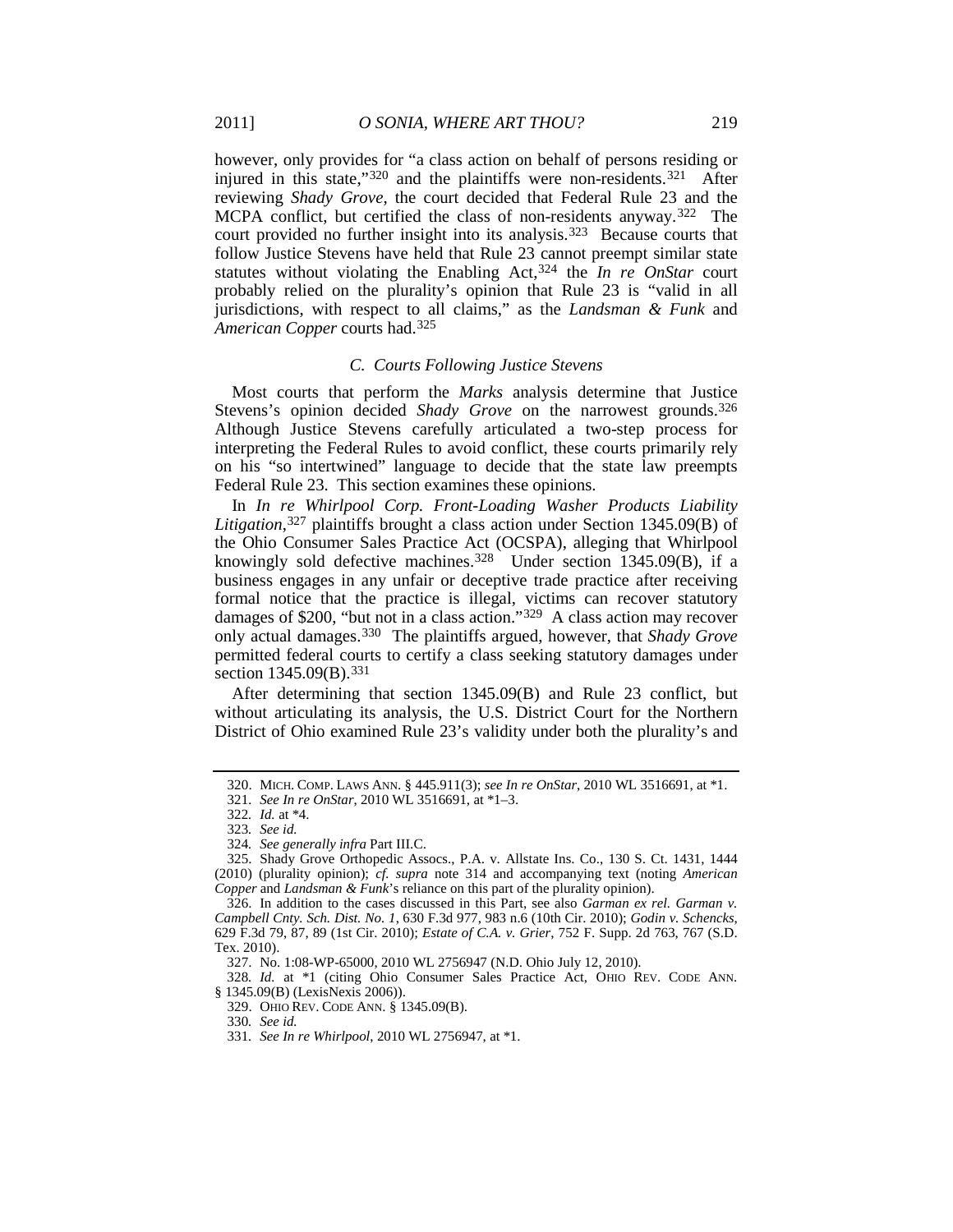however, only provides for "a class action on behalf of persons residing or injured in this state,"[320] and the plaintiffs were non-residents.[321] After reviewing *Shady Grove*, the court decided that Federal Rule 23 and the MCPA conflict, but certified the class of non-residents anyway.[322] The court provided no further insight into its analysis.[323] Because courts that follow Justice Stevens have held that Rule 23 cannot preempt similar state statutes without violating the Enabling Act,[324] the *In re OnStar* court probably relied on the plurality's opinion that Rule 23 is "valid in all jurisdictions, with respect to all claims," as the *Landsman & Funk* and *American Copper* courts had.[325]

### *C. Courts Following Justice Stevens*

Most courts that perform the *Marks* analysis determine that Justice Stevens's opinion decided *Shady Grove* on the narrowest grounds.[326] Although Justice Stevens carefully articulated a two-step process for interpreting the Federal Rules to avoid conflict, these courts primarily rely on his "so intertwined" language to decide that the state law preempts Federal Rule 23. This section examines these opinions.

In *In re Whirlpool Corp. Front-Loading Washer Products Liability Litigation*,[327] plaintiffs brought a class action under Section 1345.09(B) of the Ohio Consumer Sales Practice Act (OCSPA), alleging that Whirlpool knowingly sold defective machines.[328] Under section 1345.09(B), if a business engages in any unfair or deceptive trade practice after receiving formal notice that the practice is illegal, victims can recover statutory damages of $200, "but not in a class action."[329] A class action may recover only actual damages.[330] The plaintiffs argued, however, that *Shady Grove* permitted federal courts to certify a class seeking statutory damages under section 1345.09(B).[331]

After determining that section 1345.09(B) and Rule 23 conflict, but without articulating its analysis, the U.S. District Court for the Northern District of Ohio examined Rule 23's validity under both the plurality's and

---

320. MICH. COMP. LAWS ANN. § 445.911(3); *see In re OnStar*, 2010 WL 3516691, at *1.

321. *See In re OnStar*, 2010 WL 3516691, at *1–3.

322. *Id.* at *4.

323. *See id.*

324. *See generally infra* Part III.C.

325. Shady Grove Orthopedic Assocs., P.A. v. Allstate Ins. Co., 130 S. Ct. 1431, 1444 (2010) (plurality opinion); *cf. supra* note 314 and accompanying text (noting *American Copper* and *Landsman & Funk*'s reliance on this part of the plurality opinion).

326. In addition to the cases discussed in this Part, see also *Garman ex rel. Garman v. Campbell Cnty. Sch. Dist. No. 1*, 630 F.3d 977, 983 n.6 (10th Cir. 2010); *Godin v. Schencks*, 629 F.3d 79, 87, 89 (1st Cir. 2010); *Estate of C.A. v. Grier*, 752 F. Supp. 2d 763, 767 (S.D. Tex. 2010).

327. No. 1:08-WP-65000, 2010 WL 2756947 (N.D. Ohio July 12, 2010).

328. *Id.* at *1 (citing Ohio Consumer Sales Practice Act, OHIO REV. CODE ANN. § 1345.09(B) (LexisNexis 2006)).

329. OHIO REV. CODE ANN. § 1345.09(B).

330. *See id.*

331. *See In re Whirlpool*, 2010 WL 2756947, at *1.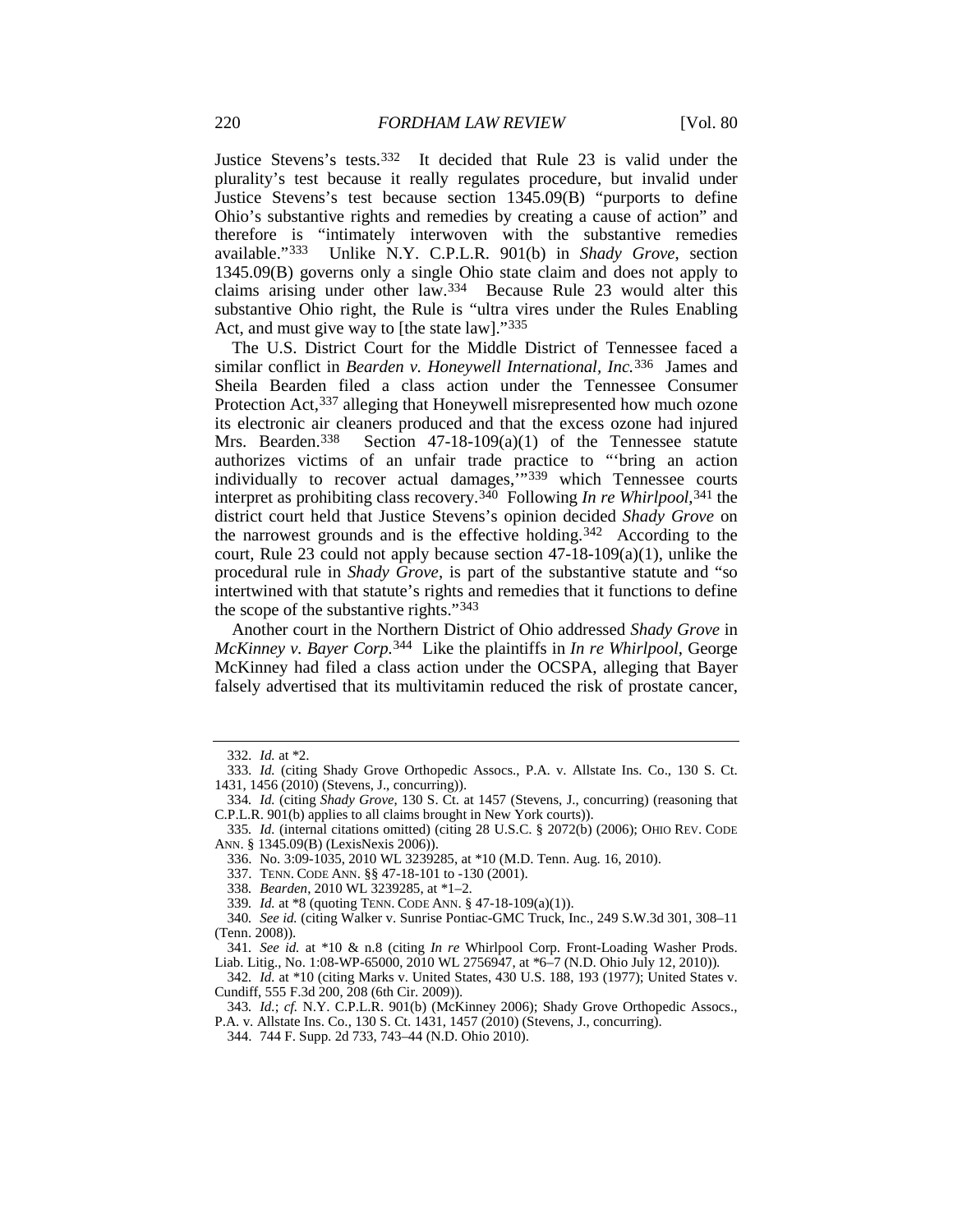Justice Stevens's tests.[332] It decided that Rule 23 is valid under the plurality's test because it really regulates procedure, but invalid under Justice Stevens's test because section 1345.09(B) "purports to define Ohio's substantive rights and remedies by creating a cause of action" and therefore is "intimately interwoven with the substantive remedies available."[333] Unlike N.Y. C.P.L.R. 901(b) in *Shady Grove*, section 1345.09(B) governs only a single Ohio state claim and does not apply to claims arising under other law.[334] Because Rule 23 would alter this substantive Ohio right, the Rule is "ultra vires under the Rules Enabling Act, and must give way to [the state law]."[335]

The U.S. District Court for the Middle District of Tennessee faced a similar conflict in *Bearden v. Honeywell International, Inc.*[336] James and Sheila Bearden filed a class action under the Tennessee Consumer Protection Act,[337] alleging that Honeywell misrepresented how much ozone its electronic air cleaners produced and that the excess ozone had injured Mrs. Bearden.[338] Section 47-18-109(a)(1) of the Tennessee statute authorizes victims of an unfair trade practice to "'bring an action individually to recover actual damages,'"[339] which Tennessee courts interpret as prohibiting class recovery.[340] Following *In re Whirlpool*,[341] the district court held that Justice Stevens's opinion decided *Shady Grove* on the narrowest grounds and is the effective holding.[342] According to the court, Rule 23 could not apply because section 47-18-109(a)(1), unlike the procedural rule in *Shady Grove*, is part of the substantive statute and "so intertwined with that statute's rights and remedies that it functions to define the scope of the substantive rights."[343]

Another court in the Northern District of Ohio addressed *Shady Grove* in *McKinney v. Bayer Corp.*[344] Like the plaintiffs in *In re Whirlpool*, George McKinney had filed a class action under the OCSPA, alleging that Bayer falsely advertised that its multivitamin reduced the risk of prostate cancer,

---

332. *Id.* at *2.

333. *Id.* (citing Shady Grove Orthopedic Assocs., P.A. v. Allstate Ins. Co., 130 S. Ct. 1431, 1456 (2010) (Stevens, J., concurring)).

334. *Id.* (citing *Shady Grove*, 130 S. Ct. at 1457 (Stevens, J., concurring) (reasoning that C.P.L.R. 901(b) applies to all claims brought in New York courts)).

335. *Id.* (internal citations omitted) (citing 28 U.S.C. § 2072(b) (2006); OHIO REV. CODE ANN. § 1345.09(B) (LexisNexis 2006)).

336. No. 3:09-1035, 2010 WL 3239285, at *10 (M.D. Tenn. Aug. 16, 2010).

337. TENN. CODE ANN. §§ 47-18-101 to -130 (2001).

338. *Bearden*, 2010 WL 3239285, at *1–2.

339. *Id.* at *8 (quoting TENN. CODE ANN. § 47-18-109(a)(1)).

340. *See id.* (citing Walker v. Sunrise Pontiac-GMC Truck, Inc., 249 S.W.3d 301, 308–11 (Tenn. 2008)).

341. *See id.* at *10 & n.8 (citing *In re* Whirlpool Corp. Front-Loading Washer Prods. Liab. Litig., No. 1:08-WP-65000, 2010 WL 2756947, at *6–7 (N.D. Ohio July 12, 2010)).

342. *Id.* at *10 (citing Marks v. United States, 430 U.S. 188, 193 (1977); United States v. Cundiff, 555 F.3d 200, 208 (6th Cir. 2009)).

343. *Id.*; *cf.* N.Y. C.P.L.R. 901(b) (McKinney 2006); Shady Grove Orthopedic Assocs., P.A. v. Allstate Ins. Co., 130 S. Ct. 1431, 1457 (2010) (Stevens, J., concurring).

344. 744 F. Supp. 2d 733, 743–44 (N.D. Ohio 2010).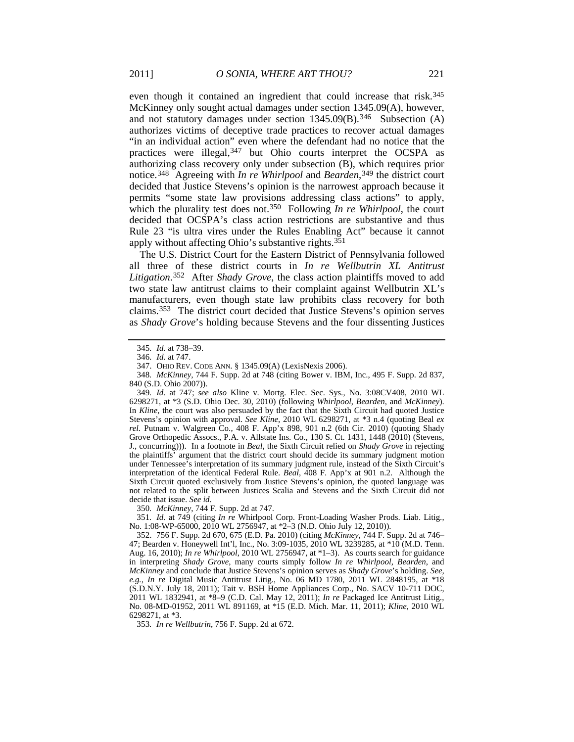even though it contained an ingredient that could increase that risk.[345] McKinney only sought actual damages under section 1345.09(A), however, and not statutory damages under section 1345.09(B).[346] Subsection (A) authorizes victims of deceptive trade practices to recover actual damages "in an individual action" even where the defendant had no notice that the practices were illegal,[347] but Ohio courts interpret the OCSPA as authorizing class recovery only under subsection (B), which requires prior notice.[348] Agreeing with *In re Whirlpool* and *Bearden*,[349] the district court decided that Justice Stevens's opinion is the narrowest approach because it permits "some state law provisions addressing class actions" to apply, which the plurality test does not.[350] Following *In re Whirlpool*, the court decided that OCSPA's class action restrictions are substantive and thus Rule 23 "is ultra vires under the Rules Enabling Act" because it cannot apply without affecting Ohio's substantive rights.[351]

The U.S. District Court for the Eastern District of Pennsylvania followed all three of these district courts in *In re Wellbutrin XL Antitrust Litigation*.[352] After *Shady Grove*, the class action plaintiffs moved to add two state law antitrust claims to their complaint against Wellbutrin XL's manufacturers, even though state law prohibits class recovery for both claims.[353] The district court decided that Justice Stevens's opinion serves as *Shady Grove*'s holding because Stevens and the four dissenting Justices

---

345. *Id.* at 738–39.

346. *Id.* at 747.

347. OHIO REV. CODE ANN. § 1345.09(A) (LexisNexis 2006).

348. *McKinney*, 744 F. Supp. 2d at 748 (citing Bower v. IBM, Inc., 495 F. Supp. 2d 837, 840 (S.D. Ohio 2007)).

349. *Id.* at 747; *see also* Kline v. Mortg. Elec. Sec. Sys., No. 3:08CV408, 2010 WL 6298271, at *3 (S.D. Ohio Dec. 30, 2010) (following *Whirlpool*, *Bearden*, and *McKinney*). In *Kline*, the court was also persuaded by the fact that the Sixth Circuit had quoted Justice Stevens's opinion with approval. *See Kline*, 2010 WL 6298271, at *3 n.4 (quoting Beal *ex rel.* Putnam v. Walgreen Co., 408 F. App'x 898, 901 n.2 (6th Cir. 2010) (quoting Shady Grove Orthopedic Assocs., P.A. v. Allstate Ins. Co., 130 S. Ct. 1431, 1448 (2010) (Stevens, J., concurring))). In a footnote in *Beal*, the Sixth Circuit relied on *Shady Grove* in rejecting the plaintiffs' argument that the district court should decide its summary judgment motion under Tennessee's interpretation of its summary judgment rule, instead of the Sixth Circuit's interpretation of the identical Federal Rule. *Beal*, 408 F. App'x at 901 n.2. Although the Sixth Circuit quoted exclusively from Justice Stevens's opinion, the quoted language was not related to the split between Justices Scalia and Stevens and the Sixth Circuit did not decide that issue. *See id.*

350. *McKinney*, 744 F. Supp. 2d at 747.

351. *Id.* at 749 (citing *In re* Whirlpool Corp. Front-Loading Washer Prods. Liab. Litig., No. 1:08-WP-65000, 2010 WL 2756947, at *2–3 (N.D. Ohio July 12, 2010)).

352. 756 F. Supp. 2d 670, 675 (E.D. Pa. 2010) (citing *McKinney*, 744 F. Supp. 2d at 746–47; Bearden v. Honeywell Int'l, Inc., No. 3:09-1035, 2010 WL 3239285, at *10 (M.D. Tenn. Aug. 16, 2010); *In re Whirlpool*, 2010 WL 2756947, at *1–3). As courts search for guidance in interpreting *Shady Grove*, many courts simply follow *In re Whirlpool*, *Bearden*, and *McKinney* and conclude that Justice Stevens's opinion serves as *Shady Grove*'s holding. *See, e.g.*, *In re* Digital Music Antitrust Litig., No. 06 MD 1780, 2011 WL 2848195, at *18 (S.D.N.Y. July 18, 2011); Tait v. BSH Home Appliances Corp., No. SACV 10-711 DOC, 2011 WL 1832941, at *8–9 (C.D. Cal. May 12, 2011); *In re* Packaged Ice Antitrust Litig., No. 08-MD-01952, 2011 WL 891169, at *15 (E.D. Mich. Mar. 11, 2011); *Kline*, 2010 WL 6298271, at *3.

353. *In re Wellbutrin*, 756 F. Supp. 2d at 672.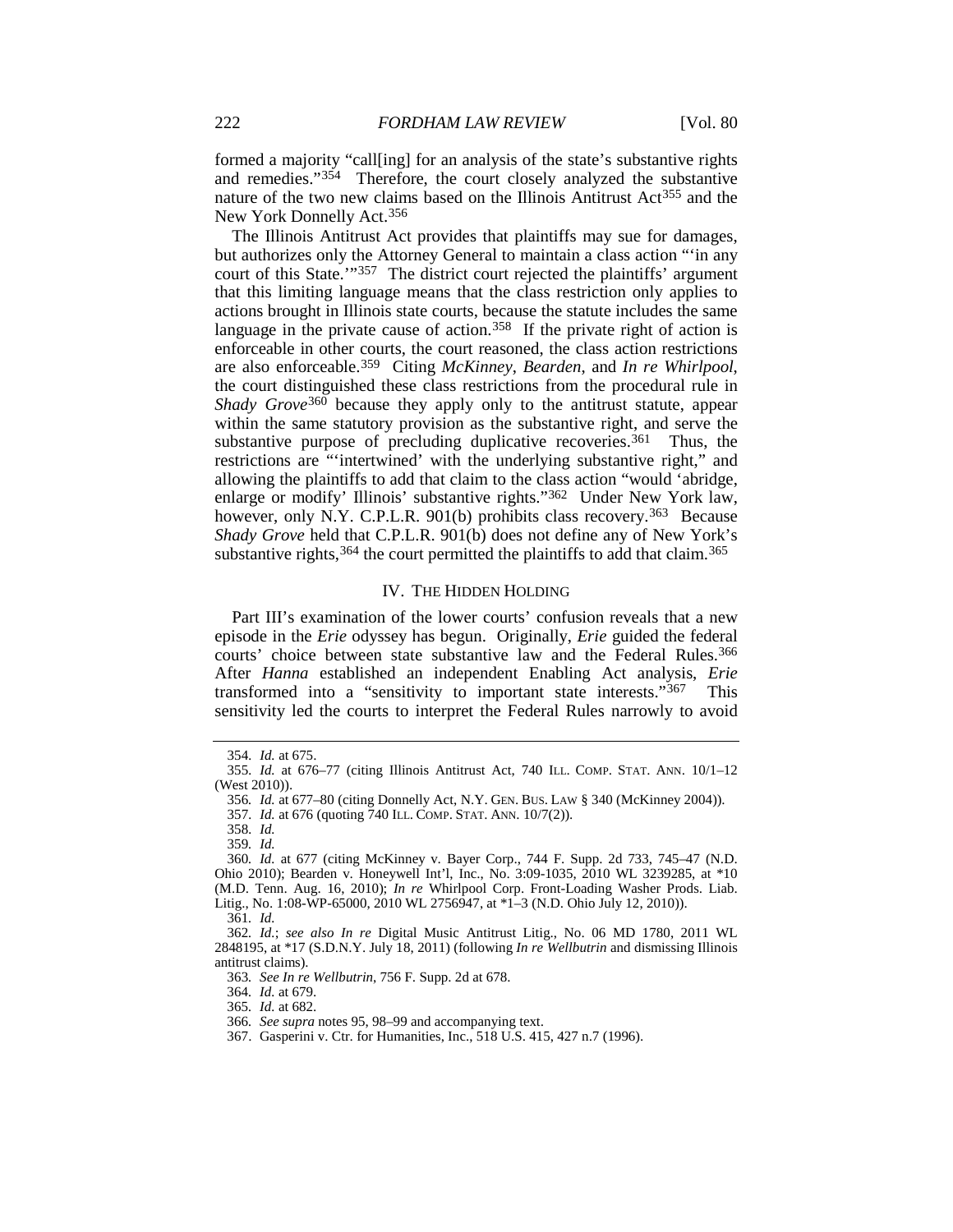formed a majority "call[ing] for an analysis of the state's substantive rights and remedies."[354] Therefore, the court closely analyzed the substantive nature of the two new claims based on the Illinois Antitrust Act[355] and the New York Donnelly Act.[356]

The Illinois Antitrust Act provides that plaintiffs may sue for damages, but authorizes only the Attorney General to maintain a class action "'in any court of this State.'"[357] The district court rejected the plaintiffs' argument that this limiting language means that the class restriction only applies to actions brought in Illinois state courts, because the statute includes the same language in the private cause of action.[358] If the private right of action is enforceable in other courts, the court reasoned, the class action restrictions are also enforceable.[359] Citing *McKinney*, *Bearden*, and *In re Whirlpool*, the court distinguished these class restrictions from the procedural rule in *Shady Grove*[360] because they apply only to the antitrust statute, appear within the same statutory provision as the substantive right, and serve the substantive purpose of precluding duplicative recoveries.[361] Thus, the restrictions are "'intertwined' with the underlying substantive right," and allowing the plaintiffs to add that claim to the class action "would 'abridge, enlarge or modify' Illinois' substantive rights."[362] Under New York law, however, only N.Y. C.P.L.R. 901(b) prohibits class recovery.[363] Because *Shady Grove* held that C.P.L.R. 901(b) does not define any of New York's substantive rights,[364] the court permitted the plaintiffs to add that claim.[365]

## IV. THE HIDDEN HOLDING

Part III's examination of the lower courts' confusion reveals that a new episode in the *Erie* odyssey has begun. Originally, *Erie* guided the federal courts' choice between state substantive law and the Federal Rules.[366] After *Hanna* established an independent Enabling Act analysis, *Erie* transformed into a "sensitivity to important state interests."[367] This sensitivity led the courts to interpret the Federal Rules narrowly to avoid

---

354. *Id.* at 675.

355. *Id.* at 676–77 (citing Illinois Antitrust Act, 740 ILL. COMP. STAT. ANN. 10/1–12 (West 2010)).

356. *Id.* at 677–80 (citing Donnelly Act, N.Y. GEN. BUS. LAW § 340 (McKinney 2004)).

357. *Id.* at 676 (quoting 740 ILL. COMP. STAT. ANN. 10/7(2)).

358. *Id.*

359. *Id.*

360. *Id.* at 677 (citing McKinney v. Bayer Corp., 744 F. Supp. 2d 733, 745–47 (N.D. Ohio 2010); Bearden v. Honeywell Int'l, Inc., No. 3:09-1035, 2010 WL 3239285, at *10 (M.D. Tenn. Aug. 16, 2010); *In re* Whirlpool Corp. Front-Loading Washer Prods. Liab. Litig., No. 1:08-WP-65000, 2010 WL 2756947, at *1–3 (N.D. Ohio July 12, 2010)).

361. *Id.*

362. *Id.*; *see also In re* Digital Music Antitrust Litig., No. 06 MD 1780, 2011 WL 2848195, at *17 (S.D.N.Y. July 18, 2011) (following *In re Wellbutrin* and dismissing Illinois antitrust claims).

363. *See In re Wellbutrin*, 756 F. Supp. 2d at 678.

364. *Id.* at 679.

365. *Id.* at 682.

366. *See supra* notes 95, 98–99 and accompanying text.

367. Gasperini v. Ctr. for Humanities, Inc., 518 U.S. 415, 427 n.7 (1996).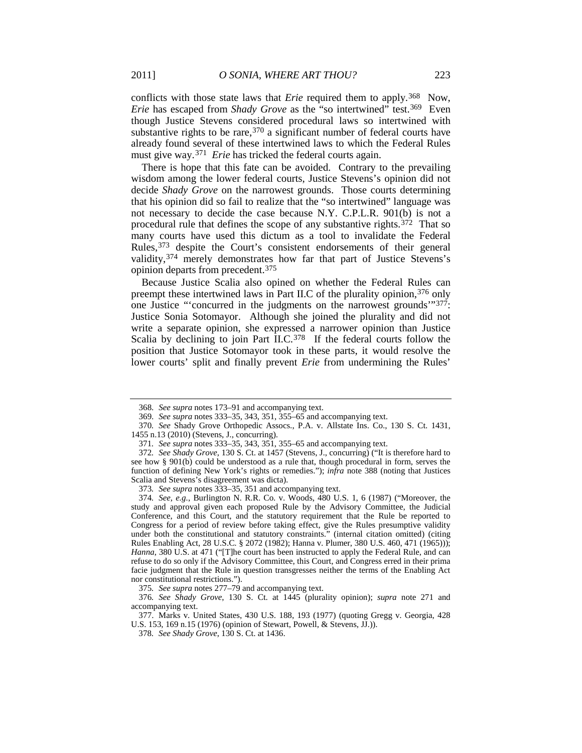conflicts with those state laws that *Erie* required them to apply.[368] Now, *Erie* has escaped from *Shady Grove* as the "so intertwined" test.[369] Even though Justice Stevens considered procedural laws so intertwined with substantive rights to be rare,[370] a significant number of federal courts have already found several of these intertwined laws to which the Federal Rules must give way.[371] *Erie* has tricked the federal courts again.

There is hope that this fate can be avoided. Contrary to the prevailing wisdom among the lower federal courts, Justice Stevens's opinion did not decide *Shady Grove* on the narrowest grounds. Those courts determining that his opinion did so fail to realize that the "so intertwined" language was not necessary to decide the case because N.Y. C.P.L.R. 901(b) is not a procedural rule that defines the scope of any substantive rights.[372] That so many courts have used this dictum as a tool to invalidate the Federal Rules,[373] despite the Court's consistent endorsements of their general validity,[374] merely demonstrates how far that part of Justice Stevens's opinion departs from precedent.[375]

Because Justice Scalia also opined on whether the Federal Rules can preempt these intertwined laws in Part II.C of the plurality opinion,[376] only one Justice "'concurred in the judgments on the narrowest grounds'"[377]: Justice Sonia Sotomayor. Although she joined the plurality and did not write a separate opinion, she expressed a narrower opinion than Justice Scalia by declining to join Part II.C.[378] If the federal courts follow the position that Justice Sotomayor took in these parts, it would resolve the lower courts' split and finally prevent *Erie* from undermining the Rules'

---

368. *See supra* notes 173–91 and accompanying text.

369. *See supra* notes 333–35, 343, 351, 355–65 and accompanying text.

370. *See* Shady Grove Orthopedic Assocs., P.A. v. Allstate Ins. Co., 130 S. Ct. 1431, 1455 n.13 (2010) (Stevens, J., concurring).

371. *See supra* notes 333–35, 343, 351, 355–65 and accompanying text.

372. *See Shady Grove*, 130 S. Ct. at 1457 (Stevens, J., concurring) ("It is therefore hard to see how § 901(b) could be understood as a rule that, though procedural in form, serves the function of defining New York's rights or remedies."); *infra* note 388 (noting that Justices Scalia and Stevens's disagreement was dicta).

373. *See supra* notes 333–35, 351 and accompanying text.

374. *See, e.g.*, Burlington N. R.R. Co. v. Woods, 480 U.S. 1, 6 (1987) ("Moreover, the study and approval given each proposed Rule by the Advisory Committee, the Judicial Conference, and this Court, and the statutory requirement that the Rule be reported to Congress for a period of review before taking effect, give the Rules presumptive validity under both the constitutional and statutory constraints." (internal citation omitted) (citing Rules Enabling Act, 28 U.S.C. § 2072 (1982); Hanna v. Plumer, 380 U.S. 460, 471 (1965))); *Hanna*, 380 U.S. at 471 ("[T]he court has been instructed to apply the Federal Rule, and can refuse to do so only if the Advisory Committee, this Court, and Congress erred in their prima facie judgment that the Rule in question transgresses neither the terms of the Enabling Act nor constitutional restrictions.").

375. *See supra* notes 277–79 and accompanying text.

376. *See Shady Grove*, 130 S. Ct. at 1445 (plurality opinion); *supra* note 271 and accompanying text.

377. Marks v. United States, 430 U.S. 188, 193 (1977) (quoting Gregg v. Georgia, 428 U.S. 153, 169 n.15 (1976) (opinion of Stewart, Powell, & Stevens, JJ.)).

378. *See Shady Grove*, 130 S. Ct. at 1436.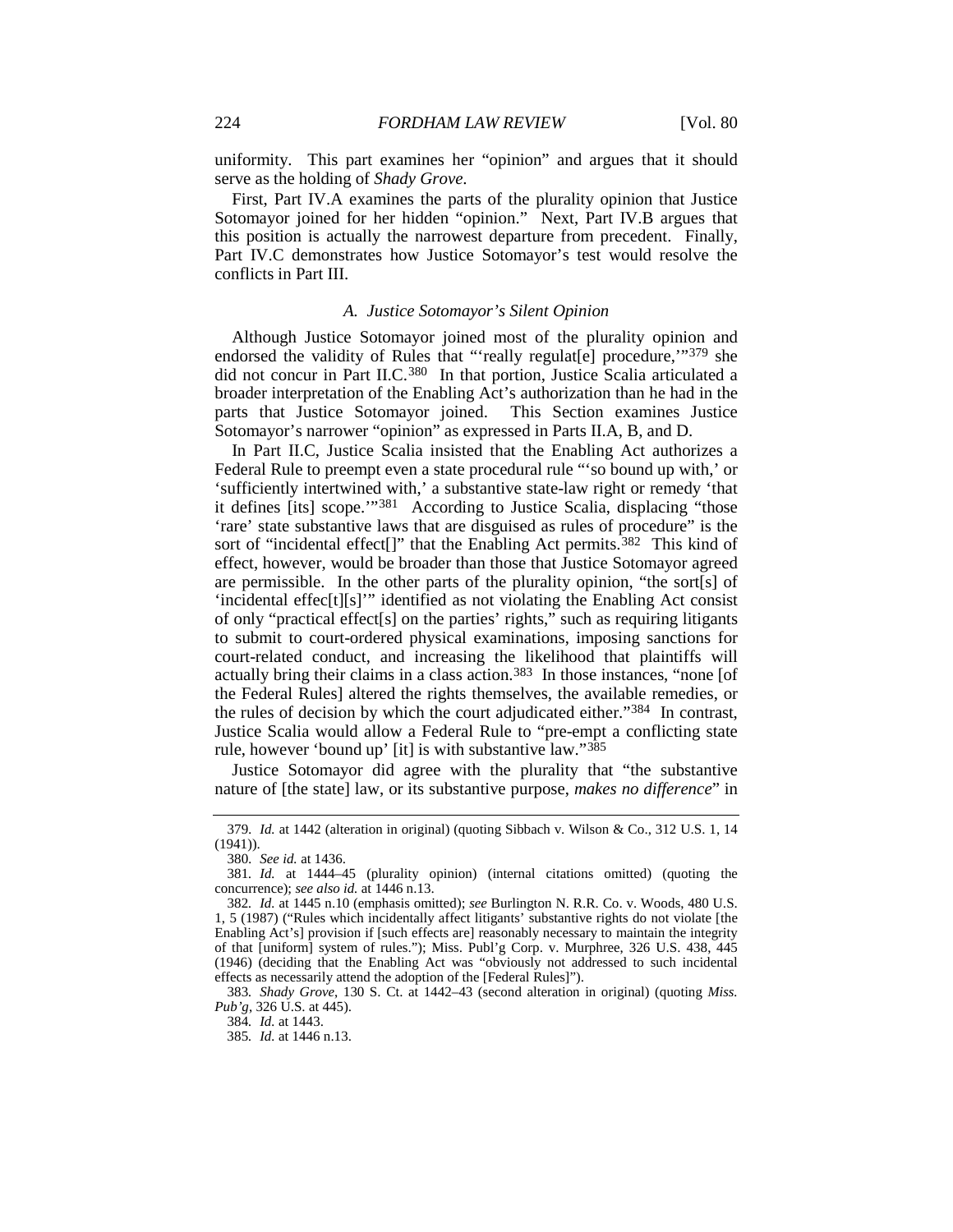uniformity. This part examines her "opinion" and argues that it should serve as the holding of *Shady Grove*.

First, Part IV.A examines the parts of the plurality opinion that Justice Sotomayor joined for her hidden "opinion." Next, Part IV.B argues that this position is actually the narrowest departure from precedent. Finally, Part IV.C demonstrates how Justice Sotomayor's test would resolve the conflicts in Part III.

### *A. Justice Sotomayor's Silent Opinion*

Although Justice Sotomayor joined most of the plurality opinion and endorsed the validity of Rules that "'really regulat[e] procedure,'"[379] she did not concur in Part II.C.[380] In that portion, Justice Scalia articulated a broader interpretation of the Enabling Act's authorization than he had in the parts that Justice Sotomayor joined. This Section examines Justice Sotomayor's narrower "opinion" as expressed in Parts II.A, B, and D.

In Part II.C, Justice Scalia insisted that the Enabling Act authorizes a Federal Rule to preempt even a state procedural rule "'so bound up with,' or 'sufficiently intertwined with,' a substantive state-law right or remedy 'that it defines [its] scope.'"[381] According to Justice Scalia, displacing "those 'rare' state substantive laws that are disguised as rules of procedure" is the sort of "incidental effect[]" that the Enabling Act permits.[382] This kind of effect, however, would be broader than those that Justice Sotomayor agreed are permissible. In the other parts of the plurality opinion, "the sort[s] of 'incidental effec[t][s]'" identified as not violating the Enabling Act consist of only "practical effect[s] on the parties' rights," such as requiring litigants to submit to court-ordered physical examinations, imposing sanctions for court-related conduct, and increasing the likelihood that plaintiffs will actually bring their claims in a class action.[383] In those instances, "none [of the Federal Rules] altered the rights themselves, the available remedies, or the rules of decision by which the court adjudicated either."[384] In contrast, Justice Scalia would allow a Federal Rule to "pre-empt a conflicting state rule, however 'bound up' [it] is with substantive law."[385]

Justice Sotomayor did agree with the plurality that "the substantive nature of [the state] law, or its substantive purpose, *makes no difference*" in

---

379. *Id.* at 1442 (alteration in original) (quoting Sibbach v. Wilson & Co., 312 U.S. 1, 14 (1941)).

380. *See id.* at 1436.

381. *Id.* at 1444–45 (plurality opinion) (internal citations omitted) (quoting the concurrence); *see also id.* at 1446 n.13.

382. *Id.* at 1445 n.10 (emphasis omitted); *see* Burlington N. R.R. Co. v. Woods, 480 U.S. 1, 5 (1987) ("Rules which incidentally affect litigants' substantive rights do not violate [the Enabling Act's] provision if [such effects are] reasonably necessary to maintain the integrity of that [uniform] system of rules."); Miss. Publ'g Corp. v. Murphree, 326 U.S. 438, 445 (1946) (deciding that the Enabling Act was "obviously not addressed to such incidental effects as necessarily attend the adoption of the [Federal Rules]").

383. *Shady Grove*, 130 S. Ct. at 1442–43 (second alteration in original) (quoting *Miss. Pub'g*, 326 U.S. at 445).

384. *Id.* at 1443.

385. *Id.* at 1446 n.13.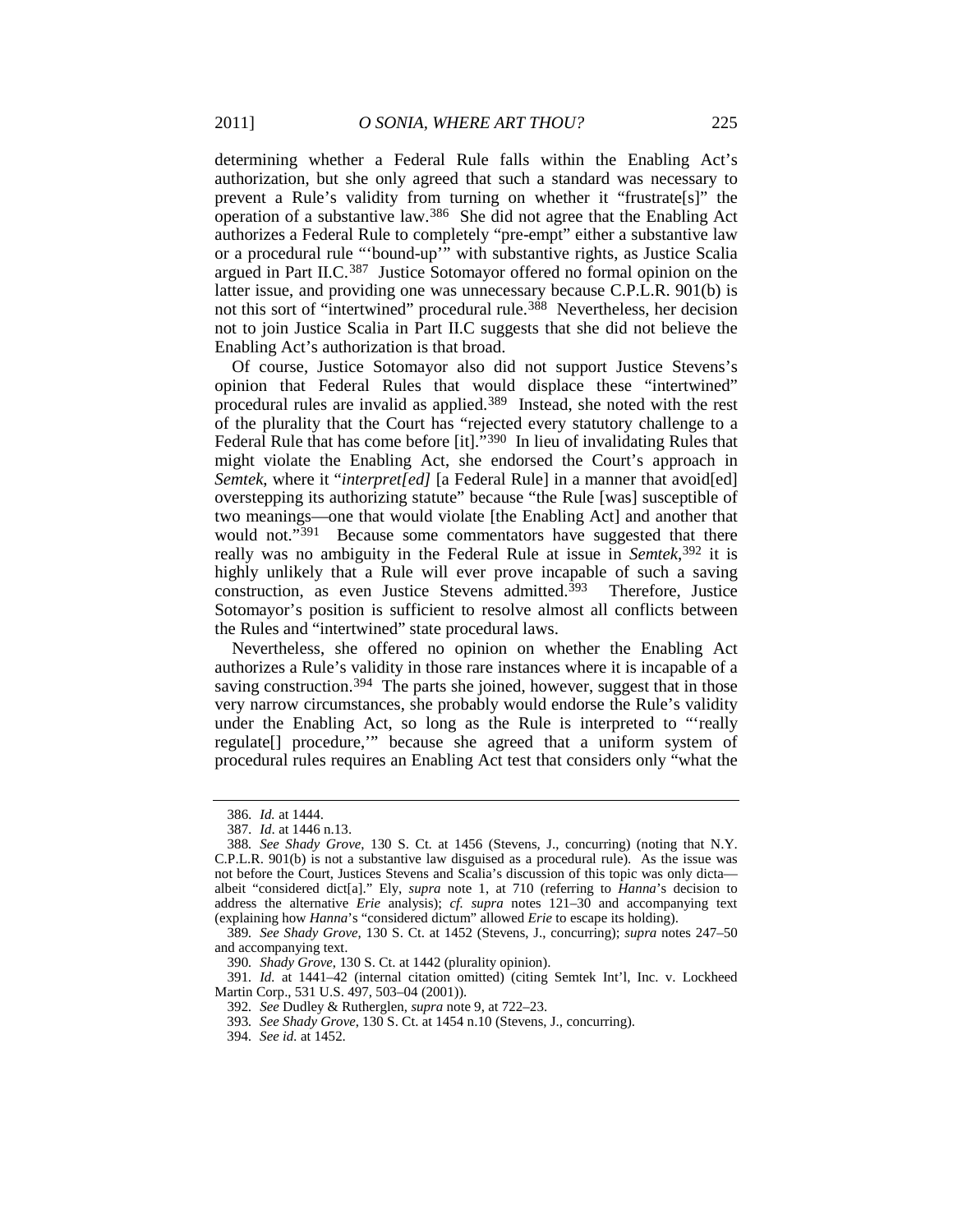determining whether a Federal Rule falls within the Enabling Act's authorization, but she only agreed that such a standard was necessary to prevent a Rule's validity from turning on whether it "frustrate[s]" the operation of a substantive law.[386] She did not agree that the Enabling Act authorizes a Federal Rule to completely "pre-empt" either a substantive law or a procedural rule "'bound-up'" with substantive rights, as Justice Scalia argued in Part II.C.[387] Justice Sotomayor offered no formal opinion on the latter issue, and providing one was unnecessary because C.P.L.R. 901(b) is not this sort of "intertwined" procedural rule.[388] Nevertheless, her decision not to join Justice Scalia in Part II.C suggests that she did not believe the Enabling Act's authorization is that broad.

Of course, Justice Sotomayor also did not support Justice Stevens's opinion that Federal Rules that would displace these "intertwined" procedural rules are invalid as applied.[389] Instead, she noted with the rest of the plurality that the Court has "rejected every statutory challenge to a Federal Rule that has come before [it]."[390] In lieu of invalidating Rules that might violate the Enabling Act, she endorsed the Court's approach in *Semtek*, where it "*interpret[ed]* [a Federal Rule] in a manner that avoid[ed] overstepping its authorizing statute" because "the Rule [was] susceptible of two meanings—one that would violate [the Enabling Act] and another that would not."[391] Because some commentators have suggested that there really was no ambiguity in the Federal Rule at issue in *Semtek*,[392] it is highly unlikely that a Rule will ever prove incapable of such a saving construction, as even Justice Stevens admitted.[393] Therefore, Justice Sotomayor's position is sufficient to resolve almost all conflicts between the Rules and "intertwined" state procedural laws.

Nevertheless, she offered no opinion on whether the Enabling Act authorizes a Rule's validity in those rare instances where it is incapable of a saving construction.[394] The parts she joined, however, suggest that in those very narrow circumstances, she probably would endorse the Rule's validity under the Enabling Act, so long as the Rule is interpreted to "'really regulate[] procedure,'" because she agreed that a uniform system of procedural rules requires an Enabling Act test that considers only "what the

---

386. *Id.* at 1444.

387. *Id.* at 1446 n.13.

388. *See Shady Grove*, 130 S. Ct. at 1456 (Stevens, J., concurring) (noting that N.Y. C.P.L.R. 901(b) is not a substantive law disguised as a procedural rule). As the issue was not before the Court, Justices Stevens and Scalia's discussion of this topic was only dicta—albeit "considered dict[a]." Ely, *supra* note 1, at 710 (referring to *Hanna*'s decision to address the alternative *Erie* analysis); *cf. supra* notes 121–30 and accompanying text (explaining how *Hanna*'s "considered dictum" allowed *Erie* to escape its holding).

389. *See Shady Grove*, 130 S. Ct. at 1452 (Stevens, J., concurring); *supra* notes 247–50 and accompanying text.

390. *Shady Grove*, 130 S. Ct. at 1442 (plurality opinion).

391. *Id.* at 1441–42 (internal citation omitted) (citing Semtek Int'l, Inc. v. Lockheed Martin Corp., 531 U.S. 497, 503–04 (2001)).

392. *See* Dudley & Rutherglen, *supra* note 9, at 722–23.

393. *See Shady Grove*, 130 S. Ct. at 1454 n.10 (Stevens, J., concurring).

394. *See id.* at 1452.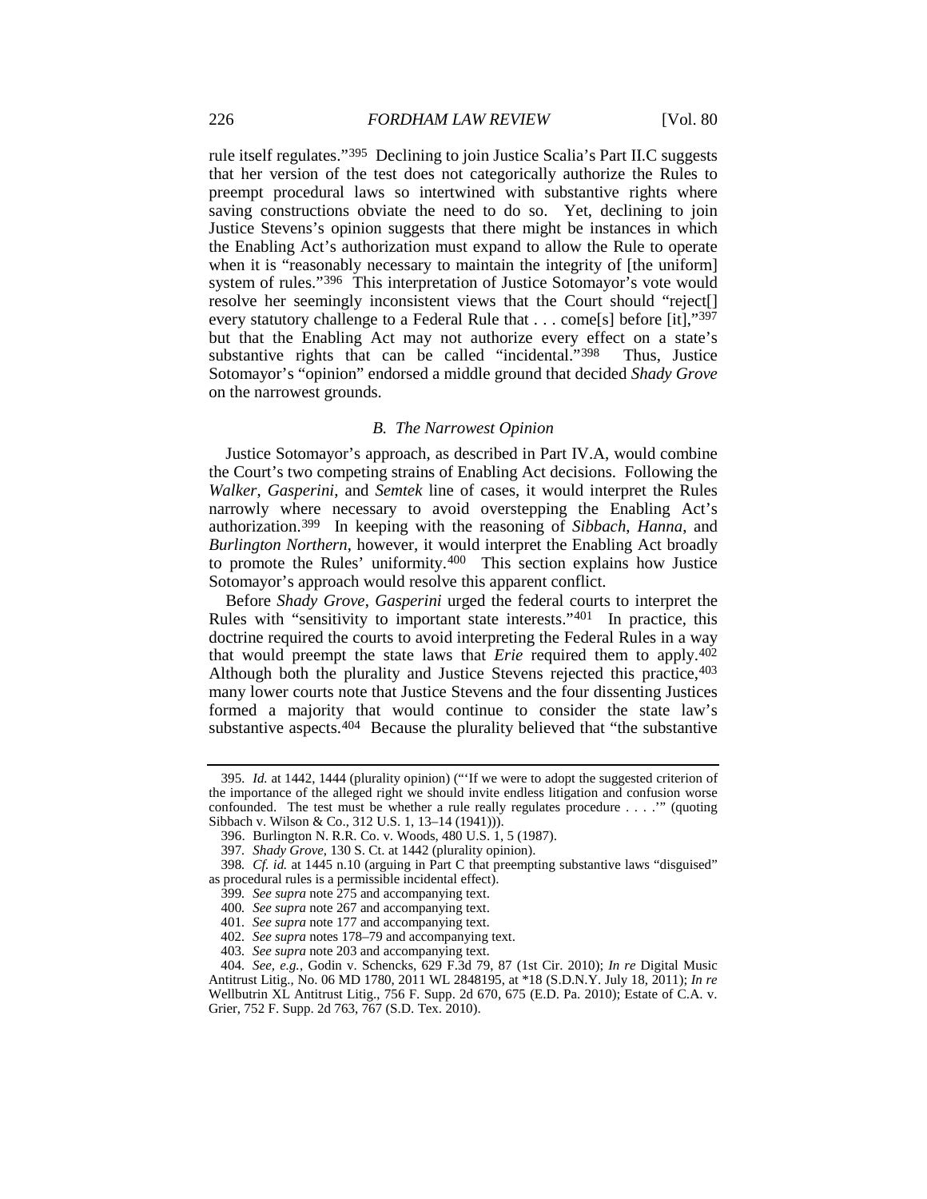rule itself regulates."[395] Declining to join Justice Scalia's Part II.C suggests that her version of the test does not categorically authorize the Rules to preempt procedural laws so intertwined with substantive rights where saving constructions obviate the need to do so. Yet, declining to join Justice Stevens's opinion suggests that there might be instances in which the Enabling Act's authorization must expand to allow the Rule to operate when it is "reasonably necessary to maintain the integrity of [the uniform] system of rules."[396] This interpretation of Justice Sotomayor's vote would resolve her seemingly inconsistent views that the Court should "reject[] every statutory challenge to a Federal Rule that . . . come[s] before [it],"[397] but that the Enabling Act may not authorize every effect on a state's substantive rights that can be called "incidental."[398] Thus, Justice Sotomayor's "opinion" endorsed a middle ground that decided *Shady Grove* on the narrowest grounds.

### *B. The Narrowest Opinion*

Justice Sotomayor's approach, as described in Part IV.A, would combine the Court's two competing strains of Enabling Act decisions. Following the *Walker*, *Gasperini*, and *Semtek* line of cases, it would interpret the Rules narrowly where necessary to avoid overstepping the Enabling Act's authorization.[399] In keeping with the reasoning of *Sibbach*, *Hanna*, and *Burlington Northern*, however, it would interpret the Enabling Act broadly to promote the Rules' uniformity.[400] This section explains how Justice Sotomayor's approach would resolve this apparent conflict.

Before *Shady Grove*, *Gasperini* urged the federal courts to interpret the Rules with "sensitivity to important state interests."[401] In practice, this doctrine required the courts to avoid interpreting the Federal Rules in a way that would preempt the state laws that *Erie* required them to apply.[402] Although both the plurality and Justice Stevens rejected this practice,[403] many lower courts note that Justice Stevens and the four dissenting Justices formed a majority that would continue to consider the state law's substantive aspects.[404] Because the plurality believed that "the substantive

---

395. *Id.* at 1442, 1444 (plurality opinion) ("'If we were to adopt the suggested criterion of the importance of the alleged right we should invite endless litigation and confusion worse confounded. The test must be whether a rule really regulates procedure . . . .'" (quoting Sibbach v. Wilson & Co., 312 U.S. 1, 13–14 (1941))).

396. Burlington N. R.R. Co. v. Woods, 480 U.S. 1, 5 (1987).

397. *Shady Grove*, 130 S. Ct. at 1442 (plurality opinion).

398. *Cf. id.* at 1445 n.10 (arguing in Part C that preempting substantive laws "disguised" as procedural rules is a permissible incidental effect).

399. *See supra* note 275 and accompanying text.

400. *See supra* note 267 and accompanying text.

401. *See supra* note 177 and accompanying text.

402. *See supra* notes 178–79 and accompanying text.

403. *See supra* note 203 and accompanying text.

404. *See, e.g.*, Godin v. Schencks, 629 F.3d 79, 87 (1st Cir. 2010); *In re* Digital Music Antitrust Litig., No. 06 MD 1780, 2011 WL 2848195, at \*18 (S.D.N.Y. July 18, 2011); *In re* Wellbutrin XL Antitrust Litig., 756 F. Supp. 2d 670, 675 (E.D. Pa. 2010); Estate of C.A. v. Grier, 752 F. Supp. 2d 763, 767 (S.D. Tex. 2010).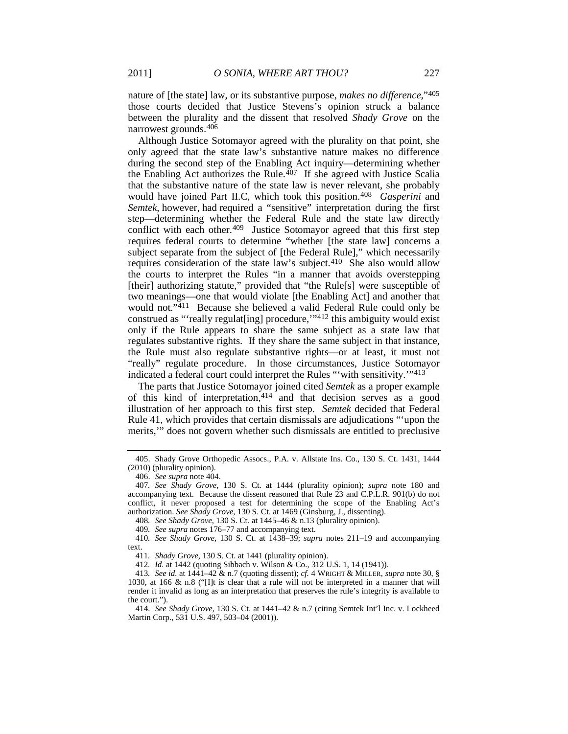nature of [the state] law, or its substantive purpose, *makes no difference*,"[405] those courts decided that Justice Stevens's opinion struck a balance between the plurality and the dissent that resolved *Shady Grove* on the narrowest grounds.[406]

Although Justice Sotomayor agreed with the plurality on that point, she only agreed that the state law's substantive nature makes no difference during the second step of the Enabling Act inquiry—determining whether the Enabling Act authorizes the Rule.[407] If she agreed with Justice Scalia that the substantive nature of the state law is never relevant, she probably would have joined Part II.C, which took this position.[408] *Gasperini* and *Semtek*, however, had required a "sensitive" interpretation during the first step—determining whether the Federal Rule and the state law directly conflict with each other.[409] Justice Sotomayor agreed that this first step requires federal courts to determine "whether [the state law] concerns a subject separate from the subject of [the Federal Rule]," which necessarily requires consideration of the state law's subject.[410] She also would allow the courts to interpret the Rules "in a manner that avoids overstepping [their] authorizing statute," provided that "the Rule[s] were susceptible of two meanings—one that would violate [the Enabling Act] and another that would not."[411] Because she believed a valid Federal Rule could only be construed as "'really regulat[ing] procedure,'"[412] this ambiguity would exist only if the Rule appears to share the same subject as a state law that regulates substantive rights. If they share the same subject in that instance, the Rule must also regulate substantive rights—or at least, it must not "really" regulate procedure. In those circumstances, Justice Sotomayor indicated a federal court could interpret the Rules "'with sensitivity.'"[413]

The parts that Justice Sotomayor joined cited *Semtek* as a proper example of this kind of interpretation,[414] and that decision serves as a good illustration of her approach to this first step. *Semtek* decided that Federal Rule 41, which provides that certain dismissals are adjudications "'upon the merits,'" does not govern whether such dismissals are entitled to preclusive

---

405. Shady Grove Orthopedic Assocs., P.A. v. Allstate Ins. Co., 130 S. Ct. 1431, 1444 (2010) (plurality opinion).

406. *See supra* note 404.

407. *See Shady Grove*, 130 S. Ct. at 1444 (plurality opinion); *supra* note 180 and accompanying text. Because the dissent reasoned that Rule 23 and C.P.L.R. 901(b) do not conflict, it never proposed a test for determining the scope of the Enabling Act's authorization. *See Shady Grove*, 130 S. Ct. at 1469 (Ginsburg, J., dissenting).

408. *See Shady Grove*, 130 S. Ct. at 1445–46 & n.13 (plurality opinion).

409. *See supra* notes 176–77 and accompanying text.

410. *See Shady Grove*, 130 S. Ct. at 1438–39; *supra* notes 211–19 and accompanying text.

411. *Shady Grove*, 130 S. Ct. at 1441 (plurality opinion).

412. *Id.* at 1442 (quoting Sibbach v. Wilson & Co., 312 U.S. 1, 14 (1941)).

413. *See id.* at 1441–42 & n.7 (quoting dissent); *cf.* 4 WRIGHT & MILLER, *supra* note 30, § 1030, at 166 & n.8 ("[I]t is clear that a rule will not be interpreted in a manner that will render it invalid as long as an interpretation that preserves the rule's integrity is available to the court.").

414. *See Shady Grove*, 130 S. Ct. at 1441–42 & n.7 (citing Semtek Int'l Inc. v. Lockheed Martin Corp., 531 U.S. 497, 503–04 (2001)).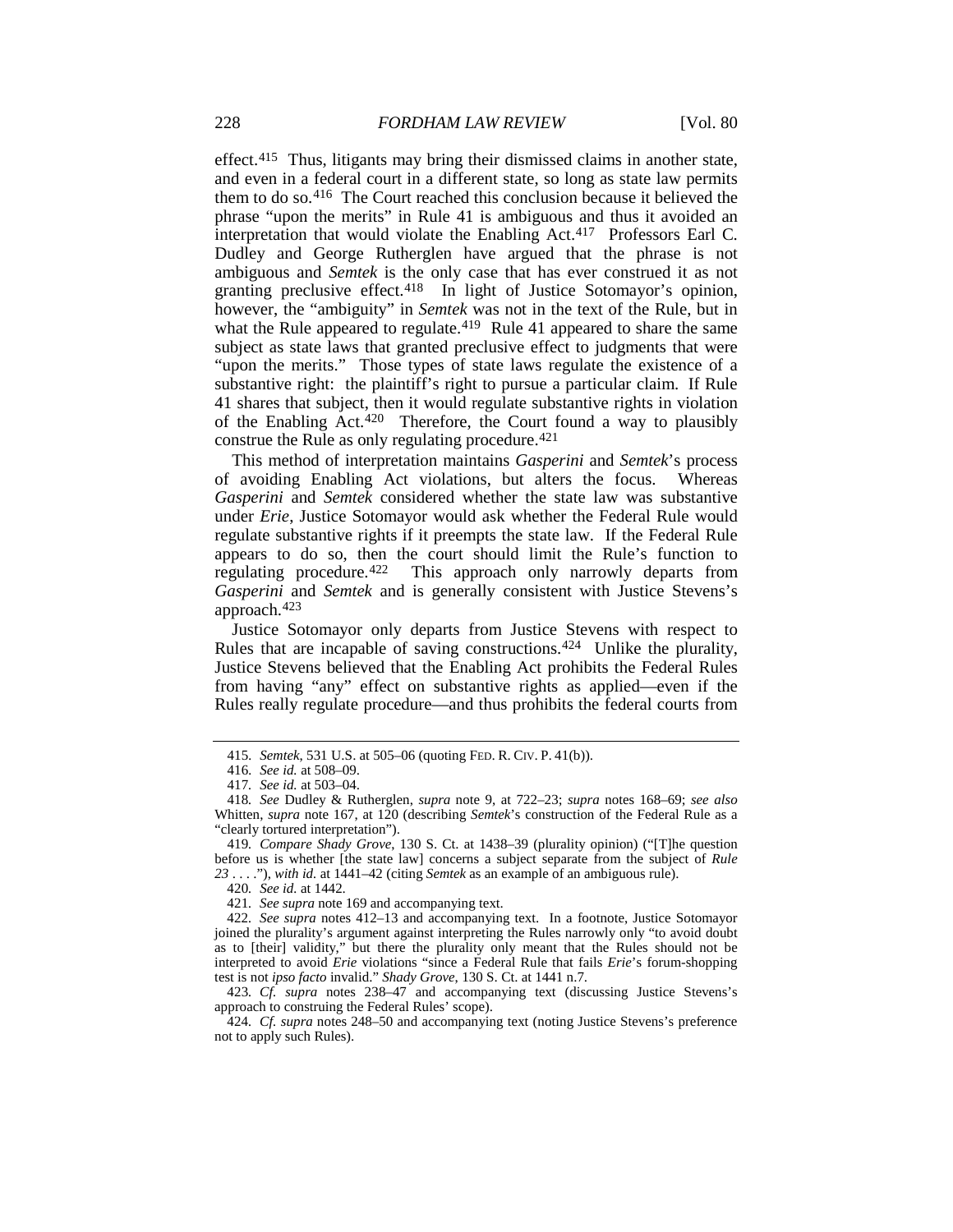effect.[415] Thus, litigants may bring their dismissed claims in another state, and even in a federal court in a different state, so long as state law permits them to do so.[416] The Court reached this conclusion because it believed the phrase "upon the merits" in Rule 41 is ambiguous and thus it avoided an interpretation that would violate the Enabling Act.[417] Professors Earl C. Dudley and George Rutherglen have argued that the phrase is not ambiguous and *Semtek* is the only case that has ever construed it as not granting preclusive effect.[418] In light of Justice Sotomayor's opinion, however, the "ambiguity" in *Semtek* was not in the text of the Rule, but in what the Rule appeared to regulate.[419] Rule 41 appeared to share the same subject as state laws that granted preclusive effect to judgments that were "upon the merits." Those types of state laws regulate the existence of a substantive right: the plaintiff's right to pursue a particular claim. If Rule 41 shares that subject, then it would regulate substantive rights in violation of the Enabling Act.[420] Therefore, the Court found a way to plausibly construe the Rule as only regulating procedure.[421]

This method of interpretation maintains *Gasperini* and *Semtek*'s process of avoiding Enabling Act violations, but alters the focus. Whereas *Gasperini* and *Semtek* considered whether the state law was substantive under *Erie*, Justice Sotomayor would ask whether the Federal Rule would regulate substantive rights if it preempts the state law. If the Federal Rule appears to do so, then the court should limit the Rule's function to regulating procedure.[422] This approach only narrowly departs from *Gasperini* and *Semtek* and is generally consistent with Justice Stevens's approach.[423]

Justice Sotomayor only departs from Justice Stevens with respect to Rules that are incapable of saving constructions.[424] Unlike the plurality, Justice Stevens believed that the Enabling Act prohibits the Federal Rules from having "any" effect on substantive rights as applied—even if the Rules really regulate procedure—and thus prohibits the federal courts from

---

415. *Semtek*, 531 U.S. at 505–06 (quoting FED. R. CIV. P. 41(b)).

416. *See id.* at 508–09.

417. *See id.* at 503–04.

418. *See* Dudley & Rutherglen, *supra* note 9, at 722–23; *supra* notes 168–69; *see also* Whitten, *supra* note 167, at 120 (describing *Semtek*'s construction of the Federal Rule as a "clearly tortured interpretation").

419. *Compare Shady Grove*, 130 S. Ct. at 1438–39 (plurality opinion) ("[T]he question before us is whether [the state law] concerns a subject separate from the subject of *Rule 23* . . . ."), *with id.* at 1441–42 (citing *Semtek* as an example of an ambiguous rule).

420. *See id.* at 1442.

421. *See supra* note 169 and accompanying text.

422. *See supra* notes 412–13 and accompanying text. In a footnote, Justice Sotomayor joined the plurality's argument against interpreting the Rules narrowly only "to avoid doubt as to [their] validity," but there the plurality only meant that the Rules should not be interpreted to avoid *Erie* violations "since a Federal Rule that fails *Erie*'s forum-shopping test is not *ipso facto* invalid." *Shady Grove*, 130 S. Ct. at 1441 n.7.

423. *Cf. supra* notes 238–47 and accompanying text (discussing Justice Stevens's approach to construing the Federal Rules' scope).

424. *Cf. supra* notes 248–50 and accompanying text (noting Justice Stevens's preference not to apply such Rules).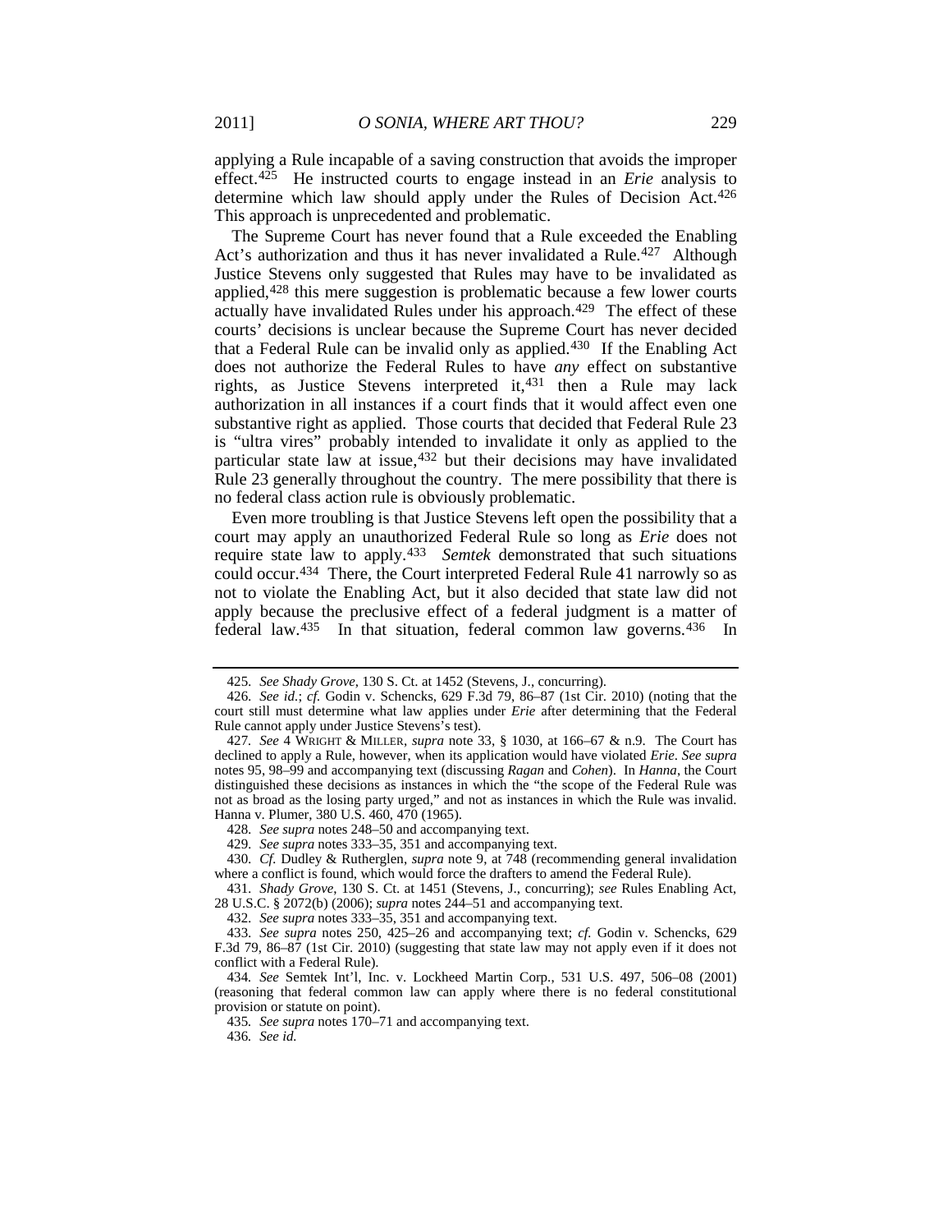applying a Rule incapable of a saving construction that avoids the improper effect.[425] He instructed courts to engage instead in an *Erie* analysis to determine which law should apply under the Rules of Decision Act.[426] This approach is unprecedented and problematic.

The Supreme Court has never found that a Rule exceeded the Enabling Act's authorization and thus it has never invalidated a Rule.[427] Although Justice Stevens only suggested that Rules may have to be invalidated as applied,[428] this mere suggestion is problematic because a few lower courts actually have invalidated Rules under his approach.[429] The effect of these courts' decisions is unclear because the Supreme Court has never decided that a Federal Rule can be invalid only as applied.[430] If the Enabling Act does not authorize the Federal Rules to have *any* effect on substantive rights, as Justice Stevens interpreted it,[431] then a Rule may lack authorization in all instances if a court finds that it would affect even one substantive right as applied. Those courts that decided that Federal Rule 23 is "ultra vires" probably intended to invalidate it only as applied to the particular state law at issue,[432] but their decisions may have invalidated Rule 23 generally throughout the country. The mere possibility that there is no federal class action rule is obviously problematic.

Even more troubling is that Justice Stevens left open the possibility that a court may apply an unauthorized Federal Rule so long as *Erie* does not require state law to apply.[433] *Semtek* demonstrated that such situations could occur.[434] There, the Court interpreted Federal Rule 41 narrowly so as not to violate the Enabling Act, but it also decided that state law did not apply because the preclusive effect of a federal judgment is a matter of federal law.[435] In that situation, federal common law governs.[436] In

---

425. *See Shady Grove*, 130 S. Ct. at 1452 (Stevens, J., concurring).

426. *See id.*; *cf.* Godin v. Schencks, 629 F.3d 79, 86–87 (1st Cir. 2010) (noting that the court still must determine what law applies under *Erie* after determining that the Federal Rule cannot apply under Justice Stevens's test).

427. *See* 4 WRIGHT & MILLER, *supra* note 33, § 1030, at 166–67 & n.9. The Court has declined to apply a Rule, however, when its application would have violated *Erie*. *See supra* notes 95, 98–99 and accompanying text (discussing *Ragan* and *Cohen*). In *Hanna*, the Court distinguished these decisions as instances in which the "the scope of the Federal Rule was not as broad as the losing party urged," and not as instances in which the Rule was invalid. Hanna v. Plumer, 380 U.S. 460, 470 (1965).

428. *See supra* notes 248–50 and accompanying text.

429. *See supra* notes 333–35, 351 and accompanying text.

430. *Cf.* Dudley & Rutherglen, *supra* note 9, at 748 (recommending general invalidation where a conflict is found, which would force the drafters to amend the Federal Rule).

431. *Shady Grove*, 130 S. Ct. at 1451 (Stevens, J., concurring); *see* Rules Enabling Act, 28 U.S.C. § 2072(b) (2006); *supra* notes 244–51 and accompanying text.

432. *See supra* notes 333–35, 351 and accompanying text.

433. *See supra* notes 250, 425–26 and accompanying text; *cf.* Godin v. Schencks, 629 F.3d 79, 86–87 (1st Cir. 2010) (suggesting that state law may not apply even if it does not conflict with a Federal Rule).

434. *See* Semtek Int'l, Inc. v. Lockheed Martin Corp., 531 U.S. 497, 506–08 (2001) (reasoning that federal common law can apply where there is no federal constitutional provision or statute on point).

435. *See supra* notes 170–71 and accompanying text.

436. *See id.*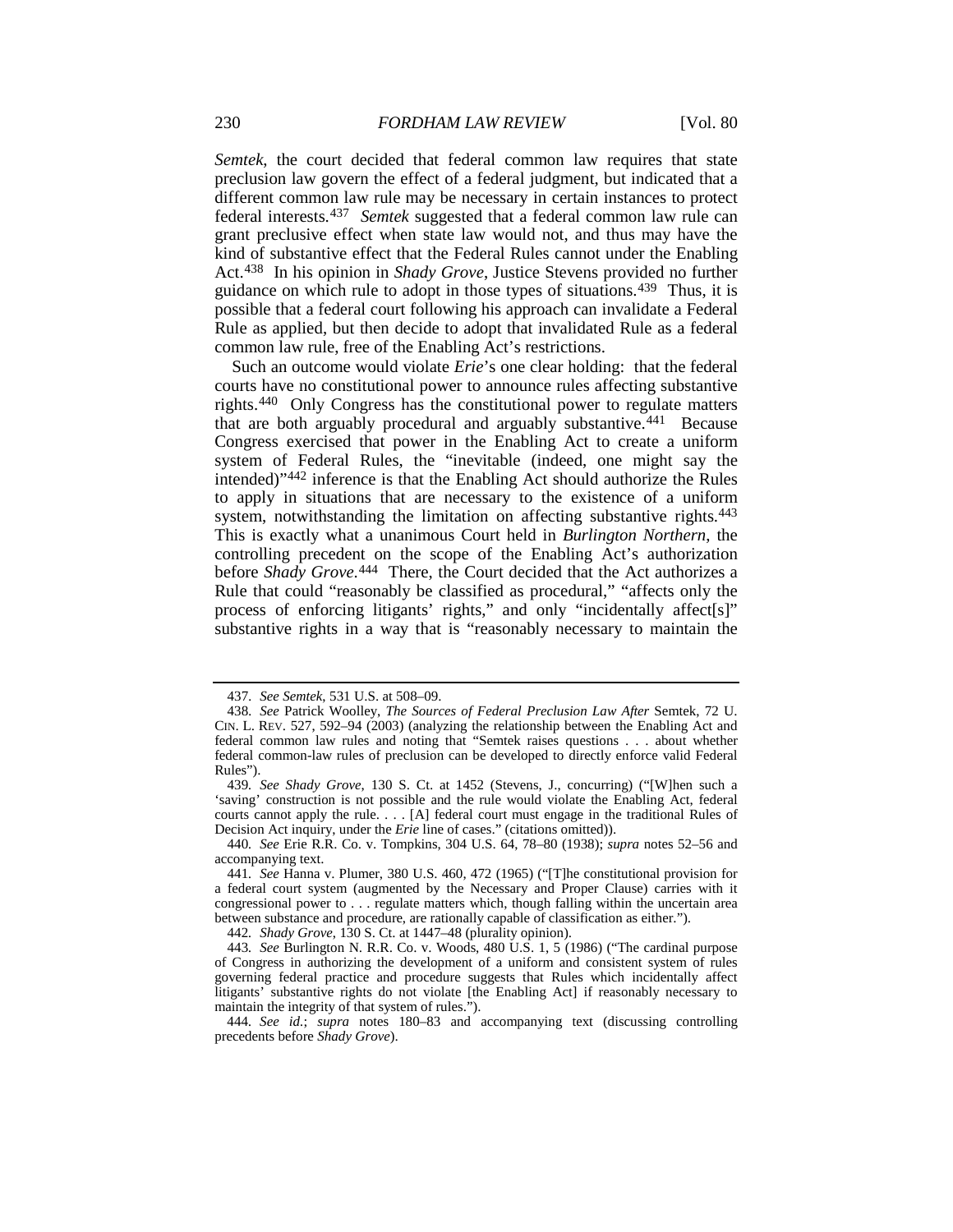*Semtek*, the court decided that federal common law requires that state preclusion law govern the effect of a federal judgment, but indicated that a different common law rule may be necessary in certain instances to protect federal interests.[437] *Semtek* suggested that a federal common law rule can grant preclusive effect when state law would not, and thus may have the kind of substantive effect that the Federal Rules cannot under the Enabling Act.[438] In his opinion in *Shady Grove*, Justice Stevens provided no further guidance on which rule to adopt in those types of situations.[439] Thus, it is possible that a federal court following his approach can invalidate a Federal Rule as applied, but then decide to adopt that invalidated Rule as a federal common law rule, free of the Enabling Act's restrictions.

Such an outcome would violate *Erie*'s one clear holding: that the federal courts have no constitutional power to announce rules affecting substantive rights.[440] Only Congress has the constitutional power to regulate matters that are both arguably procedural and arguably substantive.[441] Because Congress exercised that power in the Enabling Act to create a uniform system of Federal Rules, the "inevitable (indeed, one might say the intended)"[442] inference is that the Enabling Act should authorize the Rules to apply in situations that are necessary to the existence of a uniform system, notwithstanding the limitation on affecting substantive rights.[443] This is exactly what a unanimous Court held in *Burlington Northern*, the controlling precedent on the scope of the Enabling Act's authorization before *Shady Grove*.[444] There, the Court decided that the Act authorizes a Rule that could "reasonably be classified as procedural," "affects only the process of enforcing litigants' rights," and only "incidentally affect[s]" substantive rights in a way that is "reasonably necessary to maintain the

---

437. *See Semtek*, 531 U.S. at 508–09.

438. *See* Patrick Woolley, *The Sources of Federal Preclusion Law After* Semtek, 72 U. CIN. L. REV. 527, 592–94 (2003) (analyzing the relationship between the Enabling Act and federal common law rules and noting that "Semtek raises questions . . . about whether federal common-law rules of preclusion can be developed to directly enforce valid Federal Rules").

439. *See Shady Grove*, 130 S. Ct. at 1452 (Stevens, J., concurring) ("[W]hen such a 'saving' construction is not possible and the rule would violate the Enabling Act, federal courts cannot apply the rule. . . . [A] federal court must engage in the traditional Rules of Decision Act inquiry, under the *Erie* line of cases." (citations omitted)).

440. *See* Erie R.R. Co. v. Tompkins, 304 U.S. 64, 78–80 (1938); *supra* notes 52–56 and accompanying text.

441. *See* Hanna v. Plumer, 380 U.S. 460, 472 (1965) ("[T]he constitutional provision for a federal court system (augmented by the Necessary and Proper Clause) carries with it congressional power to . . . regulate matters which, though falling within the uncertain area between substance and procedure, are rationally capable of classification as either.").

442. *Shady Grove*, 130 S. Ct. at 1447–48 (plurality opinion).

443. *See* Burlington N. R.R. Co. v. Woods, 480 U.S. 1, 5 (1986) ("The cardinal purpose of Congress in authorizing the development of a uniform and consistent system of rules governing federal practice and procedure suggests that Rules which incidentally affect litigants' substantive rights do not violate [the Enabling Act] if reasonably necessary to maintain the integrity of that system of rules.").

444. *See id.*; *supra* notes 180–83 and accompanying text (discussing controlling precedents before *Shady Grove*).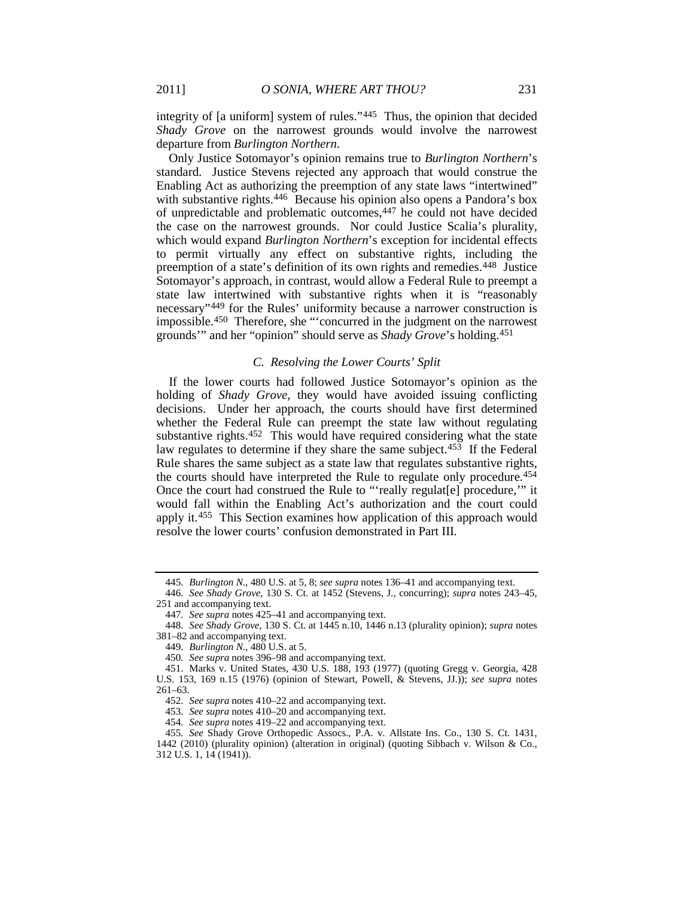integrity of [a uniform] system of rules."[445] Thus, the opinion that decided *Shady Grove* on the narrowest grounds would involve the narrowest departure from *Burlington Northern*.

Only Justice Sotomayor's opinion remains true to *Burlington Northern*'s standard. Justice Stevens rejected any approach that would construe the Enabling Act as authorizing the preemption of any state laws "intertwined" with substantive rights.[446] Because his opinion also opens a Pandora's box of unpredictable and problematic outcomes,[447] he could not have decided the case on the narrowest grounds. Nor could Justice Scalia's plurality, which would expand *Burlington Northern*'s exception for incidental effects to permit virtually any effect on substantive rights, including the preemption of a state's definition of its own rights and remedies.[448] Justice Sotomayor's approach, in contrast, would allow a Federal Rule to preempt a state law intertwined with substantive rights when it is "reasonably necessary"[449] for the Rules' uniformity because a narrower construction is impossible.[450] Therefore, she "'concurred in the judgment on the narrowest grounds'" and her "opinion" should serve as *Shady Grove*'s holding.[451]

### *C. Resolving the Lower Courts' Split*

If the lower courts had followed Justice Sotomayor's opinion as the holding of *Shady Grove*, they would have avoided issuing conflicting decisions. Under her approach, the courts should have first determined whether the Federal Rule can preempt the state law without regulating substantive rights.[452] This would have required considering what the state law regulates to determine if they share the same subject.[453] If the Federal Rule shares the same subject as a state law that regulates substantive rights, the courts should have interpreted the Rule to regulate only procedure.[454] Once the court had construed the Rule to "'really regulat[e] procedure,'" it would fall within the Enabling Act's authorization and the court could apply it.[455] This Section examines how application of this approach would resolve the lower courts' confusion demonstrated in Part III.

---

445. *Burlington N.*, 480 U.S. at 5, 8; *see supra* notes 136–41 and accompanying text.

446. *See Shady Grove*, 130 S. Ct. at 1452 (Stevens, J., concurring); *supra* notes 243–45, 251 and accompanying text.

447. *See supra* notes 425–41 and accompanying text.

448. *See Shady Grove*, 130 S. Ct. at 1445 n.10, 1446 n.13 (plurality opinion); *supra* notes 381–82 and accompanying text.

449. *Burlington N.*, 480 U.S. at 5.

450. *See supra* notes 396–98 and accompanying text.

451. Marks v. United States, 430 U.S. 188, 193 (1977) (quoting Gregg v. Georgia, 428 U.S. 153, 169 n.15 (1976) (opinion of Stewart, Powell, & Stevens, JJ.)); *see supra* notes 261–63.

452. *See supra* notes 410–22 and accompanying text.

453. *See supra* notes 410–20 and accompanying text.

454. *See supra* notes 419–22 and accompanying text.

455. *See* Shady Grove Orthopedic Assocs., P.A. v. Allstate Ins. Co., 130 S. Ct. 1431, 1442 (2010) (plurality opinion) (alteration in original) (quoting Sibbach v. Wilson & Co., 312 U.S. 1, 14 (1941)).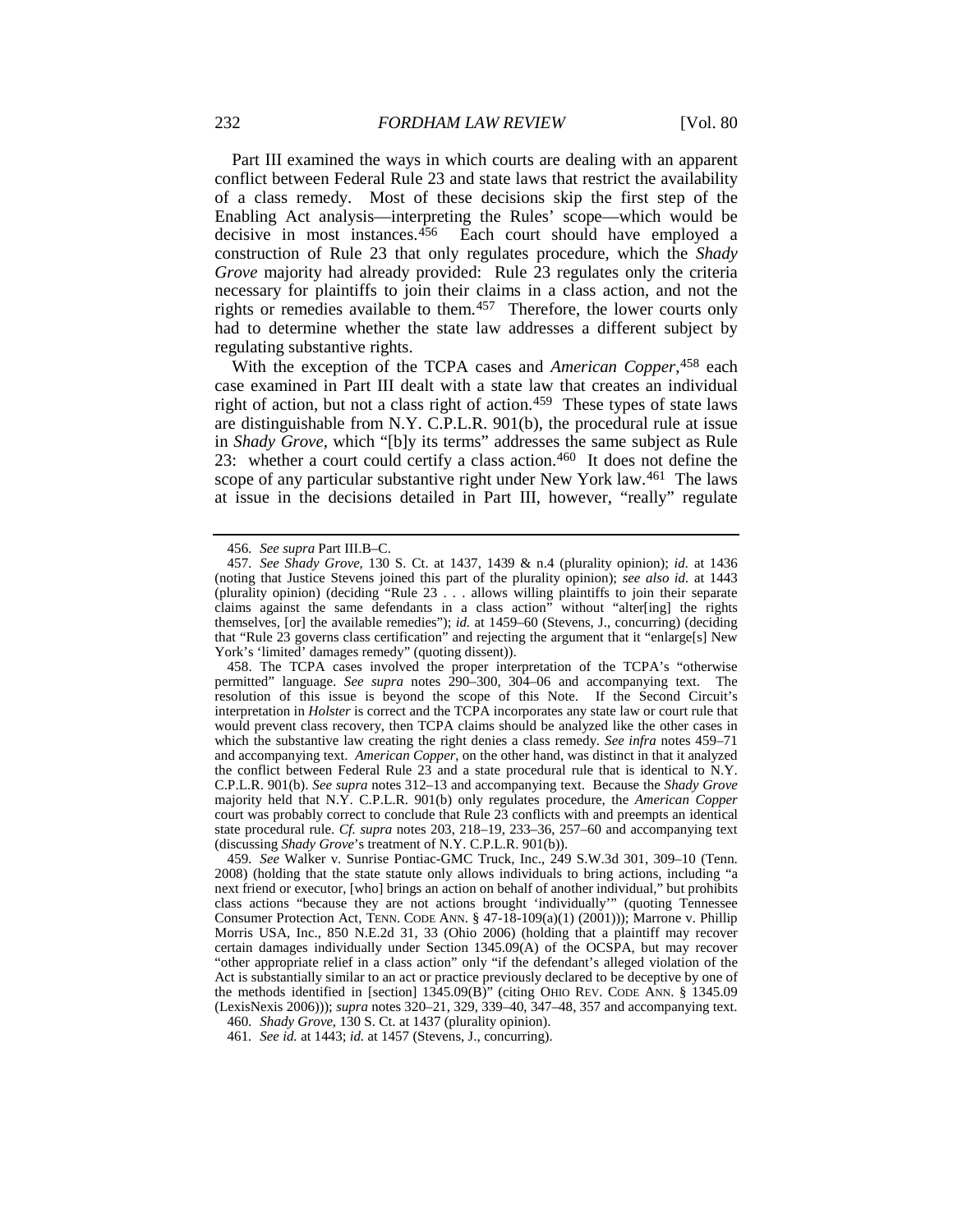Part III examined the ways in which courts are dealing with an apparent conflict between Federal Rule 23 and state laws that restrict the availability of a class remedy. Most of these decisions skip the first step of the Enabling Act analysis—interpreting the Rules' scope—which would be decisive in most instances.[456] Each court should have employed a construction of Rule 23 that only regulates procedure, which the *Shady Grove* majority had already provided: Rule 23 regulates only the criteria necessary for plaintiffs to join their claims in a class action, and not the rights or remedies available to them.[457] Therefore, the lower courts only had to determine whether the state law addresses a different subject by regulating substantive rights.

With the exception of the TCPA cases and *American Copper*,[458] each case examined in Part III dealt with a state law that creates an individual right of action, but not a class right of action.[459] These types of state laws are distinguishable from N.Y. C.P.L.R. 901(b), the procedural rule at issue in *Shady Grove*, which "[b]y its terms" addresses the same subject as Rule 23: whether a court could certify a class action.[460] It does not define the scope of any particular substantive right under New York law.[461] The laws at issue in the decisions detailed in Part III, however, "really" regulate

---

456. *See supra* Part III.B–C.

457. *See Shady Grove*, 130 S. Ct. at 1437, 1439 & n.4 (plurality opinion); *id.* at 1436 (noting that Justice Stevens joined this part of the plurality opinion); *see also id.* at 1443 (plurality opinion) (deciding "Rule 23 . . . allows willing plaintiffs to join their separate claims against the same defendants in a class action" without "alter[ing] the rights themselves, [or] the available remedies"); *id.* at 1459–60 (Stevens, J., concurring) (deciding that "Rule 23 governs class certification" and rejecting the argument that it "enlarge[s] New York's 'limited' damages remedy" (quoting dissent)).

458. The TCPA cases involved the proper interpretation of the TCPA's "otherwise permitted" language. *See supra* notes 290–300, 304–06 and accompanying text. The resolution of this issue is beyond the scope of this Note. If the Second Circuit's interpretation in *Holster* is correct and the TCPA incorporates any state law or court rule that would prevent class recovery, then TCPA claims should be analyzed like the other cases in which the substantive law creating the right denies a class remedy. *See infra* notes 459–71 and accompanying text. *American Copper*, on the other hand, was distinct in that it analyzed the conflict between Federal Rule 23 and a state procedural rule that is identical to N.Y. C.P.L.R. 901(b). *See supra* notes 312–13 and accompanying text. Because the *Shady Grove* majority held that N.Y. C.P.L.R. 901(b) only regulates procedure, the *American Copper* court was probably correct to conclude that Rule 23 conflicts with and preempts an identical state procedural rule. *Cf. supra* notes 203, 218–19, 233–36, 257–60 and accompanying text (discussing *Shady Grove*'s treatment of N.Y. C.P.L.R. 901(b)).

459. *See* Walker v. Sunrise Pontiac-GMC Truck, Inc., 249 S.W.3d 301, 309–10 (Tenn. 2008) (holding that the state statute only allows individuals to bring actions, including "a next friend or executor, [who] brings an action on behalf of another individual," but prohibits class actions "because they are not actions brought 'individually'" (quoting Tennessee Consumer Protection Act, TENN. CODE ANN. § 47-18-109(a)(1) (2001))); Marrone v. Phillip Morris USA, Inc., 850 N.E.2d 31, 33 (Ohio 2006) (holding that a plaintiff may recover certain damages individually under Section 1345.09(A) of the OCSPA, but may recover "other appropriate relief in a class action" only "if the defendant's alleged violation of the Act is substantially similar to an act or practice previously declared to be deceptive by one of the methods identified in [section] 1345.09(B)" (citing OHIO REV. CODE ANN. § 1345.09 (LexisNexis 2006))); *supra* notes 320–21, 329, 339–40, 347–48, 357 and accompanying text.

460. *Shady Grove*, 130 S. Ct. at 1437 (plurality opinion).

461. *See id.* at 1443; *id.* at 1457 (Stevens, J., concurring).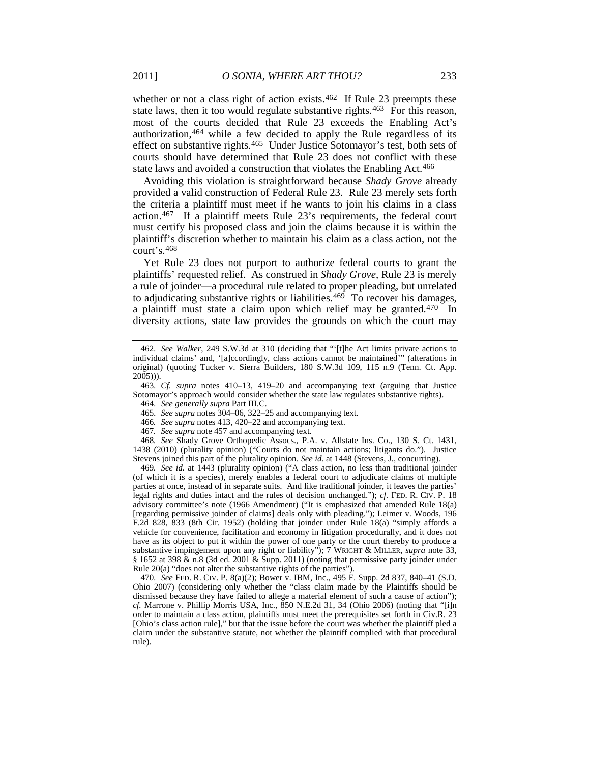whether or not a class right of action exists.[462] If Rule 23 preempts these state laws, then it too would regulate substantive rights.[463] For this reason, most of the courts decided that Rule 23 exceeds the Enabling Act's authorization,[464] while a few decided to apply the Rule regardless of its effect on substantive rights.[465] Under Justice Sotomayor's test, both sets of courts should have determined that Rule 23 does not conflict with these state laws and avoided a construction that violates the Enabling Act.[466]

Avoiding this violation is straightforward because *Shady Grove* already provided a valid construction of Federal Rule 23. Rule 23 merely sets forth the criteria a plaintiff must meet if he wants to join his claims in a class action.[467] If a plaintiff meets Rule 23's requirements, the federal court must certify his proposed class and join the claims because it is within the plaintiff's discretion whether to maintain his claim as a class action, not the court's.[468]

Yet Rule 23 does not purport to authorize federal courts to grant the plaintiffs' requested relief. As construed in *Shady Grove*, Rule 23 is merely a rule of joinder—a procedural rule related to proper pleading, but unrelated to adjudicating substantive rights or liabilities.[469] To recover his damages, a plaintiff must state a claim upon which relief may be granted.[470] In diversity actions, state law provides the grounds on which the court may

---

462. *See Walker*, 249 S.W.3d at 310 (deciding that "'[t]he Act limits private actions to individual claims' and, '[a]ccordingly, class actions cannot be maintained'" (alterations in original) (quoting Tucker v. Sierra Builders, 180 S.W.3d 109, 115 n.9 (Tenn. Ct. App. 2005))).

463. *Cf. supra* notes 410–13, 419–20 and accompanying text (arguing that Justice Sotomayor's approach would consider whether the state law regulates substantive rights).

464. *See generally supra* Part III.C.

465. *See supra* notes 304–06, 322–25 and accompanying text.

466. *See supra* notes 413, 420–22 and accompanying text.

467. *See supra* note 457 and accompanying text.

468. *See* Shady Grove Orthopedic Assocs., P.A. v. Allstate Ins. Co., 130 S. Ct. 1431, 1438 (2010) (plurality opinion) ("Courts do not maintain actions; litigants do."). Justice Stevens joined this part of the plurality opinion. *See id.* at 1448 (Stevens, J., concurring).

469. *See id.* at 1443 (plurality opinion) ("A class action, no less than traditional joinder (of which it is a species), merely enables a federal court to adjudicate claims of multiple parties at once, instead of in separate suits. And like traditional joinder, it leaves the parties' legal rights and duties intact and the rules of decision unchanged."); *cf.* FED. R. CIV. P. 18 advisory committee's note (1966 Amendment) ("It is emphasized that amended Rule 18(a) [regarding permissive joinder of claims] deals only with pleading."); Leimer v. Woods, 196 F.2d 828, 833 (8th Cir. 1952) (holding that joinder under Rule 18(a) "simply affords a vehicle for convenience, facilitation and economy in litigation procedurally, and it does not have as its object to put it within the power of one party or the court thereby to produce a substantive impingement upon any right or liability"); 7 WRIGHT & MILLER, *supra* note 33, § 1652 at 398 & n.8 (3d ed. 2001 & Supp. 2011) (noting that permissive party joinder under Rule 20(a) "does not alter the substantive rights of the parties").

470. *See* FED. R. CIV. P. 8(a)(2); Bower v. IBM, Inc., 495 F. Supp. 2d 837, 840–41 (S.D. Ohio 2007) (considering only whether the "class claim made by the Plaintiffs should be dismissed because they have failed to allege a material element of such a cause of action"); *cf.* Marrone v. Phillip Morris USA, Inc., 850 N.E.2d 31, 34 (Ohio 2006) (noting that "[i]n order to maintain a class action, plaintiffs must meet the prerequisites set forth in Civ.R. 23 [Ohio's class action rule]," but that the issue before the court was whether the plaintiff pled a claim under the substantive statute, not whether the plaintiff complied with that procedural rule).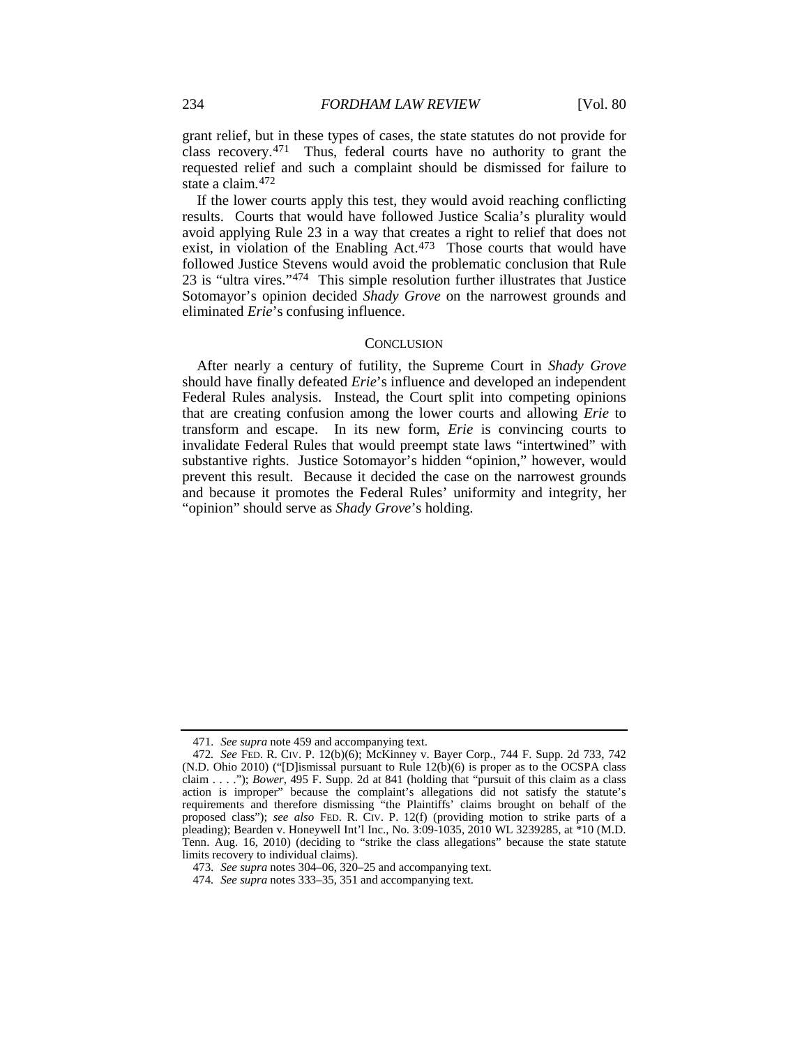grant relief, but in these types of cases, the state statutes do not provide for class recovery.[471] Thus, federal courts have no authority to grant the requested relief and such a complaint should be dismissed for failure to state a claim.[472]

If the lower courts apply this test, they would avoid reaching conflicting results. Courts that would have followed Justice Scalia's plurality would avoid applying Rule 23 in a way that creates a right to relief that does not exist, in violation of the Enabling Act.[473] Those courts that would have followed Justice Stevens would avoid the problematic conclusion that Rule 23 is "ultra vires."[474] This simple resolution further illustrates that Justice Sotomayor's opinion decided *Shady Grove* on the narrowest grounds and eliminated *Erie*'s confusing influence.

## CONCLUSION

After nearly a century of futility, the Supreme Court in *Shady Grove* should have finally defeated *Erie*'s influence and developed an independent Federal Rules analysis. Instead, the Court split into competing opinions that are creating confusion among the lower courts and allowing *Erie* to transform and escape. In its new form, *Erie* is convincing courts to invalidate Federal Rules that would preempt state laws "intertwined" with substantive rights. Justice Sotomayor's hidden "opinion," however, would prevent this result. Because it decided the case on the narrowest grounds and because it promotes the Federal Rules' uniformity and integrity, her "opinion" should serve as *Shady Grove*'s holding.

---

471. *See supra* note 459 and accompanying text.

472. *See* FED. R. CIV. P. 12(b)(6); McKinney v. Bayer Corp., 744 F. Supp. 2d 733, 742 (N.D. Ohio 2010) ("[D]ismissal pursuant to Rule 12(b)(6) is proper as to the OCSPA class claim . . . ."); *Bower*, 495 F. Supp. 2d at 841 (holding that "pursuit of this claim as a class action is improper" because the complaint's allegations did not satisfy the statute's requirements and therefore dismissing "the Plaintiffs' claims brought on behalf of the proposed class"); *see also* FED. R. CIV. P. 12(f) (providing motion to strike parts of a pleading); Bearden v. Honeywell Int'l Inc., No. 3:09-1035, 2010 WL 3239285, at *10 (M.D. Tenn. Aug. 16, 2010) (deciding to "strike the class allegations" because the state statute limits recovery to individual claims).

473. *See supra* notes 304–06, 320–25 and accompanying text.

474. *See supra* notes 333–35, 351 and accompanying text.